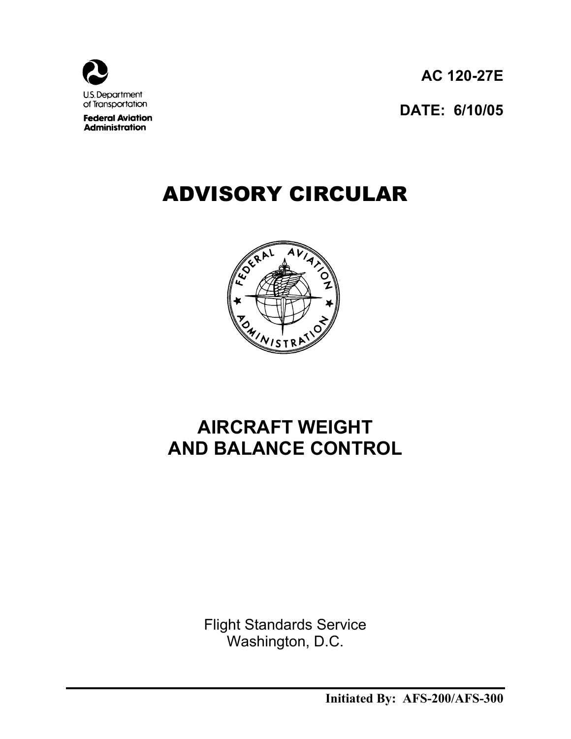U.S. Department of Transportation

**Federal Aviation Administration**

**AC 120-27E**

**DATE: 6/10/05**

# ADVISORY CIRCULAR

## AIRCRAFT WEIGHT AND BALANCE CONTROL

Flight Standards Service
Washington, D.C.

**Initiated By: AFS-200/AFS-300**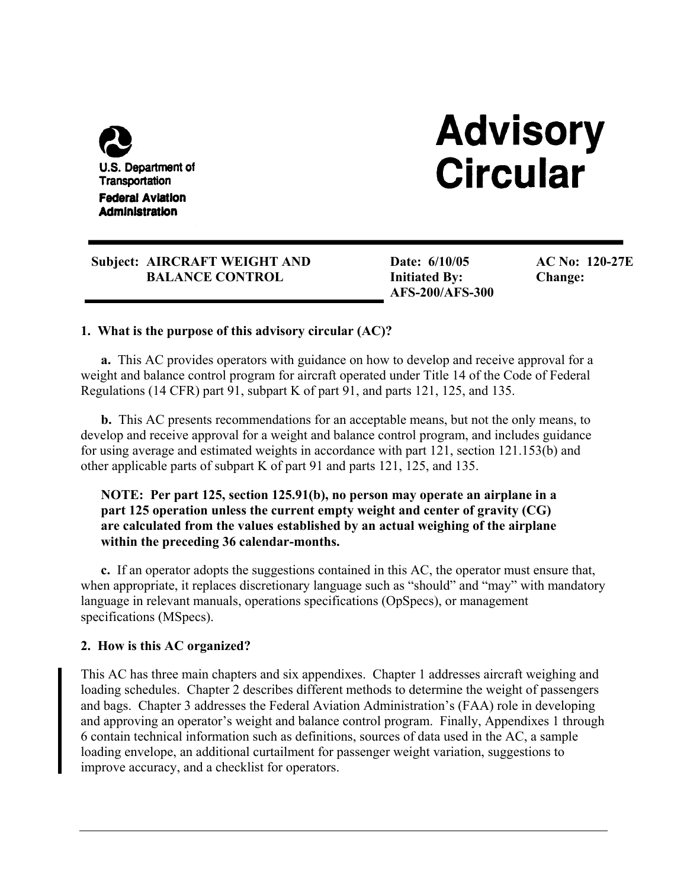U.S. Department of Transportation
Federal Aviation Administration

# Advisory Circular

**Subject: AIRCRAFT WEIGHT AND BALANCE CONTROL**

**Date: 6/10/05**

**Initiated By: AFS-200/AFS-300**

**AC No: 120-27E**

**Change:**

**1. What is the purpose of this advisory circular (AC)?**

**a.** This AC provides operators with guidance on how to develop and receive approval for a weight and balance control program for aircraft operated under Title 14 of the Code of Federal Regulations (14 CFR) part 91, subpart K of part 91, and parts 121, 125, and 135.

**b.** This AC presents recommendations for an acceptable means, but not the only means, to develop and receive approval for a weight and balance control program, and includes guidance for using average and estimated weights in accordance with part 121, section 121.153(b) and other applicable parts of subpart K of part 91 and parts 121, 125, and 135.

**NOTE: Per part 125, section 125.91(b), no person may operate an airplane in a part 125 operation unless the current empty weight and center of gravity (CG) are calculated from the values established by an actual weighing of the airplane within the preceding 36 calendar-months.**

**c.** If an operator adopts the suggestions contained in this AC, the operator must ensure that, when appropriate, it replaces discretionary language such as "should" and "may" with mandatory language in relevant manuals, operations specifications (OpSpecs), or management specifications (MSpecs).

**2. How is this AC organized?**

This AC has three main chapters and six appendixes. Chapter 1 addresses aircraft weighing and loading schedules. Chapter 2 describes different methods to determine the weight of passengers and bags. Chapter 3 addresses the Federal Aviation Administration's (FAA) role in developing and approving an operator's weight and balance control program. Finally, Appendixes 1 through 6 contain technical information such as definitions, sources of data used in the AC, a sample loading envelope, an additional curtailment for passenger weight variation, suggestions to improve accuracy, and a checklist for operators.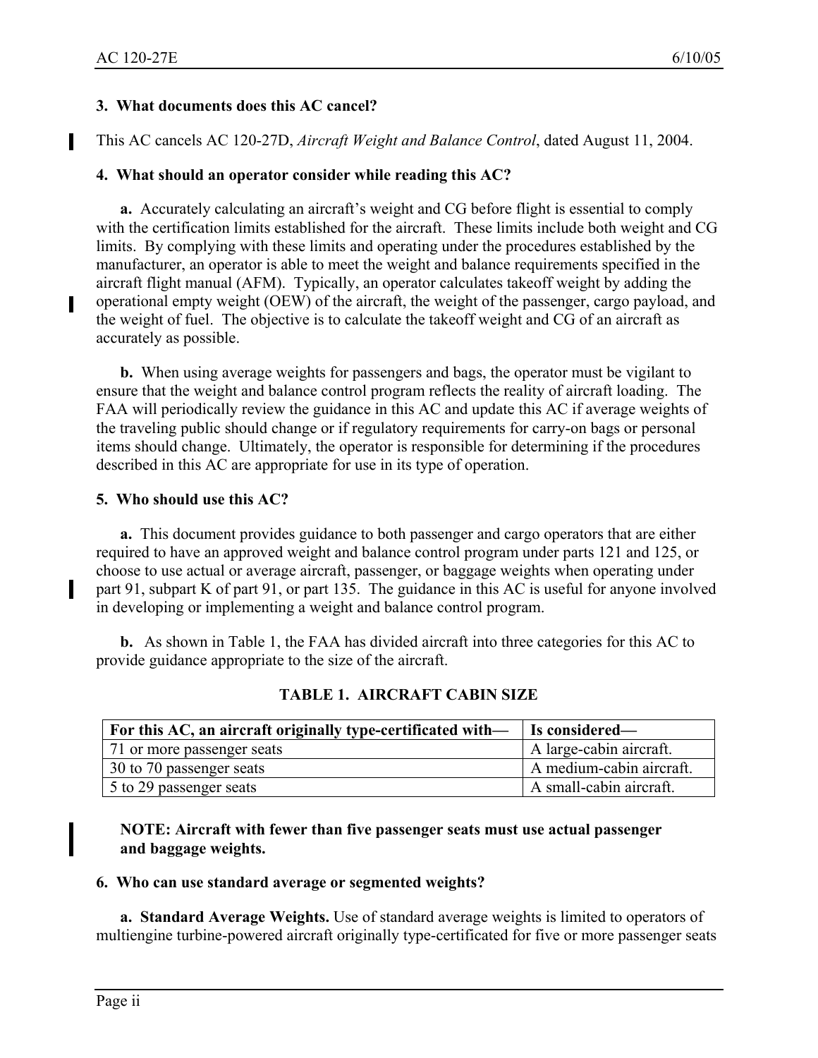### 3. What documents does this AC cancel?

This AC cancels AC 120-27D, *Aircraft Weight and Balance Control*, dated August 11, 2004.

### 4. What should an operator consider while reading this AC?

**a.** Accurately calculating an aircraft's weight and CG before flight is essential to comply with the certification limits established for the aircraft. These limits include both weight and CG limits. By complying with these limits and operating under the procedures established by the manufacturer, an operator is able to meet the weight and balance requirements specified in the aircraft flight manual (AFM). Typically, an operator calculates takeoff weight by adding the operational empty weight (OEW) of the aircraft, the weight of the passenger, cargo payload, and the weight of fuel. The objective is to calculate the takeoff weight and CG of an aircraft as accurately as possible.

**b.** When using average weights for passengers and bags, the operator must be vigilant to ensure that the weight and balance control program reflects the reality of aircraft loading. The FAA will periodically review the guidance in this AC and update this AC if average weights of the traveling public should change or if regulatory requirements for carry-on bags or personal items should change. Ultimately, the operator is responsible for determining if the procedures described in this AC are appropriate for use in its type of operation.

### 5. Who should use this AC?

**a.** This document provides guidance to both passenger and cargo operators that are either required to have an approved weight and balance control program under parts 121 and 125, or choose to use actual or average aircraft, passenger, or baggage weights when operating under part 91, subpart K of part 91, or part 135. The guidance in this AC is useful for anyone involved in developing or implementing a weight and balance control program.

**b.** As shown in Table 1, the FAA has divided aircraft into three categories for this AC to provide guidance appropriate to the size of the aircraft.

**TABLE 1. AIRCRAFT CABIN SIZE**

| For this AC, an aircraft originally type-certificated with— | Is considered— |
| --- | --- |
| 71 or more passenger seats | A large-cabin aircraft. |
| 30 to 70 passenger seats | A medium-cabin aircraft. |
| 5 to 29 passenger seats | A small-cabin aircraft. |

**NOTE: Aircraft with fewer than five passenger seats must use actual passenger and baggage weights.**

### 6. Who can use standard average or segmented weights?

**a. Standard Average Weights.** Use of standard average weights is limited to operators of multiengine turbine-powered aircraft originally type-certificated for five or more passenger seats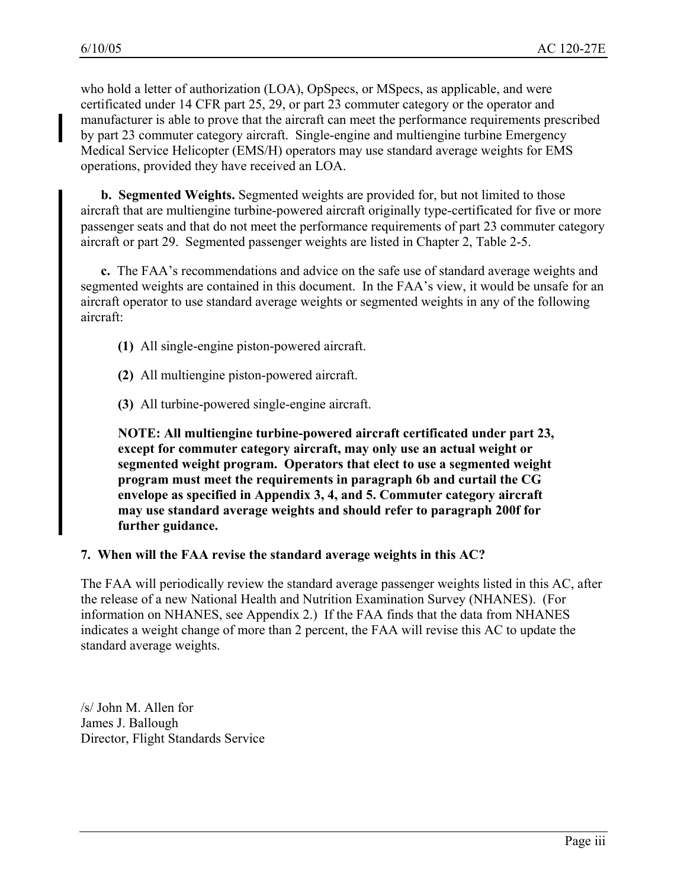who hold a letter of authorization (LOA), OpSpecs, or MSpecs, as applicable, and were certificated under 14 CFR part 25, 29, or part 23 commuter category or the operator and manufacturer is able to prove that the aircraft can meet the performance requirements prescribed by part 23 commuter category aircraft. Single-engine and multiengine turbine Emergency Medical Service Helicopter (EMS/H) operators may use standard average weights for EMS operations, provided they have received an LOA.

**b. Segmented Weights.** Segmented weights are provided for, but not limited to those aircraft that are multiengine turbine-powered aircraft originally type-certificated for five or more passenger seats and that do not meet the performance requirements of part 23 commuter category aircraft or part 29. Segmented passenger weights are listed in Chapter 2, Table 2-5.

**c.** The FAA's recommendations and advice on the safe use of standard average weights and segmented weights are contained in this document. In the FAA's view, it would be unsafe for an aircraft operator to use standard average weights or segmented weights in any of the following aircraft:

**(1)** All single-engine piston-powered aircraft.

**(2)** All multiengine piston-powered aircraft.

**(3)** All turbine-powered single-engine aircraft.

**NOTE: All multiengine turbine-powered aircraft certificated under part 23, except for commuter category aircraft, may only use an actual weight or segmented weight program. Operators that elect to use a segmented weight program must meet the requirements in paragraph 6b and curtail the CG envelope as specified in Appendix 3, 4, and 5. Commuter category aircraft may use standard average weights and should refer to paragraph 200f for further guidance.**

**7. When will the FAA revise the standard average weights in this AC?**

The FAA will periodically review the standard average passenger weights listed in this AC, after the release of a new National Health and Nutrition Examination Survey (NHANES). (For information on NHANES, see Appendix 2.) If the FAA finds that the data from NHANES indicates a weight change of more than 2 percent, the FAA will revise this AC to update the standard average weights.

/s/ John M. Allen for
James J. Ballough
Director, Flight Standards Service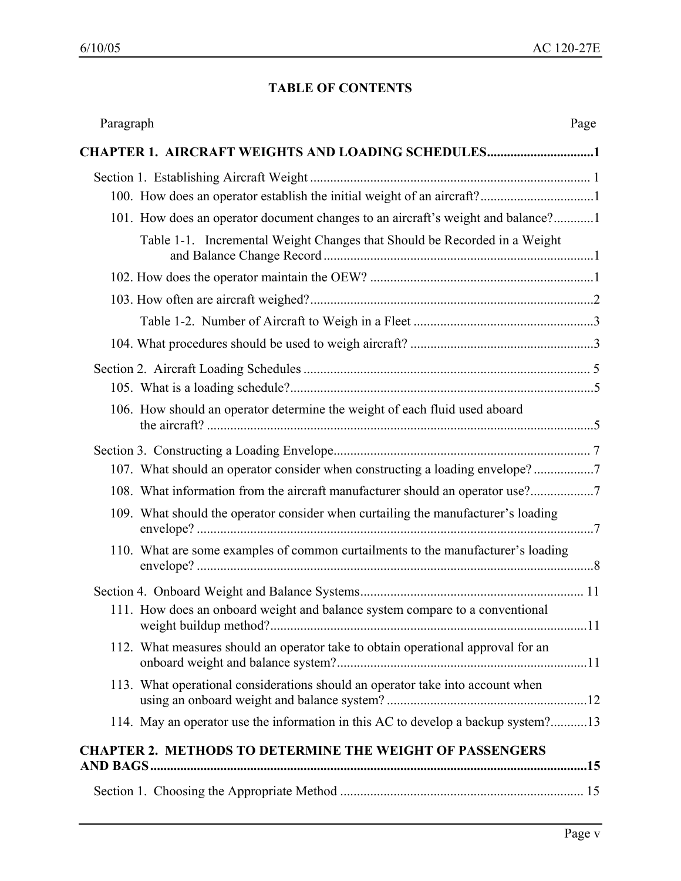# TABLE OF CONTENTS

| Paragraph | Page |
|---|---|
| **CHAPTER 1. AIRCRAFT WEIGHTS AND LOADING SCHEDULES** | **1** |
| Section 1. Establishing Aircraft Weight | 1 |
| 100. How does an operator establish the initial weight of an aircraft? | 1 |
| 101. How does an operator document changes to an aircraft's weight and balance? | 1 |
| Table 1-1. Incremental Weight Changes that Should be Recorded in a Weight and Balance Change Record | 1 |
| 102. How does the operator maintain the OEW? | 1 |
| 103. How often are aircraft weighed? | 2 |
| Table 1-2. Number of Aircraft to Weigh in a Fleet | 3 |
| 104. What procedures should be used to weigh aircraft? | 3 |
| Section 2. Aircraft Loading Schedules | 5 |
| 105. What is a loading schedule? | 5 |
| 106. How should an operator determine the weight of each fluid used aboard the aircraft? | 5 |
| Section 3. Constructing a Loading Envelope | 7 |
| 107. What should an operator consider when constructing a loading envelope? | 7 |
| 108. What information from the aircraft manufacturer should an operator use? | 7 |
| 109. What should the operator consider when curtailing the manufacturer's loading envelope? | 7 |
| 110. What are some examples of common curtailments to the manufacturer's loading envelope? | 8 |
| Section 4. Onboard Weight and Balance Systems | 11 |
| 111. How does an onboard weight and balance system compare to a conventional weight buildup method? | 11 |
| 112. What measures should an operator take to obtain operational approval for an onboard weight and balance system? | 11 |
| 113. What operational considerations should an operator take into account when using an onboard weight and balance system? | 12 |
| 114. May an operator use the information in this AC to develop a backup system? | 13 |
| **CHAPTER 2. METHODS TO DETERMINE THE WEIGHT OF PASSENGERS AND BAGS** | **15** |
| Section 1. Choosing the Appropriate Method | 15 |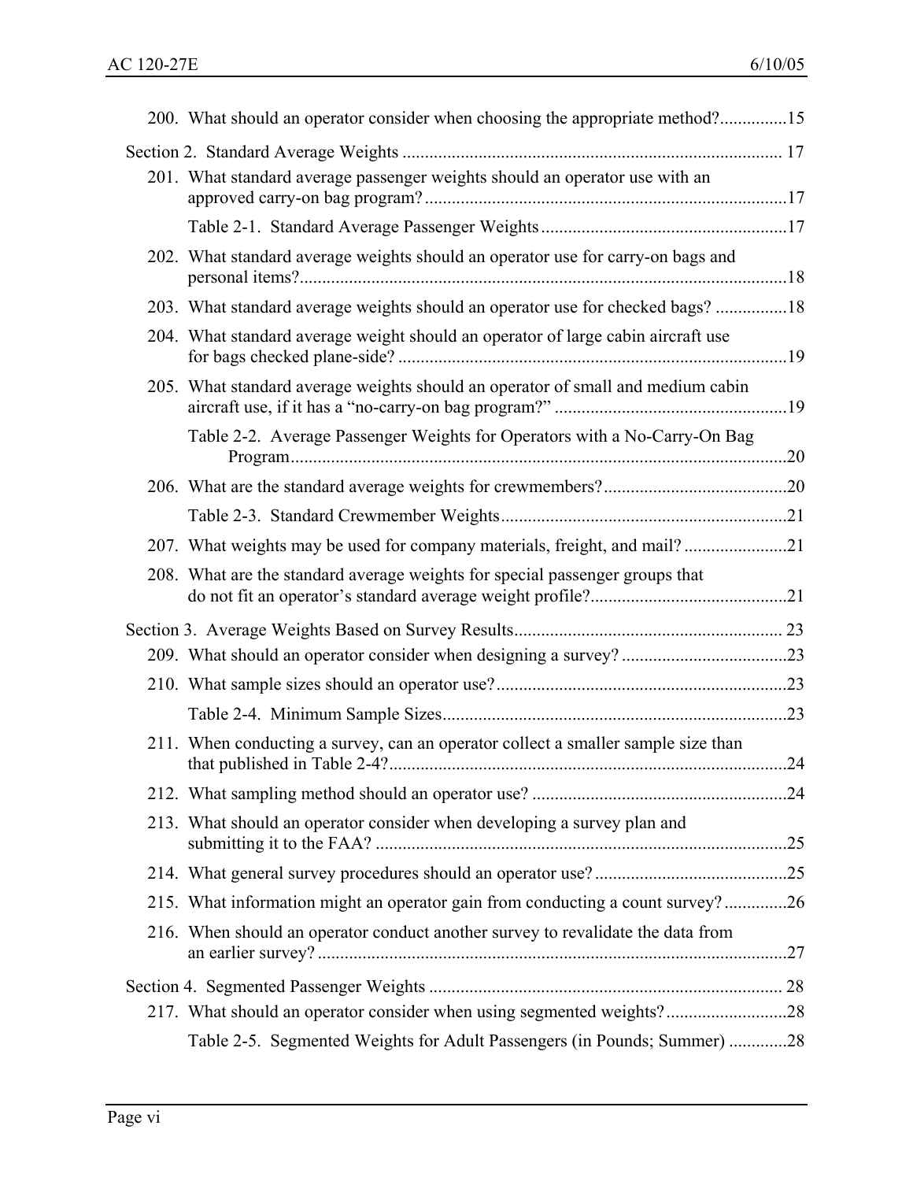200. What should an operator consider when choosing the appropriate method? ..............15

Section 2. Standard Average Weights ..................................................................................... 17

201. What standard average passenger weights should an operator use with an approved carry-on bag program? ...............................................................................17

Table 2-1. Standard Average Passenger Weights ......................................................17

202. What standard average weights should an operator use for carry-on bags and personal items? ..........................................................................................................18

203. What standard average weights should an operator use for checked bags? ................18

204. What standard average weight should an operator of large cabin aircraft use for bags checked plane-side? ......................................................................................19

205. What standard average weights should an operator of small and medium cabin aircraft use, if it has a "no-carry-on bag program?" ....................................................19

Table 2-2. Average Passenger Weights for Operators with a No-Carry-On Bag Program ..............................................................................................................20

206. What are the standard average weights for crewmembers? .........................................20

Table 2-3. Standard Crewmember Weights ................................................................21

207. What weights may be used for company materials, freight, and mail? .......................21

208. What are the standard average weights for special passenger groups that do not fit an operator's standard average weight profile? ............................................21

Section 3. Average Weights Based on Survey Results ........................................................... 23

209. What should an operator consider when designing a survey? .....................................23

210. What sample sizes should an operator use? .................................................................23

Table 2-4. Minimum Sample Sizes ............................................................................23

211. When conducting a survey, can an operator collect a smaller sample size than that published in Table 2-4? ........................................................................................24

212. What sampling method should an operator use? .........................................................24

213. What should an operator consider when developing a survey plan and submitting it to the FAA? ...........................................................................................25

214. What general survey procedures should an operator use? ...........................................25

215. What information might an operator gain from conducting a count survey? ..............26

216. When should an operator conduct another survey to revalidate the data from an earlier survey? .........................................................................................................27

Section 4. Segmented Passenger Weights .............................................................................. 28

217. What should an operator consider when using segmented weights? ...........................28

Table 2-5. Segmented Weights for Adult Passengers (in Pounds; Summer) .............28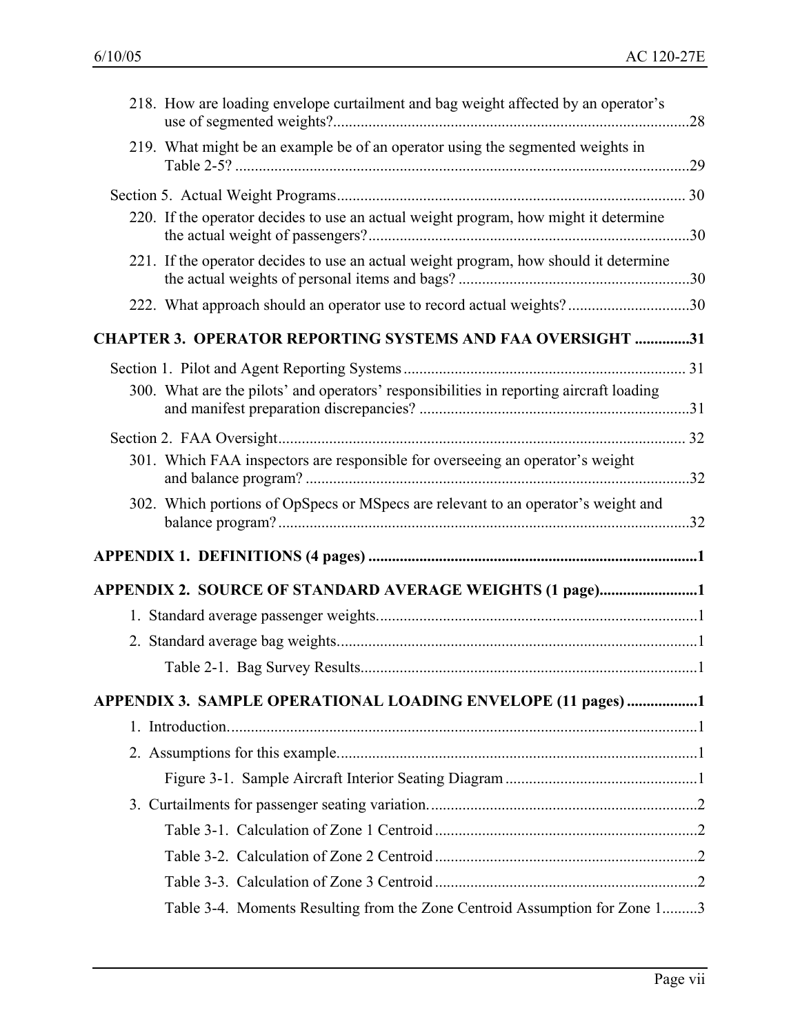218. How are loading envelope curtailment and bag weight affected by an operator's use of segmented weights? ....... 28

219. What might be an example be of an operator using the segmented weights in Table 2-5? ....... 29

Section 5. Actual Weight Programs ....... 30

220. If the operator decides to use an actual weight program, how might it determine the actual weight of passengers? ....... 30

221. If the operator decides to use an actual weight program, how should it determine the actual weights of personal items and bags? ....... 30

222. What approach should an operator use to record actual weights? ....... 30

**CHAPTER 3. OPERATOR REPORTING SYSTEMS AND FAA OVERSIGHT ....... 31**

Section 1. Pilot and Agent Reporting Systems ....... 31

300. What are the pilots' and operators' responsibilities in reporting aircraft loading and manifest preparation discrepancies? ....... 31

Section 2. FAA Oversight ....... 32

301. Which FAA inspectors are responsible for overseeing an operator's weight and balance program? ....... 32

302. Which portions of OpSpecs or MSpecs are relevant to an operator's weight and balance program? ....... 32

**APPENDIX 1. DEFINITIONS (4 pages) ....... 1**

**APPENDIX 2. SOURCE OF STANDARD AVERAGE WEIGHTS (1 page) ....... 1**

1. Standard average passenger weights ....... 1
2. Standard average bag weights ....... 1

    Table 2-1. Bag Survey Results ....... 1

**APPENDIX 3. SAMPLE OPERATIONAL LOADING ENVELOPE (11 pages) ....... 1**

1. Introduction ....... 1
2. Assumptions for this example ....... 1

    Figure 3-1. Sample Aircraft Interior Seating Diagram ....... 1

3. Curtailments for passenger seating variation ....... 2

    Table 3-1. Calculation of Zone 1 Centroid ....... 2

    Table 3-2. Calculation of Zone 2 Centroid ....... 2

    Table 3-3. Calculation of Zone 3 Centroid ....... 2

    Table 3-4. Moments Resulting from the Zone Centroid Assumption for Zone 1 ....... 3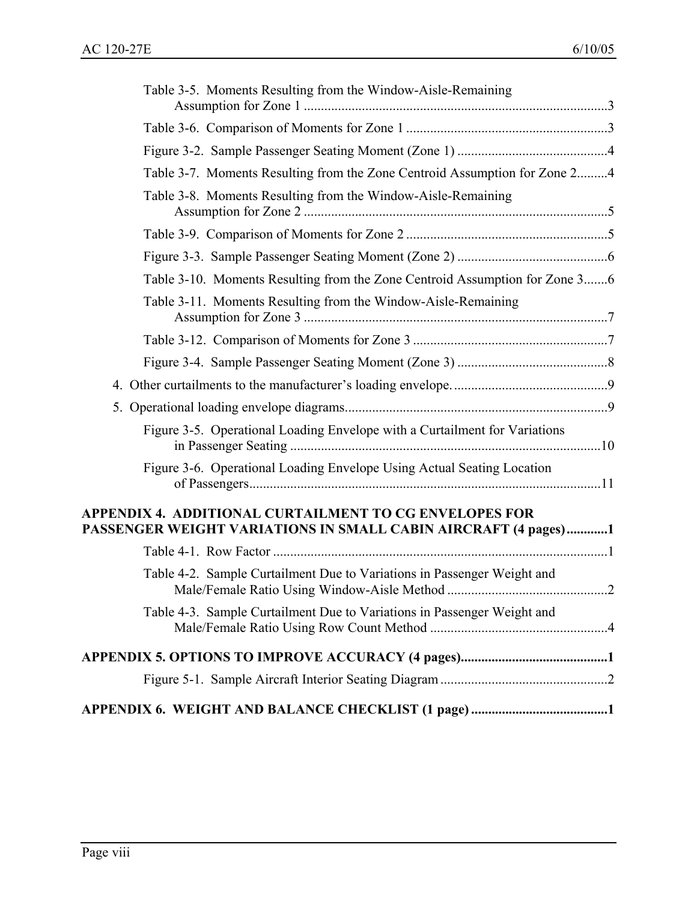Table 3-5. Moments Resulting from the Window-Aisle-Remaining Assumption for Zone 1 ....................................................................................3

Table 3-6. Comparison of Moments for Zone 1 ..........................................................3

Figure 3-2. Sample Passenger Seating Moment (Zone 1) ............................................4

Table 3-7. Moments Resulting from the Zone Centroid Assumption for Zone 2.........4

Table 3-8. Moments Resulting from the Window-Aisle-Remaining Assumption for Zone 2 ....................................................................................5

Table 3-9. Comparison of Moments for Zone 2 ..........................................................5

Figure 3-3. Sample Passenger Seating Moment (Zone 2) ............................................6

Table 3-10. Moments Resulting from the Zone Centroid Assumption for Zone 3.......6

Table 3-11. Moments Resulting from the Window-Aisle-Remaining Assumption for Zone 3 ....................................................................................7

Table 3-12. Comparison of Moments for Zone 3 .........................................................7

Figure 3-4. Sample Passenger Seating Moment (Zone 3) ............................................8

4. Other curtailments to the manufacturer's loading envelope. ............................................9

5. Operational loading envelope diagrams............................................................................9

Figure 3-5. Operational Loading Envelope with a Curtailment for Variations in Passenger Seating ..........................................................................................10

Figure 3-6. Operational Loading Envelope Using Actual Seating Location of Passengers......................................................................................................11

**APPENDIX 4. ADDITIONAL CURTAILMENT TO CG ENVELOPES FOR PASSENGER WEIGHT VARIATIONS IN SMALL CABIN AIRCRAFT (4 pages)............1**

Table 4-1. Row Factor .................................................................................................1

Table 4-2. Sample Curtailment Due to Variations in Passenger Weight and Male/Female Ratio Using Window-Aisle Method ...............................................2

Table 4-3. Sample Curtailment Due to Variations in Passenger Weight and Male/Female Ratio Using Row Count Method ....................................................4

**APPENDIX 5. OPTIONS TO IMPROVE ACCURACY (4 pages)...........................................1**

Figure 5-1. Sample Aircraft Interior Seating Diagram ................................................2

**APPENDIX 6. WEIGHT AND BALANCE CHECKLIST (1 page) ........................................1**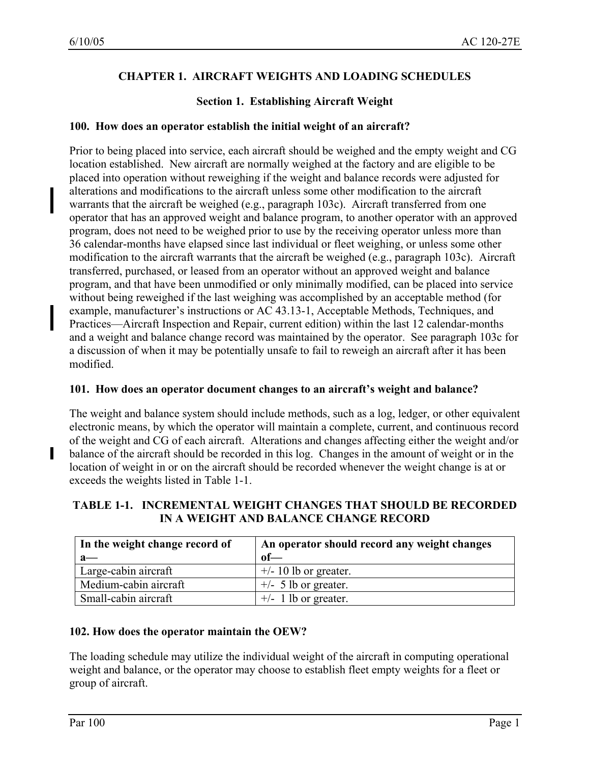# CHAPTER 1. AIRCRAFT WEIGHTS AND LOADING SCHEDULES

## Section 1. Establishing Aircraft Weight

### 100. How does an operator establish the initial weight of an aircraft?

Prior to being placed into service, each aircraft should be weighed and the empty weight and CG location established. New aircraft are normally weighed at the factory and are eligible to be placed into operation without reweighing if the weight and balance records were adjusted for alterations and modifications to the aircraft unless some other modification to the aircraft warrants that the aircraft be weighed (e.g., paragraph 103c). Aircraft transferred from one operator that has an approved weight and balance program, to another operator with an approved program, does not need to be weighed prior to use by the receiving operator unless more than 36 calendar-months have elapsed since last individual or fleet weighing, or unless some other modification to the aircraft warrants that the aircraft be weighed (e.g., paragraph 103c). Aircraft transferred, purchased, or leased from an operator without an approved weight and balance program, and that have been unmodified or only minimally modified, can be placed into service without being reweighed if the last weighing was accomplished by an acceptable method (for example, manufacturer's instructions or AC 43.13-1, Acceptable Methods, Techniques, and Practices—Aircraft Inspection and Repair, current edition) within the last 12 calendar-months and a weight and balance change record was maintained by the operator. See paragraph 103c for a discussion of when it may be potentially unsafe to fail to reweigh an aircraft after it has been modified.

### 101. How does an operator document changes to an aircraft's weight and balance?

The weight and balance system should include methods, such as a log, ledger, or other equivalent electronic means, by which the operator will maintain a complete, current, and continuous record of the weight and CG of each aircraft. Alterations and changes affecting either the weight and/or balance of the aircraft should be recorded in this log. Changes in the amount of weight or in the location of weight in or on the aircraft should be recorded whenever the weight change is at or exceeds the weights listed in Table 1-1.

**TABLE 1-1. INCREMENTAL WEIGHT CHANGES THAT SHOULD BE RECORDED IN A WEIGHT AND BALANCE CHANGE RECORD**

| In the weight change record of a— | An operator should record any weight changes of— |
|---|---|
| Large-cabin aircraft | +/- 10 lb or greater. |
| Medium-cabin aircraft | +/- 5 lb or greater. |
| Small-cabin aircraft | +/- 1 lb or greater. |

### 102. How does the operator maintain the OEW?

The loading schedule may utilize the individual weight of the aircraft in computing operational weight and balance, or the operator may choose to establish fleet empty weights for a fleet or group of aircraft.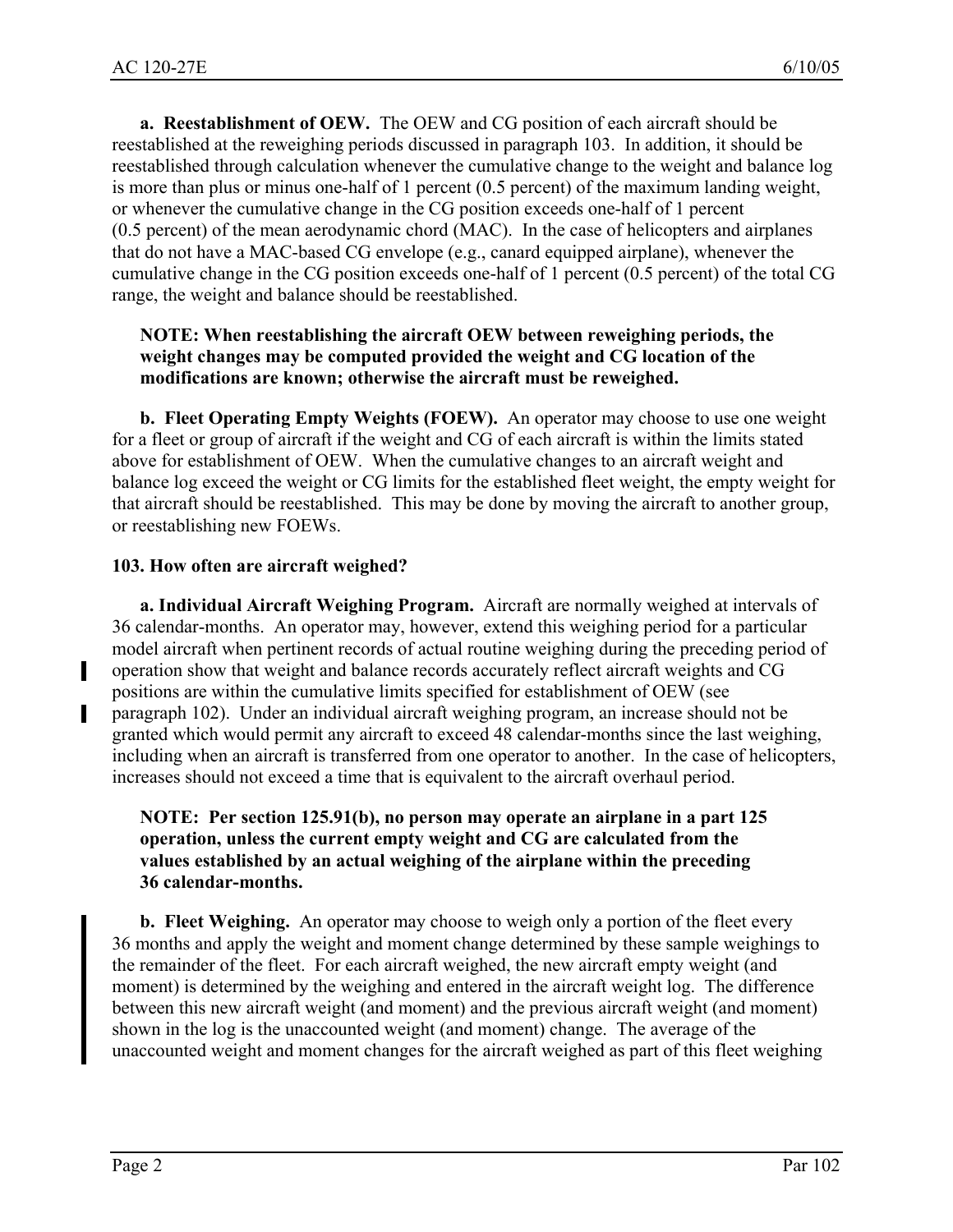**a. Reestablishment of OEW.** The OEW and CG position of each aircraft should be reestablished at the reweighing periods discussed in paragraph 103. In addition, it should be reestablished through calculation whenever the cumulative change to the weight and balance log is more than plus or minus one-half of 1 percent (0.5 percent) of the maximum landing weight, or whenever the cumulative change in the CG position exceeds one-half of 1 percent (0.5 percent) of the mean aerodynamic chord (MAC). In the case of helicopters and airplanes that do not have a MAC-based CG envelope (e.g., canard equipped airplane), whenever the cumulative change in the CG position exceeds one-half of 1 percent (0.5 percent) of the total CG range, the weight and balance should be reestablished.

**NOTE: When reestablishing the aircraft OEW between reweighing periods, the weight changes may be computed provided the weight and CG location of the modifications are known; otherwise the aircraft must be reweighed.**

**b. Fleet Operating Empty Weights (FOEW).** An operator may choose to use one weight for a fleet or group of aircraft if the weight and CG of each aircraft is within the limits stated above for establishment of OEW. When the cumulative changes to an aircraft weight and balance log exceed the weight or CG limits for the established fleet weight, the empty weight for that aircraft should be reestablished. This may be done by moving the aircraft to another group, or reestablishing new FOEWs.

**103. How often are aircraft weighed?**

**a. Individual Aircraft Weighing Program.** Aircraft are normally weighed at intervals of 36 calendar-months. An operator may, however, extend this weighing period for a particular model aircraft when pertinent records of actual routine weighing during the preceding period of operation show that weight and balance records accurately reflect aircraft weights and CG positions are within the cumulative limits specified for establishment of OEW (see paragraph 102). Under an individual aircraft weighing program, an increase should not be granted which would permit any aircraft to exceed 48 calendar-months since the last weighing, including when an aircraft is transferred from one operator to another. In the case of helicopters, increases should not exceed a time that is equivalent to the aircraft overhaul period.

**NOTE: Per section 125.91(b), no person may operate an airplane in a part 125 operation, unless the current empty weight and CG are calculated from the values established by an actual weighing of the airplane within the preceding 36 calendar-months.**

**b. Fleet Weighing.** An operator may choose to weigh only a portion of the fleet every 36 months and apply the weight and moment change determined by these sample weighings to the remainder of the fleet. For each aircraft weighed, the new aircraft empty weight (and moment) is determined by the weighing and entered in the aircraft weight log. The difference between this new aircraft weight (and moment) and the previous aircraft weight (and moment) shown in the log is the unaccounted weight (and moment) change. The average of the unaccounted weight and moment changes for the aircraft weighed as part of this fleet weighing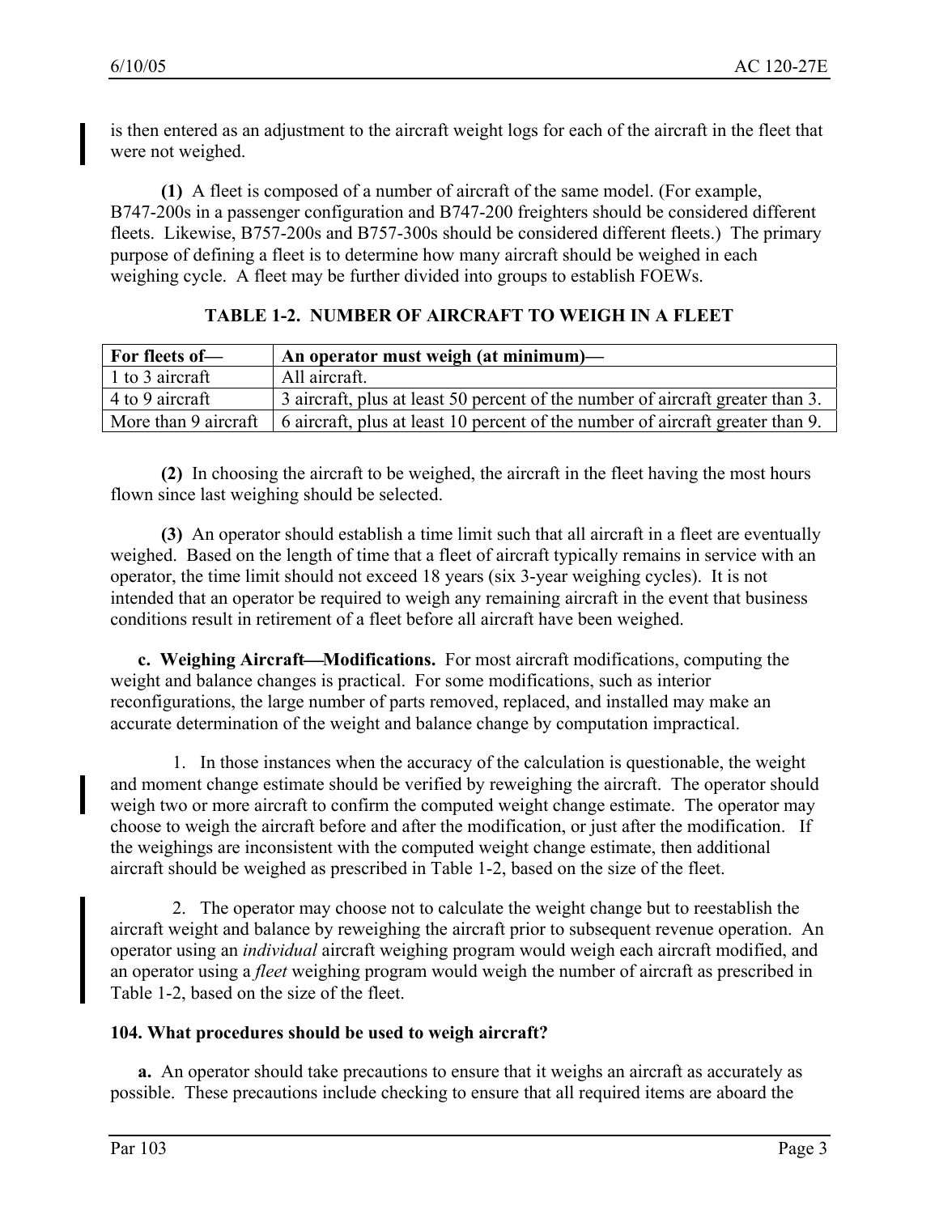is then entered as an adjustment to the aircraft weight logs for each of the aircraft in the fleet that were not weighed.

**(1)** A fleet is composed of a number of aircraft of the same model. (For example, B747-200s in a passenger configuration and B747-200 freighters should be considered different fleets. Likewise, B757-200s and B757-300s should be considered different fleets.) The primary purpose of defining a fleet is to determine how many aircraft should be weighed in each weighing cycle. A fleet may be further divided into groups to establish FOEWs.

**TABLE 1-2. NUMBER OF AIRCRAFT TO WEIGH IN A FLEET**

| For fleets of— | An operator must weigh (at minimum)— |
|---|---|
| 1 to 3 aircraft | All aircraft. |
| 4 to 9 aircraft | 3 aircraft, plus at least 50 percent of the number of aircraft greater than 3. |
| More than 9 aircraft | 6 aircraft, plus at least 10 percent of the number of aircraft greater than 9. |

**(2)** In choosing the aircraft to be weighed, the aircraft in the fleet having the most hours flown since last weighing should be selected.

**(3)** An operator should establish a time limit such that all aircraft in a fleet are eventually weighed. Based on the length of time that a fleet of aircraft typically remains in service with an operator, the time limit should not exceed 18 years (six 3-year weighing cycles). It is not intended that an operator be required to weigh any remaining aircraft in the event that business conditions result in retirement of a fleet before all aircraft have been weighed.

**c. Weighing Aircraft—Modifications.** For most aircraft modifications, computing the weight and balance changes is practical. For some modifications, such as interior reconfigurations, the large number of parts removed, replaced, and installed may make an accurate determination of the weight and balance change by computation impractical.

1. In those instances when the accuracy of the calculation is questionable, the weight and moment change estimate should be verified by reweighing the aircraft. The operator should weigh two or more aircraft to confirm the computed weight change estimate. The operator may choose to weigh the aircraft before and after the modification, or just after the modification. If the weighings are inconsistent with the computed weight change estimate, then additional aircraft should be weighed as prescribed in Table 1-2, based on the size of the fleet.

2. The operator may choose not to calculate the weight change but to reestablish the aircraft weight and balance by reweighing the aircraft prior to subsequent revenue operation. An operator using an *individual* aircraft weighing program would weigh each aircraft modified, and an operator using a *fleet* weighing program would weigh the number of aircraft as prescribed in Table 1-2, based on the size of the fleet.

### 104. What procedures should be used to weigh aircraft?

**a.** An operator should take precautions to ensure that it weighs an aircraft as accurately as possible. These precautions include checking to ensure that all required items are aboard the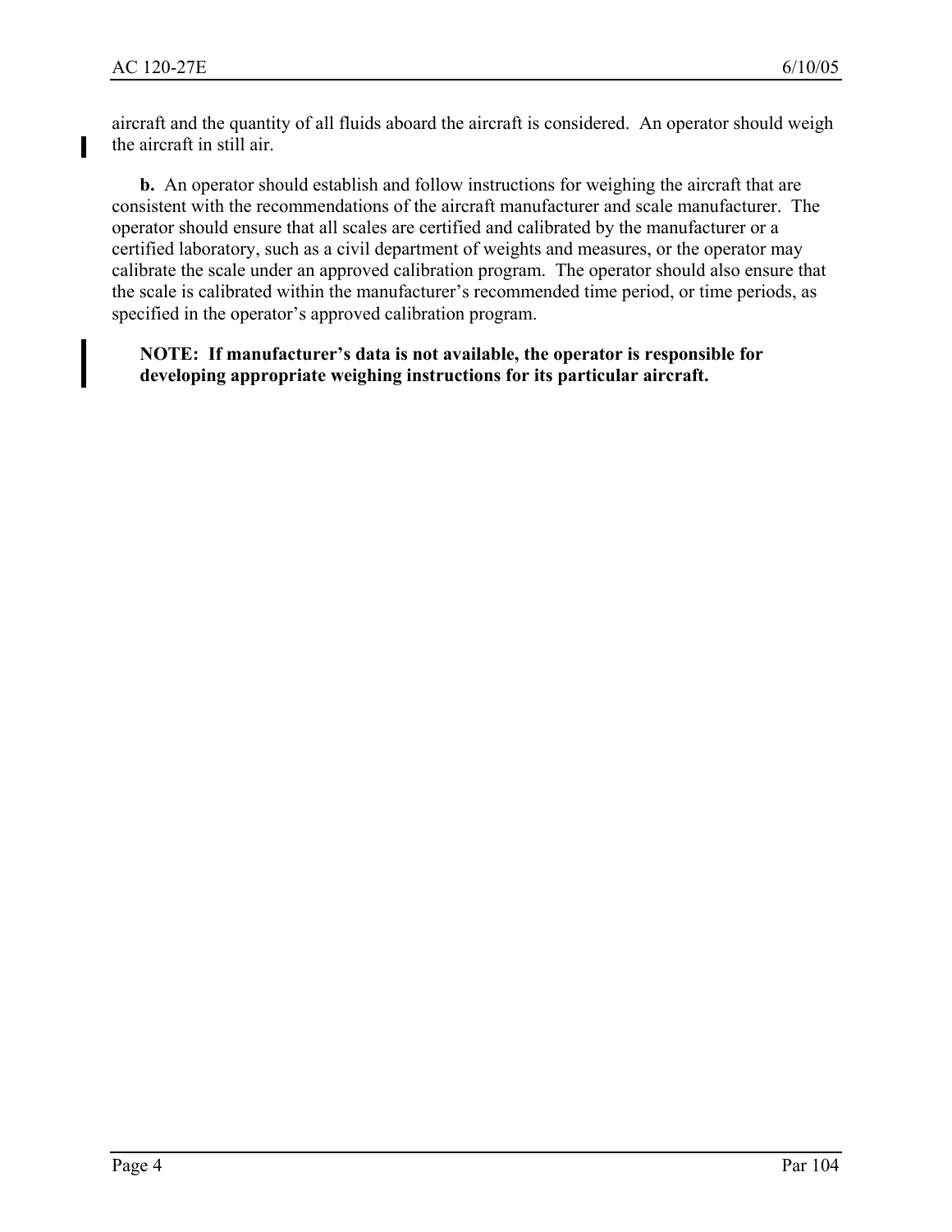aircraft and the quantity of all fluids aboard the aircraft is considered. An operator should weigh the aircraft in still air.

**b.** An operator should establish and follow instructions for weighing the aircraft that are consistent with the recommendations of the aircraft manufacturer and scale manufacturer. The operator should ensure that all scales are certified and calibrated by the manufacturer or a certified laboratory, such as a civil department of weights and measures, or the operator may calibrate the scale under an approved calibration program. The operator should also ensure that the scale is calibrated within the manufacturer's recommended time period, or time periods, as specified in the operator's approved calibration program.

**NOTE: If manufacturer's data is not available, the operator is responsible for developing appropriate weighing instructions for its particular aircraft.**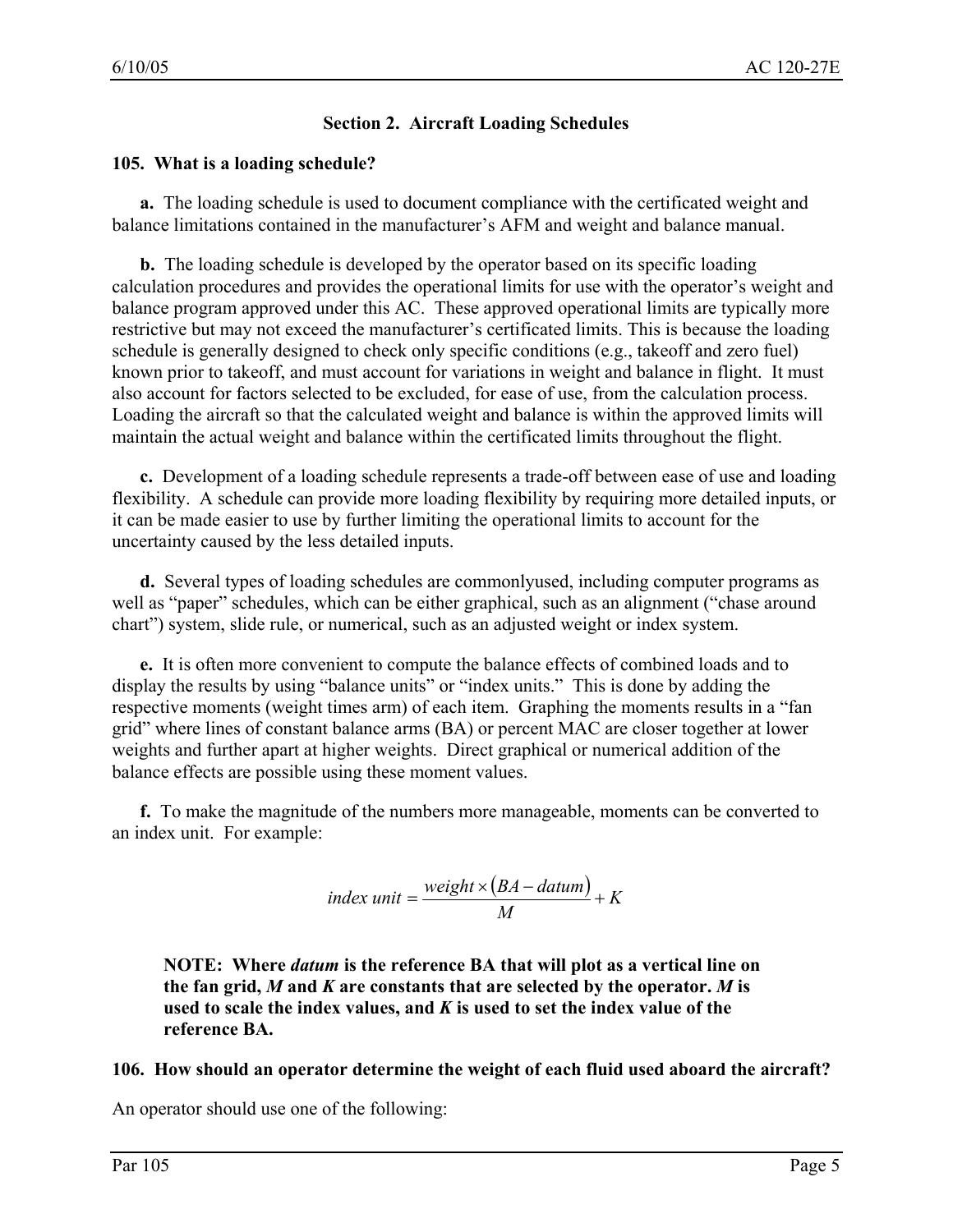## Section 2. Aircraft Loading Schedules

### 105. What is a loading schedule?

**a.** The loading schedule is used to document compliance with the certificated weight and balance limitations contained in the manufacturer's AFM and weight and balance manual.

**b.** The loading schedule is developed by the operator based on its specific loading calculation procedures and provides the operational limits for use with the operator's weight and balance program approved under this AC. These approved operational limits are typically more restrictive but may not exceed the manufacturer's certificated limits. This is because the loading schedule is generally designed to check only specific conditions (e.g., takeoff and zero fuel) known prior to takeoff, and must account for variations in weight and balance in flight. It must also account for factors selected to be excluded, for ease of use, from the calculation process. Loading the aircraft so that the calculated weight and balance is within the approved limits will maintain the actual weight and balance within the certificated limits throughout the flight.

**c.** Development of a loading schedule represents a trade-off between ease of use and loading flexibility. A schedule can provide more loading flexibility by requiring more detailed inputs, or it can be made easier to use by further limiting the operational limits to account for the uncertainty caused by the less detailed inputs.

**d.** Several types of loading schedules are commonlyused, including computer programs as well as "paper" schedules, which can be either graphical, such as an alignment ("chase around chart") system, slide rule, or numerical, such as an adjusted weight or index system.

**e.** It is often more convenient to compute the balance effects of combined loads and to display the results by using "balance units" or "index units." This is done by adding the respective moments (weight times arm) of each item. Graphing the moments results in a "fan grid" where lines of constant balance arms (BA) or percent MAC are closer together at lower weights and further apart at higher weights. Direct graphical or numerical addition of the balance effects are possible using these moment values.

**f.** To make the magnitude of the numbers more manageable, moments can be converted to an index unit. For example:

$$index\ unit = \frac{weight \times (BA - datum)}{M} + K$$

> **NOTE: Where *datum* is the reference BA that will plot as a vertical line on the fan grid, *M* and *K* are constants that are selected by the operator. *M* is used to scale the index values, and *K* is used to set the index value of the reference BA.**

### 106. How should an operator determine the weight of each fluid used aboard the aircraft?

An operator should use one of the following: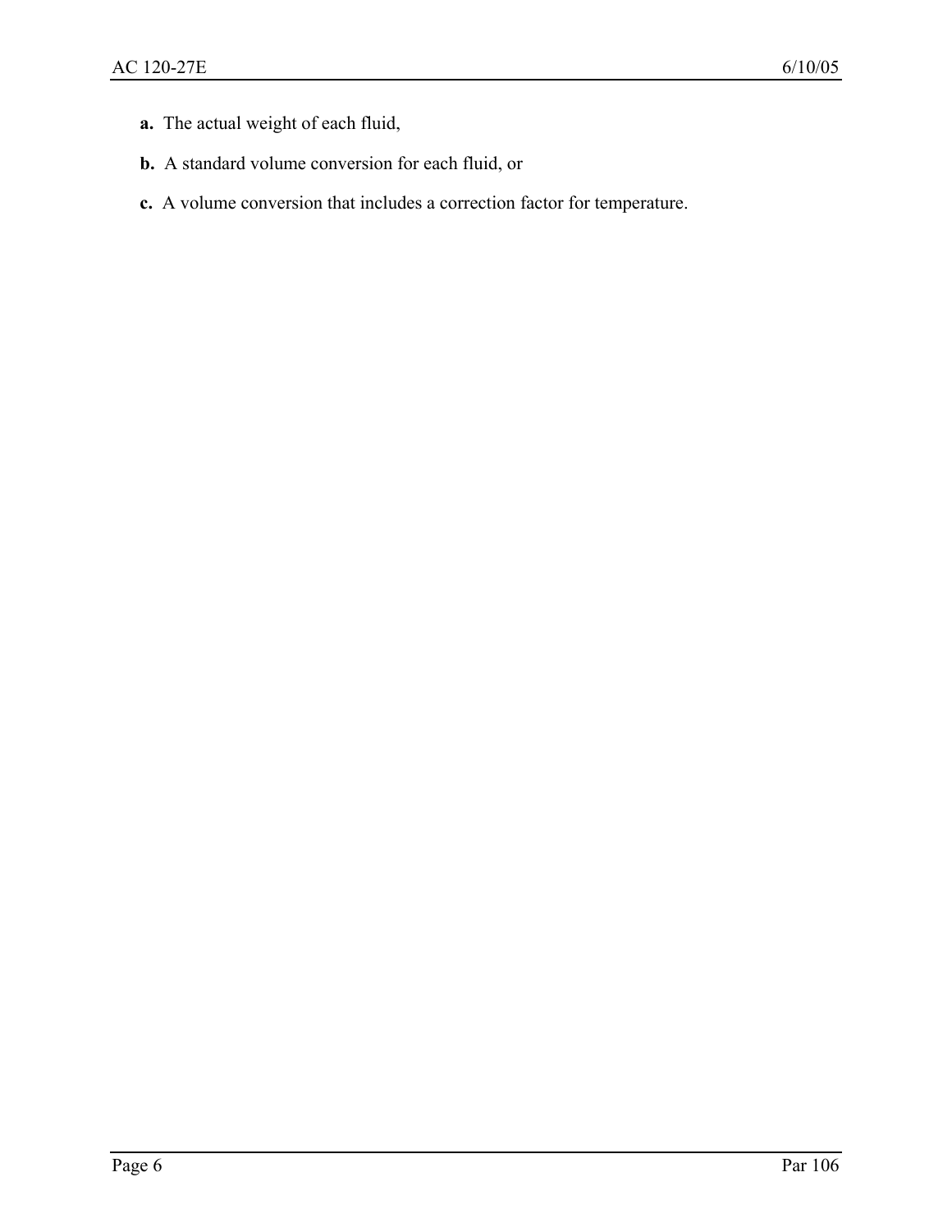**a.** The actual weight of each fluid,

**b.** A standard volume conversion for each fluid, or

**c.** A volume conversion that includes a correction factor for temperature.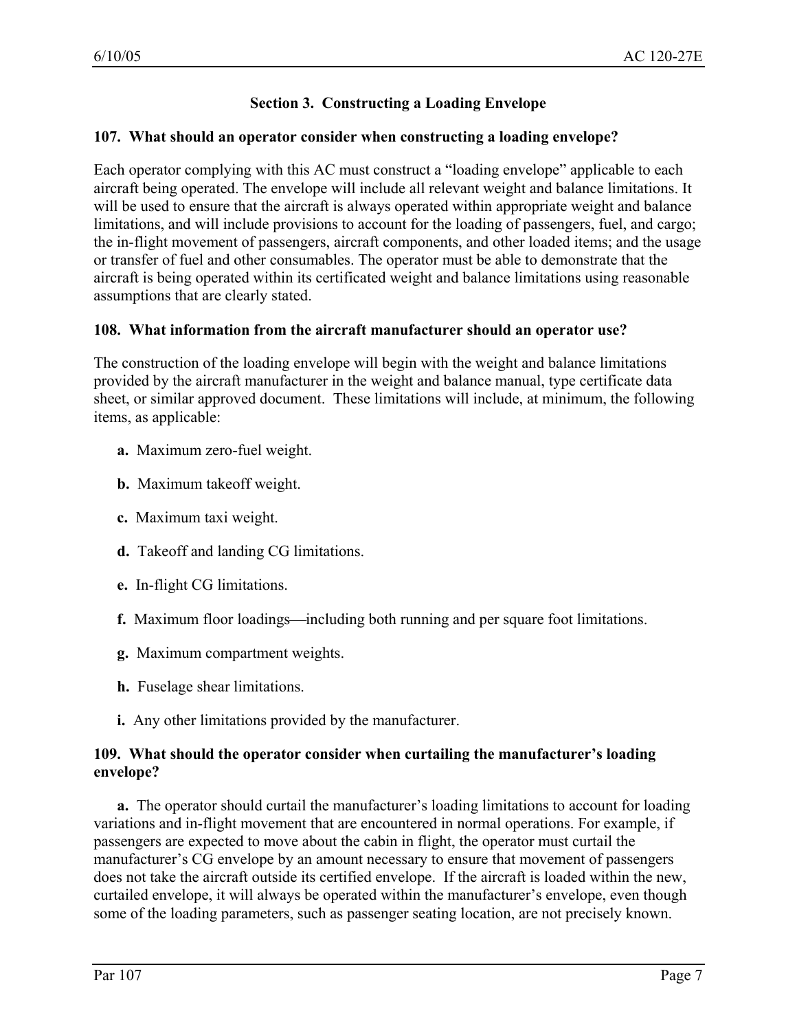## Section 3. Constructing a Loading Envelope

### 107. What should an operator consider when constructing a loading envelope?

Each operator complying with this AC must construct a "loading envelope" applicable to each aircraft being operated. The envelope will include all relevant weight and balance limitations. It will be used to ensure that the aircraft is always operated within appropriate weight and balance limitations, and will include provisions to account for the loading of passengers, fuel, and cargo; the in-flight movement of passengers, aircraft components, and other loaded items; and the usage or transfer of fuel and other consumables. The operator must be able to demonstrate that the aircraft is being operated within its certificated weight and balance limitations using reasonable assumptions that are clearly stated.

### 108. What information from the aircraft manufacturer should an operator use?

The construction of the loading envelope will begin with the weight and balance limitations provided by the aircraft manufacturer in the weight and balance manual, type certificate data sheet, or similar approved document. These limitations will include, at minimum, the following items, as applicable:

**a.** Maximum zero-fuel weight.

**b.** Maximum takeoff weight.

**c.** Maximum taxi weight.

**d.** Takeoff and landing CG limitations.

**e.** In-flight CG limitations.

**f.** Maximum floor loadings—including both running and per square foot limitations.

**g.** Maximum compartment weights.

**h.** Fuselage shear limitations.

**i.** Any other limitations provided by the manufacturer.

### 109. What should the operator consider when curtailing the manufacturer's loading envelope?

**a.** The operator should curtail the manufacturer's loading limitations to account for loading variations and in-flight movement that are encountered in normal operations. For example, if passengers are expected to move about the cabin in flight, the operator must curtail the manufacturer's CG envelope by an amount necessary to ensure that movement of passengers does not take the aircraft outside its certified envelope. If the aircraft is loaded within the new, curtailed envelope, it will always be operated within the manufacturer's envelope, even though some of the loading parameters, such as passenger seating location, are not precisely known.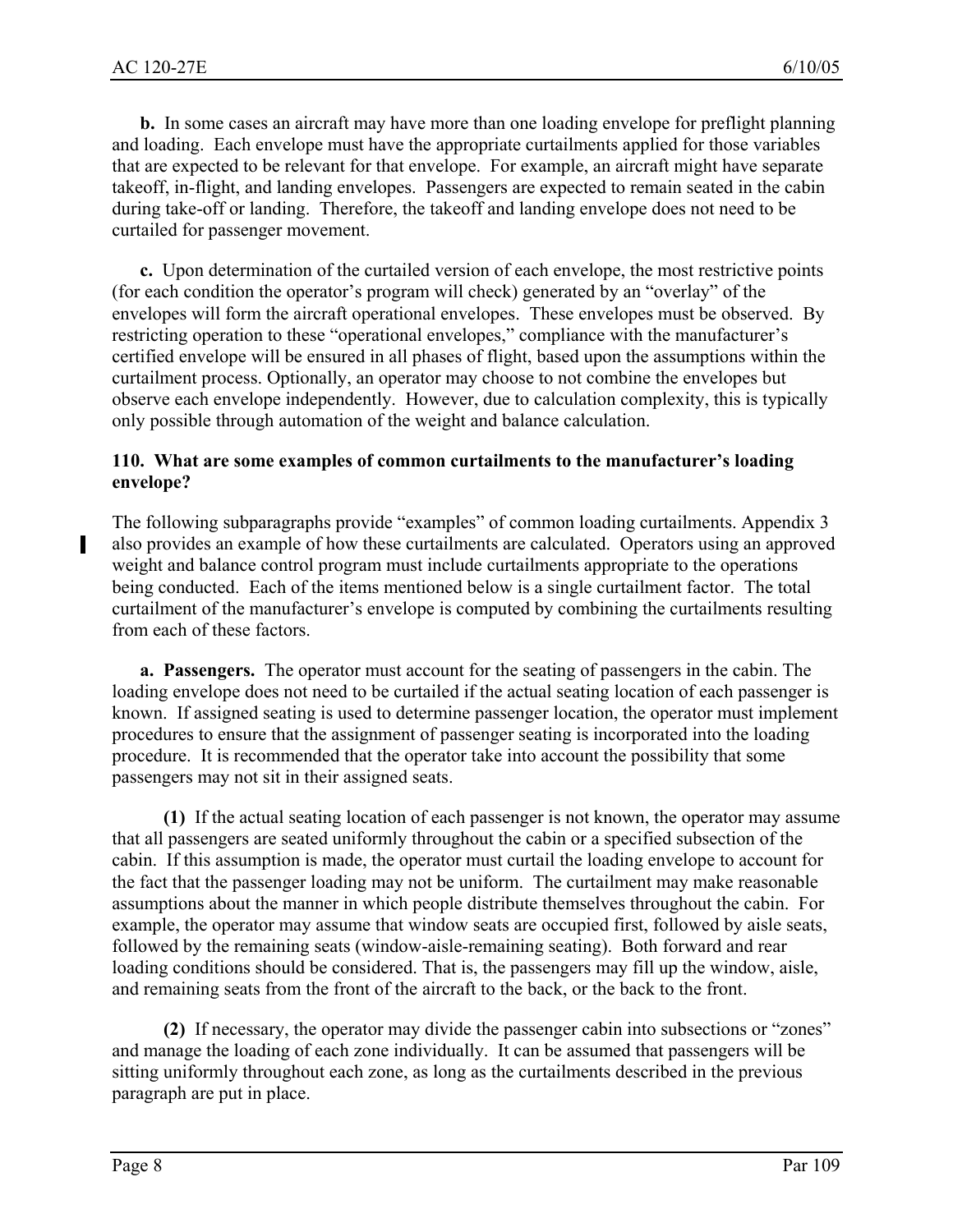**b.** In some cases an aircraft may have more than one loading envelope for preflight planning and loading. Each envelope must have the appropriate curtailments applied for those variables that are expected to be relevant for that envelope. For example, an aircraft might have separate takeoff, in-flight, and landing envelopes. Passengers are expected to remain seated in the cabin during take-off or landing. Therefore, the takeoff and landing envelope does not need to be curtailed for passenger movement.

**c.** Upon determination of the curtailed version of each envelope, the most restrictive points (for each condition the operator's program will check) generated by an "overlay" of the envelopes will form the aircraft operational envelopes. These envelopes must be observed. By restricting operation to these "operational envelopes," compliance with the manufacturer's certified envelope will be ensured in all phases of flight, based upon the assumptions within the curtailment process. Optionally, an operator may choose to not combine the envelopes but observe each envelope independently. However, due to calculation complexity, this is typically only possible through automation of the weight and balance calculation.

### 110. What are some examples of common curtailments to the manufacturer's loading envelope?

The following subparagraphs provide "examples" of common loading curtailments. Appendix 3 also provides an example of how these curtailments are calculated. Operators using an approved weight and balance control program must include curtailments appropriate to the operations being conducted. Each of the items mentioned below is a single curtailment factor. The total curtailment of the manufacturer's envelope is computed by combining the curtailments resulting from each of these factors.

**a. Passengers.** The operator must account for the seating of passengers in the cabin. The loading envelope does not need to be curtailed if the actual seating location of each passenger is known. If assigned seating is used to determine passenger location, the operator must implement procedures to ensure that the assignment of passenger seating is incorporated into the loading procedure. It is recommended that the operator take into account the possibility that some passengers may not sit in their assigned seats.

**(1)** If the actual seating location of each passenger is not known, the operator may assume that all passengers are seated uniformly throughout the cabin or a specified subsection of the cabin. If this assumption is made, the operator must curtail the loading envelope to account for the fact that the passenger loading may not be uniform. The curtailment may make reasonable assumptions about the manner in which people distribute themselves throughout the cabin. For example, the operator may assume that window seats are occupied first, followed by aisle seats, followed by the remaining seats (window-aisle-remaining seating). Both forward and rear loading conditions should be considered. That is, the passengers may fill up the window, aisle, and remaining seats from the front of the aircraft to the back, or the back to the front.

**(2)** If necessary, the operator may divide the passenger cabin into subsections or "zones" and manage the loading of each zone individually. It can be assumed that passengers will be sitting uniformly throughout each zone, as long as the curtailments described in the previous paragraph are put in place.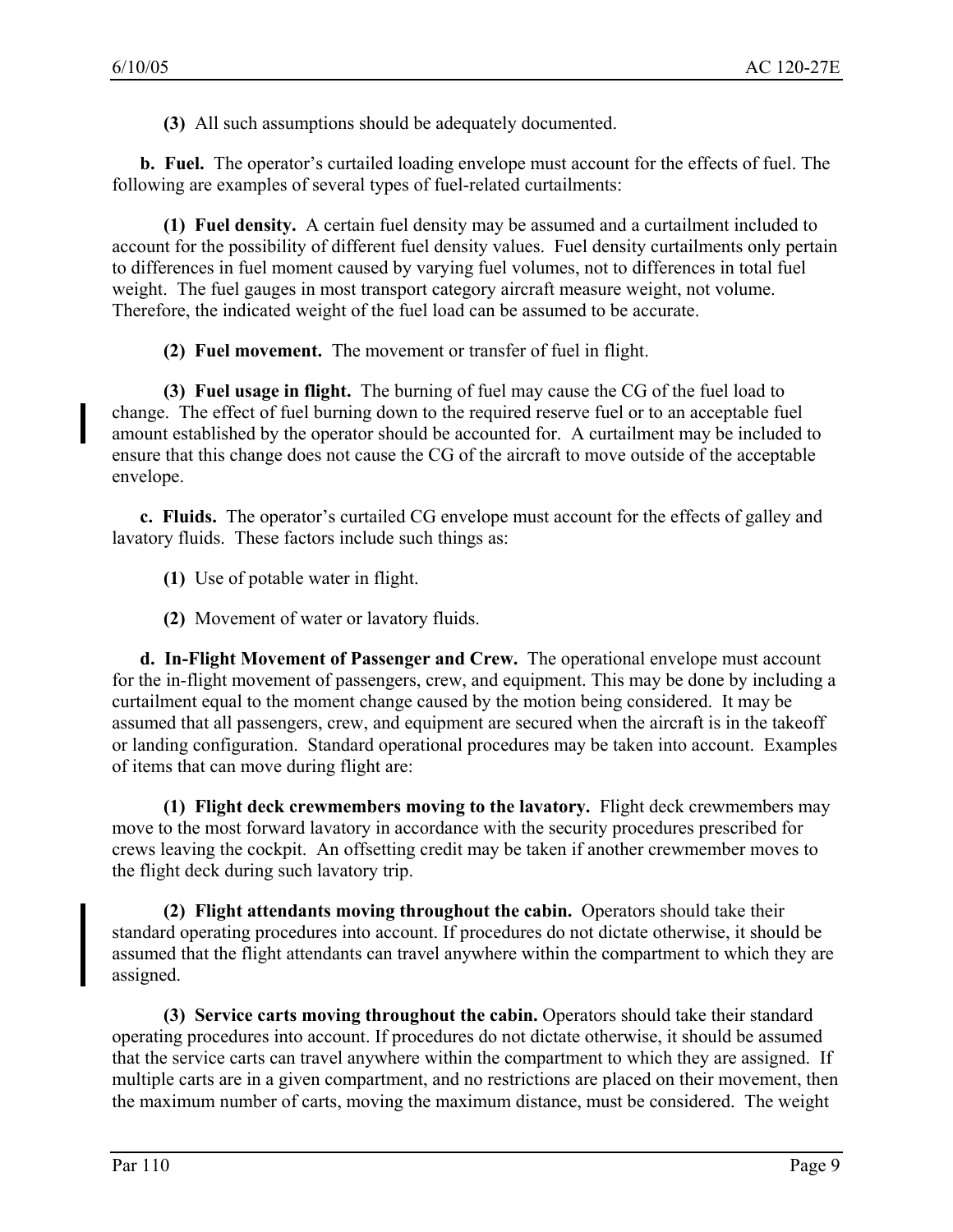**(3)** All such assumptions should be adequately documented.

**b. Fuel.** The operator's curtailed loading envelope must account for the effects of fuel. The following are examples of several types of fuel-related curtailments:

**(1) Fuel density.** A certain fuel density may be assumed and a curtailment included to account for the possibility of different fuel density values. Fuel density curtailments only pertain to differences in fuel moment caused by varying fuel volumes, not to differences in total fuel weight. The fuel gauges in most transport category aircraft measure weight, not volume. Therefore, the indicated weight of the fuel load can be assumed to be accurate.

**(2) Fuel movement.** The movement or transfer of fuel in flight.

**(3) Fuel usage in flight.** The burning of fuel may cause the CG of the fuel load to change. The effect of fuel burning down to the required reserve fuel or to an acceptable fuel amount established by the operator should be accounted for. A curtailment may be included to ensure that this change does not cause the CG of the aircraft to move outside of the acceptable envelope.

**c. Fluids.** The operator's curtailed CG envelope must account for the effects of galley and lavatory fluids. These factors include such things as:

**(1)** Use of potable water in flight.

**(2)** Movement of water or lavatory fluids.

**d. In-Flight Movement of Passenger and Crew.** The operational envelope must account for the in-flight movement of passengers, crew, and equipment. This may be done by including a curtailment equal to the moment change caused by the motion being considered. It may be assumed that all passengers, crew, and equipment are secured when the aircraft is in the takeoff or landing configuration. Standard operational procedures may be taken into account. Examples of items that can move during flight are:

**(1) Flight deck crewmembers moving to the lavatory.** Flight deck crewmembers may move to the most forward lavatory in accordance with the security procedures prescribed for crews leaving the cockpit. An offsetting credit may be taken if another crewmember moves to the flight deck during such lavatory trip.

**(2) Flight attendants moving throughout the cabin.** Operators should take their standard operating procedures into account. If procedures do not dictate otherwise, it should be assumed that the flight attendants can travel anywhere within the compartment to which they are assigned.

**(3) Service carts moving throughout the cabin.** Operators should take their standard operating procedures into account. If procedures do not dictate otherwise, it should be assumed that the service carts can travel anywhere within the compartment to which they are assigned. If multiple carts are in a given compartment, and no restrictions are placed on their movement, then the maximum number of carts, moving the maximum distance, must be considered. The weight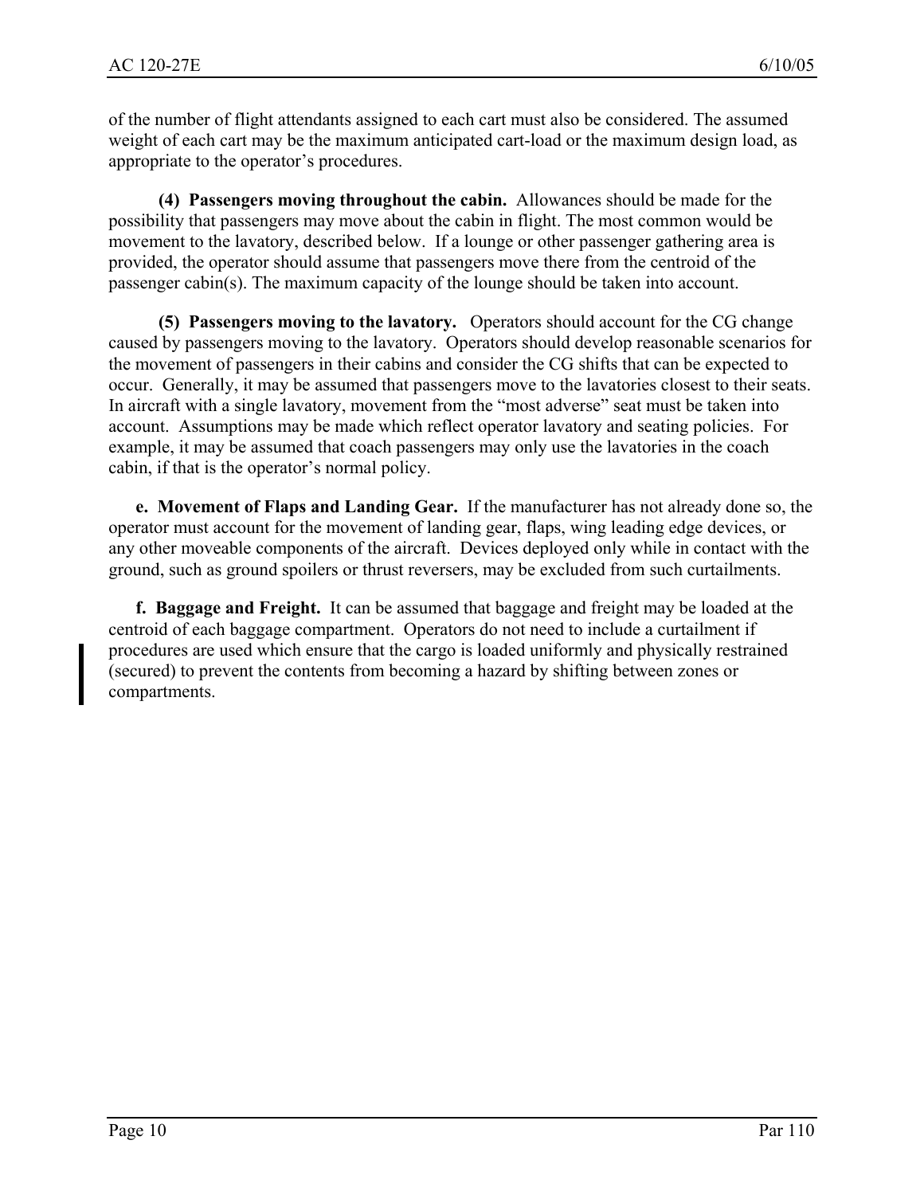of the number of flight attendants assigned to each cart must also be considered. The assumed weight of each cart may be the maximum anticipated cart-load or the maximum design load, as appropriate to the operator's procedures.

**(4) Passengers moving throughout the cabin.** Allowances should be made for the possibility that passengers may move about the cabin in flight. The most common would be movement to the lavatory, described below. If a lounge or other passenger gathering area is provided, the operator should assume that passengers move there from the centroid of the passenger cabin(s). The maximum capacity of the lounge should be taken into account.

**(5) Passengers moving to the lavatory.** Operators should account for the CG change caused by passengers moving to the lavatory. Operators should develop reasonable scenarios for the movement of passengers in their cabins and consider the CG shifts that can be expected to occur. Generally, it may be assumed that passengers move to the lavatories closest to their seats. In aircraft with a single lavatory, movement from the "most adverse" seat must be taken into account. Assumptions may be made which reflect operator lavatory and seating policies. For example, it may be assumed that coach passengers may only use the lavatories in the coach cabin, if that is the operator's normal policy.

**e. Movement of Flaps and Landing Gear.** If the manufacturer has not already done so, the operator must account for the movement of landing gear, flaps, wing leading edge devices, or any other moveable components of the aircraft. Devices deployed only while in contact with the ground, such as ground spoilers or thrust reversers, may be excluded from such curtailments.

**f. Baggage and Freight.** It can be assumed that baggage and freight may be loaded at the centroid of each baggage compartment. Operators do not need to include a curtailment if procedures are used which ensure that the cargo is loaded uniformly and physically restrained (secured) to prevent the contents from becoming a hazard by shifting between zones or compartments.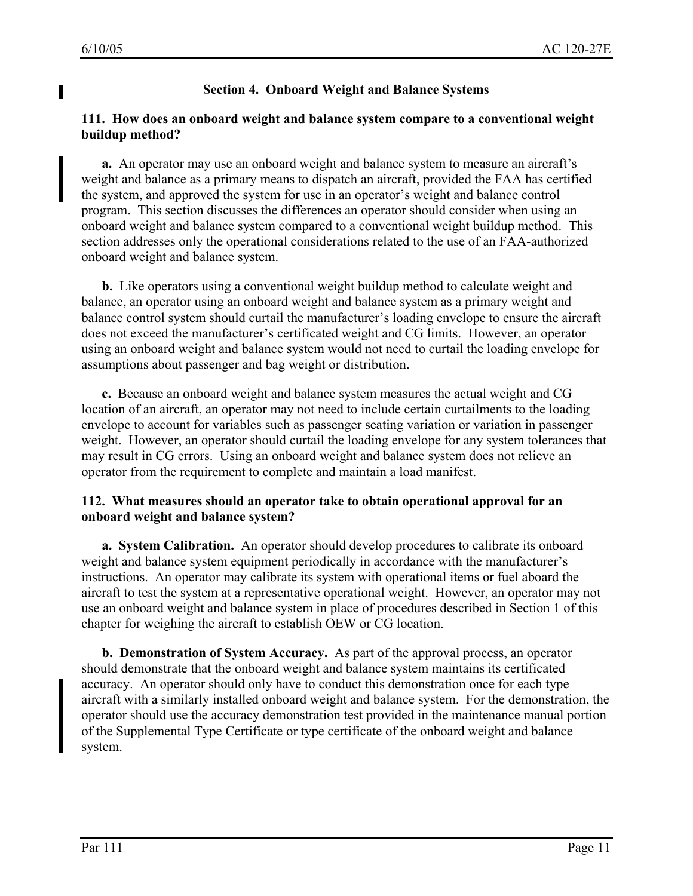## Section 4. Onboard Weight and Balance Systems

### 111. How does an onboard weight and balance system compare to a conventional weight buildup method?

**a.** An operator may use an onboard weight and balance system to measure an aircraft's weight and balance as a primary means to dispatch an aircraft, provided the FAA has certified the system, and approved the system for use in an operator's weight and balance control program. This section discusses the differences an operator should consider when using an onboard weight and balance system compared to a conventional weight buildup method. This section addresses only the operational considerations related to the use of an FAA-authorized onboard weight and balance system.

**b.** Like operators using a conventional weight buildup method to calculate weight and balance, an operator using an onboard weight and balance system as a primary weight and balance control system should curtail the manufacturer's loading envelope to ensure the aircraft does not exceed the manufacturer's certificated weight and CG limits. However, an operator using an onboard weight and balance system would not need to curtail the loading envelope for assumptions about passenger and bag weight or distribution.

**c.** Because an onboard weight and balance system measures the actual weight and CG location of an aircraft, an operator may not need to include certain curtailments to the loading envelope to account for variables such as passenger seating variation or variation in passenger weight. However, an operator should curtail the loading envelope for any system tolerances that may result in CG errors. Using an onboard weight and balance system does not relieve an operator from the requirement to complete and maintain a load manifest.

### 112. What measures should an operator take to obtain operational approval for an onboard weight and balance system?

**a. System Calibration.** An operator should develop procedures to calibrate its onboard weight and balance system equipment periodically in accordance with the manufacturer's instructions. An operator may calibrate its system with operational items or fuel aboard the aircraft to test the system at a representative operational weight. However, an operator may not use an onboard weight and balance system in place of procedures described in Section 1 of this chapter for weighing the aircraft to establish OEW or CG location.

**b. Demonstration of System Accuracy.** As part of the approval process, an operator should demonstrate that the onboard weight and balance system maintains its certificated accuracy. An operator should only have to conduct this demonstration once for each type aircraft with a similarly installed onboard weight and balance system. For the demonstration, the operator should use the accuracy demonstration test provided in the maintenance manual portion of the Supplemental Type Certificate or type certificate of the onboard weight and balance system.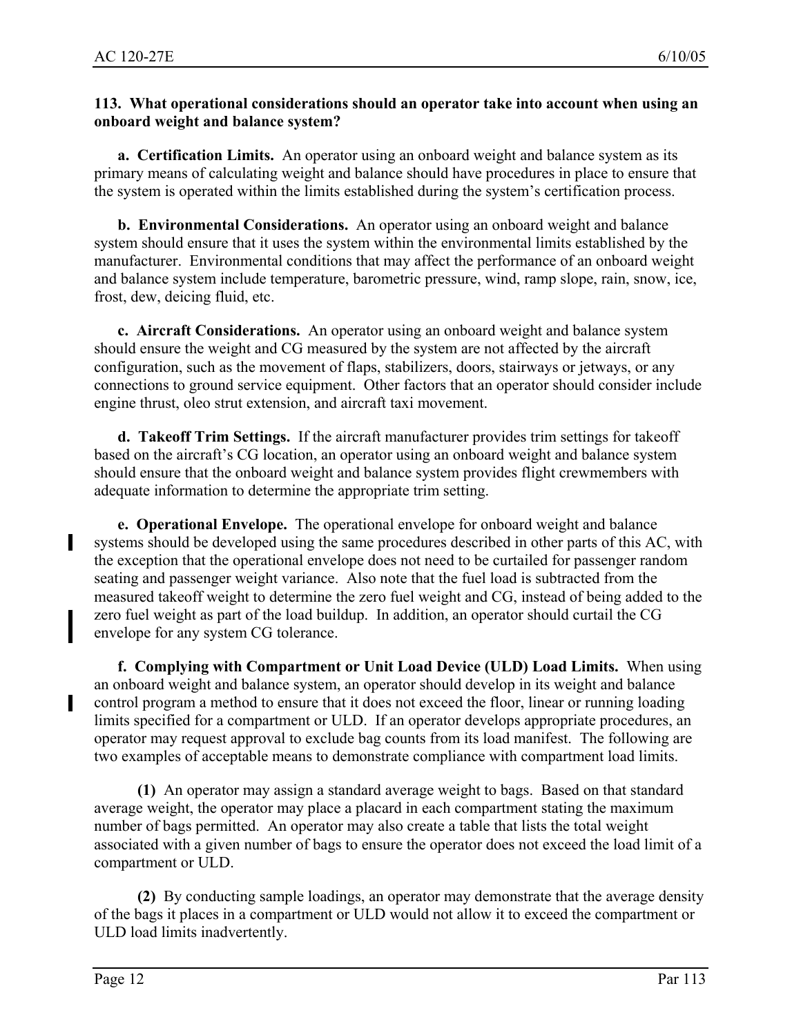**113. What operational considerations should an operator take into account when using an onboard weight and balance system?**

**a. Certification Limits.** An operator using an onboard weight and balance system as its primary means of calculating weight and balance should have procedures in place to ensure that the system is operated within the limits established during the system's certification process.

**b. Environmental Considerations.** An operator using an onboard weight and balance system should ensure that it uses the system within the environmental limits established by the manufacturer. Environmental conditions that may affect the performance of an onboard weight and balance system include temperature, barometric pressure, wind, ramp slope, rain, snow, ice, frost, dew, deicing fluid, etc.

**c. Aircraft Considerations.** An operator using an onboard weight and balance system should ensure the weight and CG measured by the system are not affected by the aircraft configuration, such as the movement of flaps, stabilizers, doors, stairways or jetways, or any connections to ground service equipment. Other factors that an operator should consider include engine thrust, oleo strut extension, and aircraft taxi movement.

**d. Takeoff Trim Settings.** If the aircraft manufacturer provides trim settings for takeoff based on the aircraft's CG location, an operator using an onboard weight and balance system should ensure that the onboard weight and balance system provides flight crewmembers with adequate information to determine the appropriate trim setting.

**e. Operational Envelope.** The operational envelope for onboard weight and balance systems should be developed using the same procedures described in other parts of this AC, with the exception that the operational envelope does not need to be curtailed for passenger random seating and passenger weight variance. Also note that the fuel load is subtracted from the measured takeoff weight to determine the zero fuel weight and CG, instead of being added to the zero fuel weight as part of the load buildup. In addition, an operator should curtail the CG envelope for any system CG tolerance.

**f. Complying with Compartment or Unit Load Device (ULD) Load Limits.** When using an onboard weight and balance system, an operator should develop in its weight and balance control program a method to ensure that it does not exceed the floor, linear or running loading limits specified for a compartment or ULD. If an operator develops appropriate procedures, an operator may request approval to exclude bag counts from its load manifest. The following are two examples of acceptable means to demonstrate compliance with compartment load limits.

**(1)** An operator may assign a standard average weight to bags. Based on that standard average weight, the operator may place a placard in each compartment stating the maximum number of bags permitted. An operator may also create a table that lists the total weight associated with a given number of bags to ensure the operator does not exceed the load limit of a compartment or ULD.

**(2)** By conducting sample loadings, an operator may demonstrate that the average density of the bags it places in a compartment or ULD would not allow it to exceed the compartment or ULD load limits inadvertently.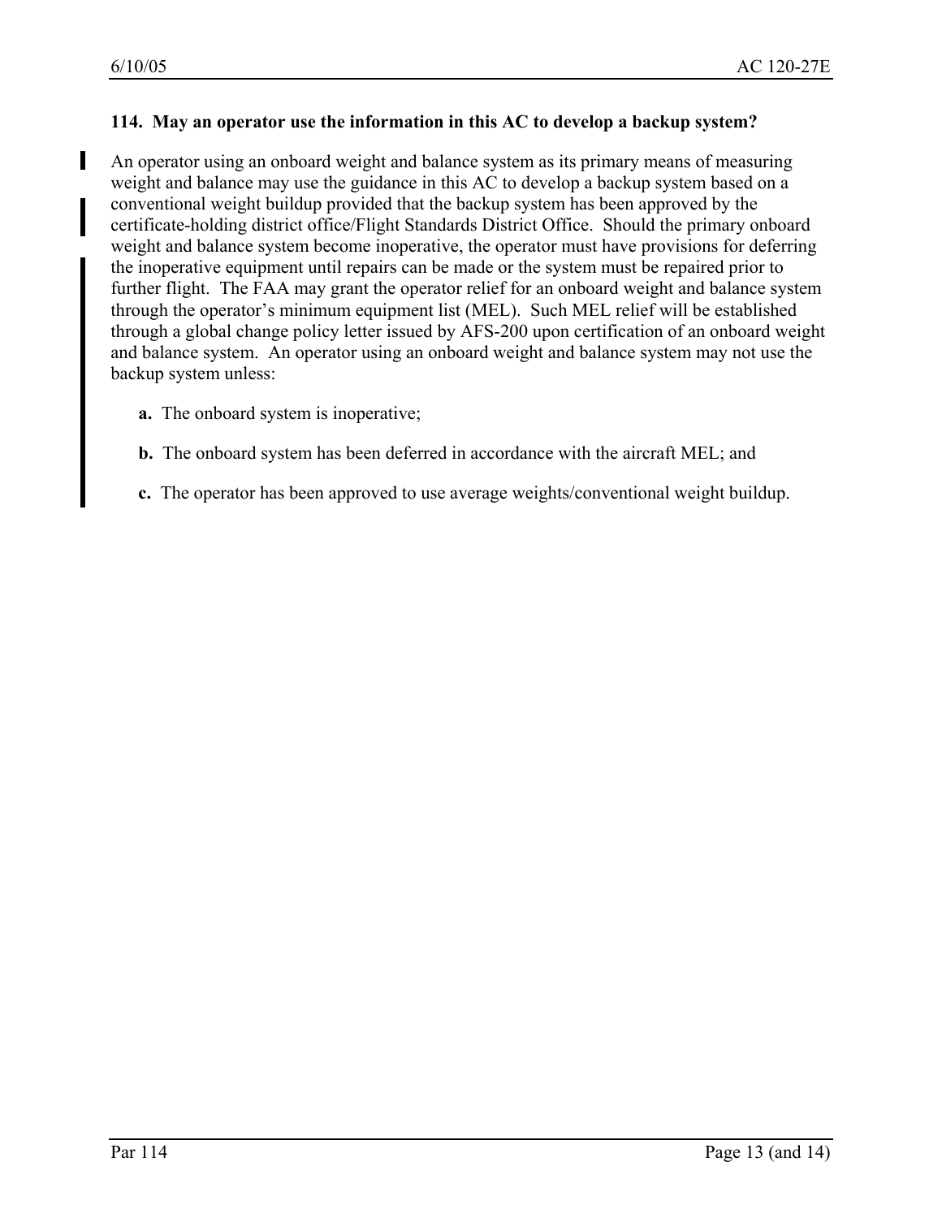### 114. May an operator use the information in this AC to develop a backup system?

An operator using an onboard weight and balance system as its primary means of measuring weight and balance may use the guidance in this AC to develop a backup system based on a conventional weight buildup provided that the backup system has been approved by the certificate-holding district office/Flight Standards District Office. Should the primary onboard weight and balance system become inoperative, the operator must have provisions for deferring the inoperative equipment until repairs can be made or the system must be repaired prior to further flight. The FAA may grant the operator relief for an onboard weight and balance system through the operator's minimum equipment list (MEL). Such MEL relief will be established through a global change policy letter issued by AFS-200 upon certification of an onboard weight and balance system. An operator using an onboard weight and balance system may not use the backup system unless:

**a.** The onboard system is inoperative;

**b.** The onboard system has been deferred in accordance with the aircraft MEL; and

**c.** The operator has been approved to use average weights/conventional weight buildup.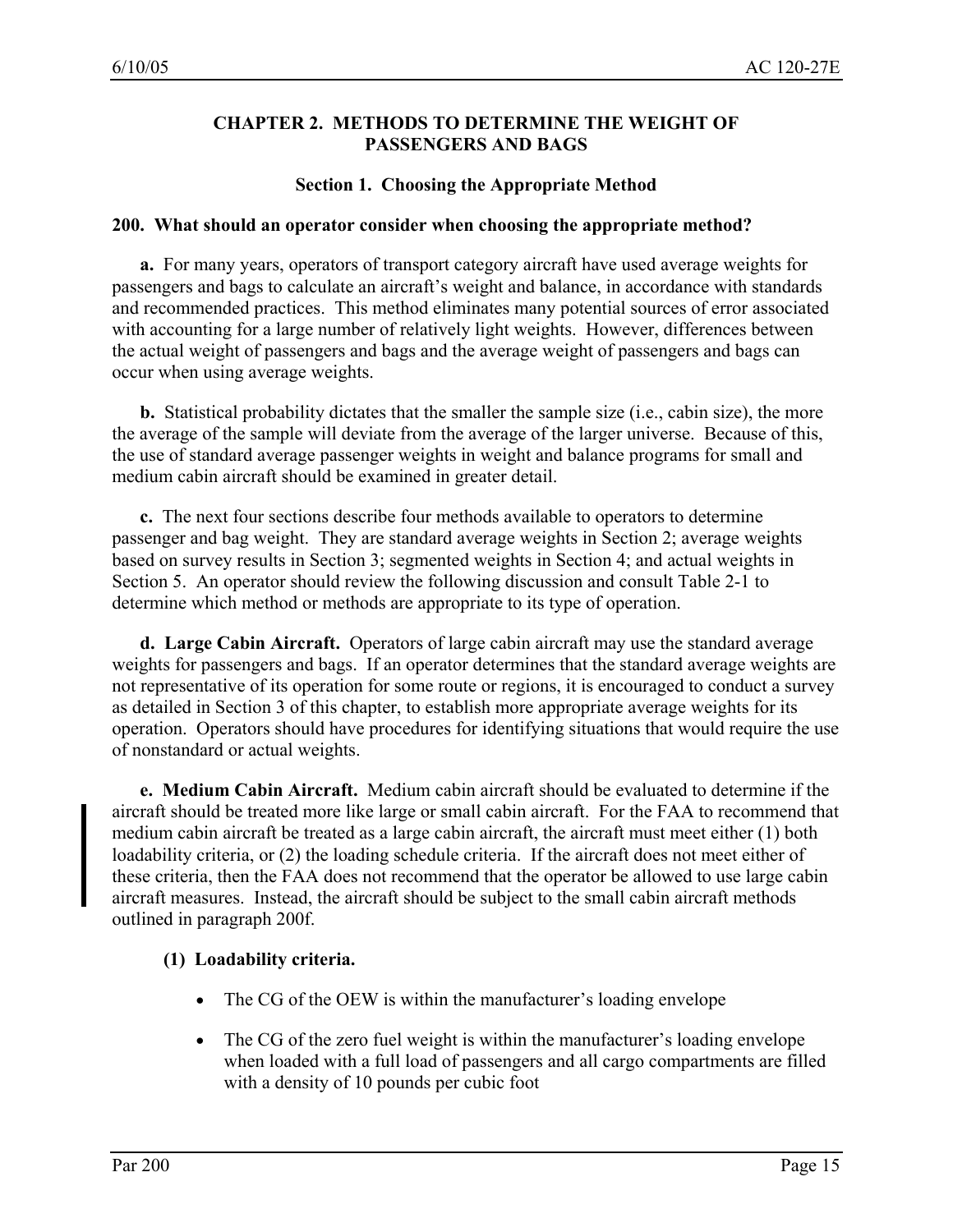## CHAPTER 2. METHODS TO DETERMINE THE WEIGHT OF PASSENGERS AND BAGS

### Section 1. Choosing the Appropriate Method

**200. What should an operator consider when choosing the appropriate method?**

**a.** For many years, operators of transport category aircraft have used average weights for passengers and bags to calculate an aircraft's weight and balance, in accordance with standards and recommended practices. This method eliminates many potential sources of error associated with accounting for a large number of relatively light weights. However, differences between the actual weight of passengers and bags and the average weight of passengers and bags can occur when using average weights.

**b.** Statistical probability dictates that the smaller the sample size (i.e., cabin size), the more the average of the sample will deviate from the average of the larger universe. Because of this, the use of standard average passenger weights in weight and balance programs for small and medium cabin aircraft should be examined in greater detail.

**c.** The next four sections describe four methods available to operators to determine passenger and bag weight. They are standard average weights in Section 2; average weights based on survey results in Section 3; segmented weights in Section 4; and actual weights in Section 5. An operator should review the following discussion and consult Table 2-1 to determine which method or methods are appropriate to its type of operation.

**d. Large Cabin Aircraft.** Operators of large cabin aircraft may use the standard average weights for passengers and bags. If an operator determines that the standard average weights are not representative of its operation for some route or regions, it is encouraged to conduct a survey as detailed in Section 3 of this chapter, to establish more appropriate average weights for its operation. Operators should have procedures for identifying situations that would require the use of nonstandard or actual weights.

**e. Medium Cabin Aircraft.** Medium cabin aircraft should be evaluated to determine if the aircraft should be treated more like large or small cabin aircraft. For the FAA to recommend that medium cabin aircraft be treated as a large cabin aircraft, the aircraft must meet either (1) both loadability criteria, or (2) the loading schedule criteria. If the aircraft does not meet either of these criteria, then the FAA does not recommend that the operator be allowed to use large cabin aircraft measures. Instead, the aircraft should be subject to the small cabin aircraft methods outlined in paragraph 200f.

**(1) Loadability criteria.**

- The CG of the OEW is within the manufacturer's loading envelope
- The CG of the zero fuel weight is within the manufacturer's loading envelope when loaded with a full load of passengers and all cargo compartments are filled with a density of 10 pounds per cubic foot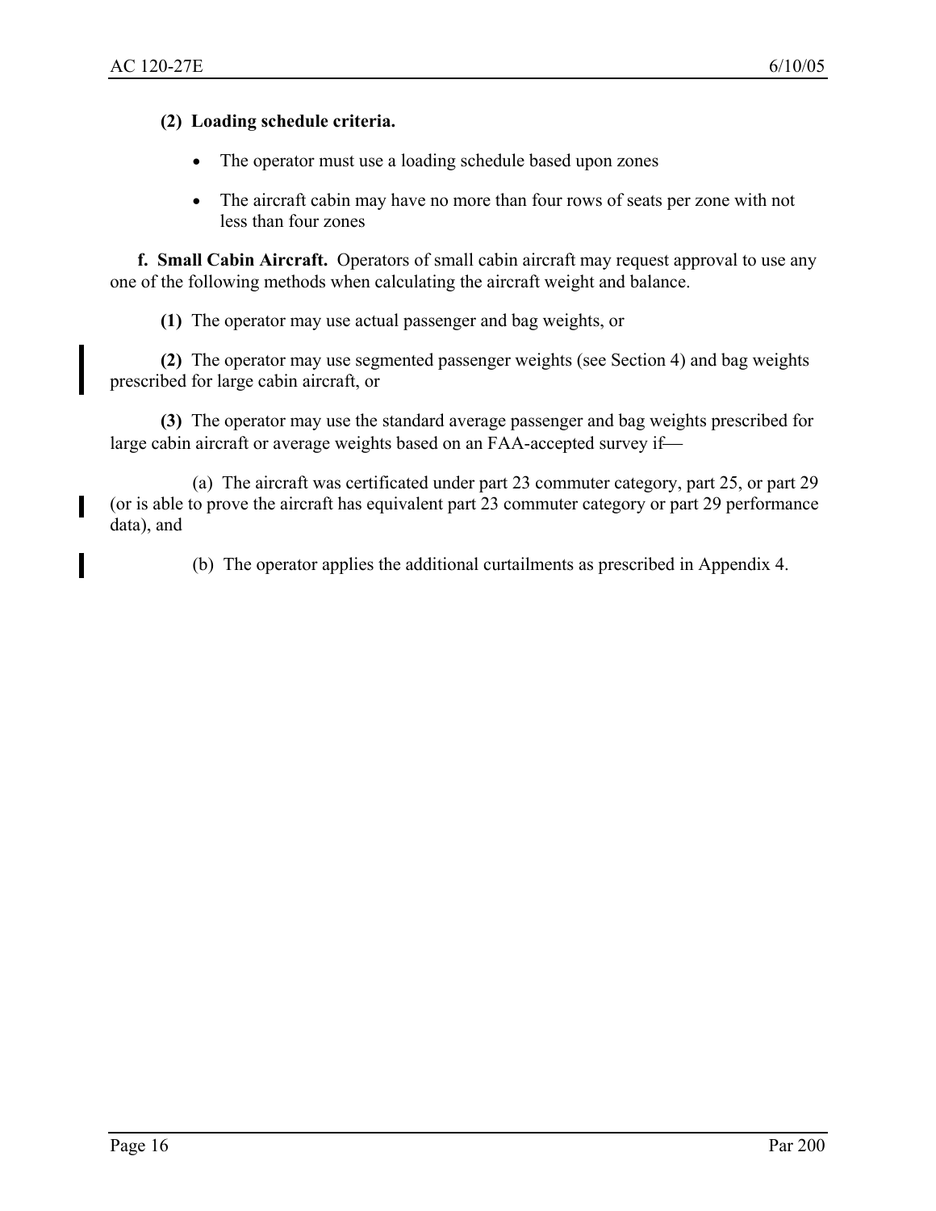**(2) Loading schedule criteria.**

- The operator must use a loading schedule based upon zones
- The aircraft cabin may have no more than four rows of seats per zone with not less than four zones

**f. Small Cabin Aircraft.** Operators of small cabin aircraft may request approval to use any one of the following methods when calculating the aircraft weight and balance.

**(1)** The operator may use actual passenger and bag weights, or

**(2)** The operator may use segmented passenger weights (see Section 4) and bag weights prescribed for large cabin aircraft, or

**(3)** The operator may use the standard average passenger and bag weights prescribed for large cabin aircraft or average weights based on an FAA-accepted survey if—

(a) The aircraft was certificated under part 23 commuter category, part 25, or part 29 (or is able to prove the aircraft has equivalent part 23 commuter category or part 29 performance data), and

(b) The operator applies the additional curtailments as prescribed in Appendix 4.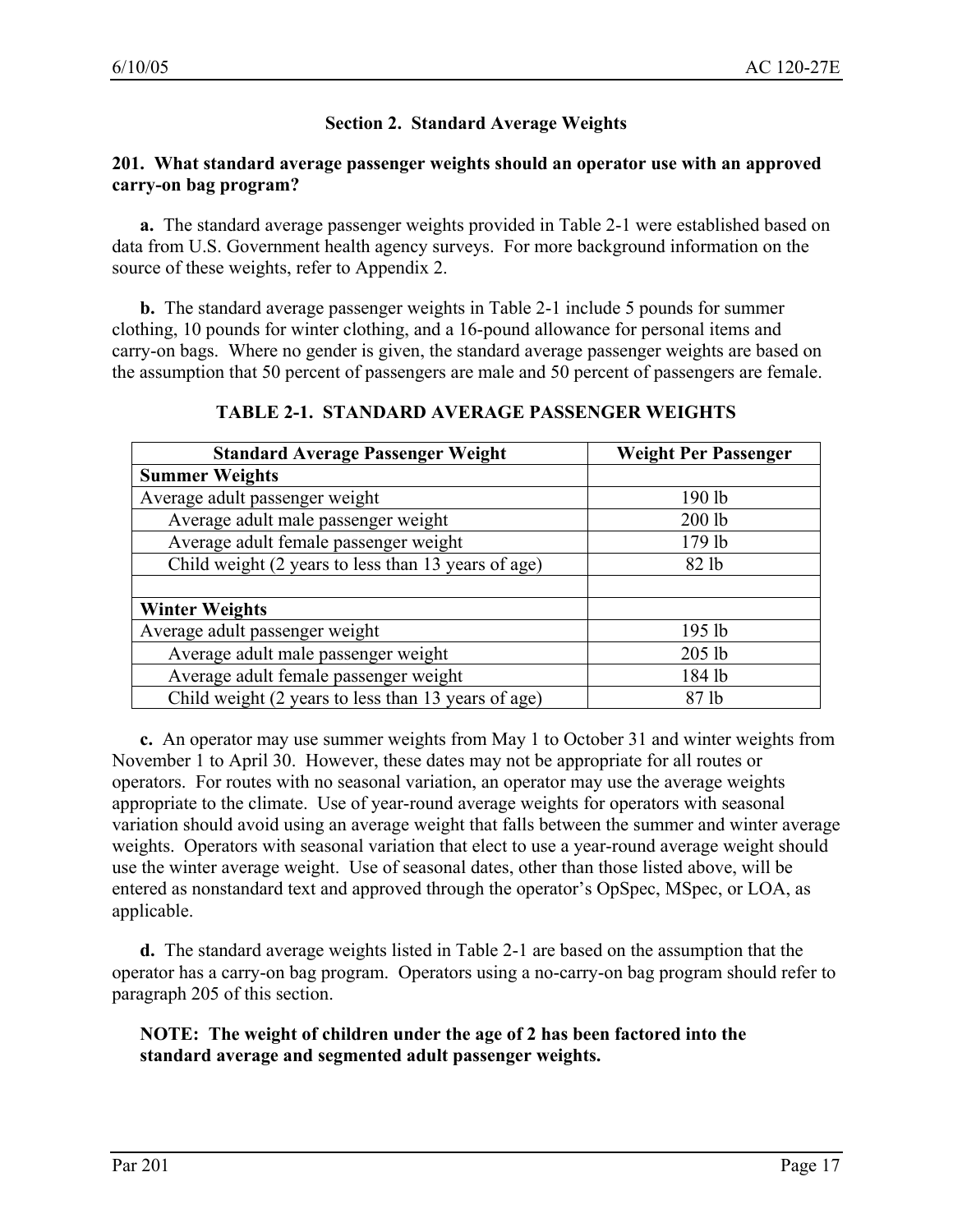## Section 2. Standard Average Weights

### 201. What standard average passenger weights should an operator use with an approved carry-on bag program?

**a.** The standard average passenger weights provided in Table 2-1 were established based on data from U.S. Government health agency surveys. For more background information on the source of these weights, refer to Appendix 2.

**b.** The standard average passenger weights in Table 2-1 include 5 pounds for summer clothing, 10 pounds for winter clothing, and a 16-pound allowance for personal items and carry-on bags. Where no gender is given, the standard average passenger weights are based on the assumption that 50 percent of passengers are male and 50 percent of passengers are female.

**TABLE 2-1. STANDARD AVERAGE PASSENGER WEIGHTS**

| Standard Average Passenger Weight | Weight Per Passenger |
|---|---|
| **Summer Weights** | |
| Average adult passenger weight | 190 lb |
| Average adult male passenger weight | 200 lb |
| Average adult female passenger weight | 179 lb |
| Child weight (2 years to less than 13 years of age) | 82 lb |
| | |
| **Winter Weights** | |
| Average adult passenger weight | 195 lb |
| Average adult male passenger weight | 205 lb |
| Average adult female passenger weight | 184 lb |
| Child weight (2 years to less than 13 years of age) | 87 lb |

**c.** An operator may use summer weights from May 1 to October 31 and winter weights from November 1 to April 30. However, these dates may not be appropriate for all routes or operators. For routes with no seasonal variation, an operator may use the average weights appropriate to the climate. Use of year-round average weights for operators with seasonal variation should avoid using an average weight that falls between the summer and winter average weights. Operators with seasonal variation that elect to use a year-round average weight should use the winter average weight. Use of seasonal dates, other than those listed above, will be entered as nonstandard text and approved through the operator's OpSpec, MSpec, or LOA, as applicable.

**d.** The standard average weights listed in Table 2-1 are based on the assumption that the operator has a carry-on bag program. Operators using a no-carry-on bag program should refer to paragraph 205 of this section.

**NOTE: The weight of children under the age of 2 has been factored into the standard average and segmented adult passenger weights.**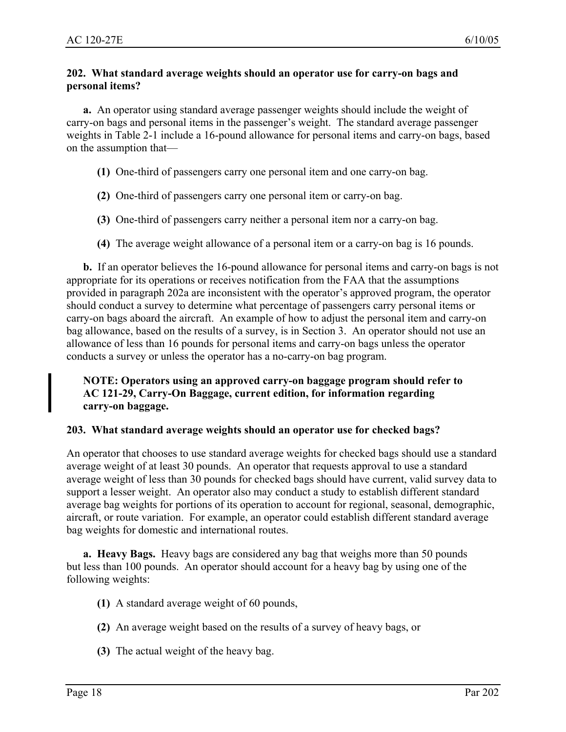**202. What standard average weights should an operator use for carry-on bags and personal items?**

**a.** An operator using standard average passenger weights should include the weight of carry-on bags and personal items in the passenger's weight. The standard average passenger weights in Table 2-1 include a 16-pound allowance for personal items and carry-on bags, based on the assumption that—

**(1)** One-third of passengers carry one personal item and one carry-on bag.

**(2)** One-third of passengers carry one personal item or carry-on bag.

**(3)** One-third of passengers carry neither a personal item nor a carry-on bag.

**(4)** The average weight allowance of a personal item or a carry-on bag is 16 pounds.

**b.** If an operator believes the 16-pound allowance for personal items and carry-on bags is not appropriate for its operations or receives notification from the FAA that the assumptions provided in paragraph 202a are inconsistent with the operator's approved program, the operator should conduct a survey to determine what percentage of passengers carry personal items or carry-on bags aboard the aircraft. An example of how to adjust the personal item and carry-on bag allowance, based on the results of a survey, is in Section 3. An operator should not use an allowance of less than 16 pounds for personal items and carry-on bags unless the operator conducts a survey or unless the operator has a no-carry-on bag program.

**NOTE: Operators using an approved carry-on baggage program should refer to AC 121-29, Carry-On Baggage, current edition, for information regarding carry-on baggage.**

**203. What standard average weights should an operator use for checked bags?**

An operator that chooses to use standard average weights for checked bags should use a standard average weight of at least 30 pounds. An operator that requests approval to use a standard average weight of less than 30 pounds for checked bags should have current, valid survey data to support a lesser weight. An operator also may conduct a study to establish different standard average bag weights for portions of its operation to account for regional, seasonal, demographic, aircraft, or route variation. For example, an operator could establish different standard average bag weights for domestic and international routes.

**a. Heavy Bags.** Heavy bags are considered any bag that weighs more than 50 pounds but less than 100 pounds. An operator should account for a heavy bag by using one of the following weights:

**(1)** A standard average weight of 60 pounds,

**(2)** An average weight based on the results of a survey of heavy bags, or

**(3)** The actual weight of the heavy bag.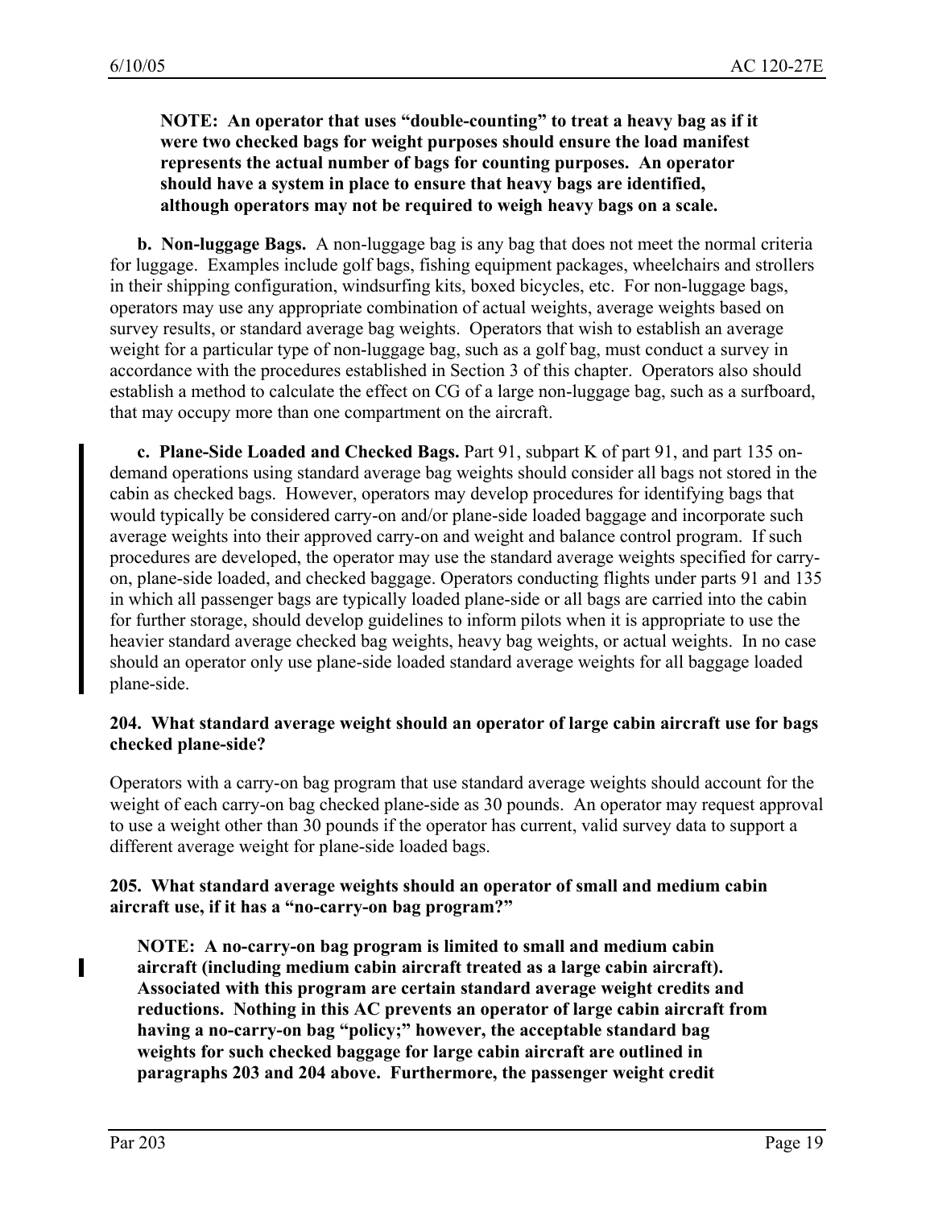**NOTE: An operator that uses "double-counting" to treat a heavy bag as if it were two checked bags for weight purposes should ensure the load manifest represents the actual number of bags for counting purposes. An operator should have a system in place to ensure that heavy bags are identified, although operators may not be required to weigh heavy bags on a scale.**

**b. Non-luggage Bags.** A non-luggage bag is any bag that does not meet the normal criteria for luggage. Examples include golf bags, fishing equipment packages, wheelchairs and strollers in their shipping configuration, windsurfing kits, boxed bicycles, etc. For non-luggage bags, operators may use any appropriate combination of actual weights, average weights based on survey results, or standard average bag weights. Operators that wish to establish an average weight for a particular type of non-luggage bag, such as a golf bag, must conduct a survey in accordance with the procedures established in Section 3 of this chapter. Operators also should establish a method to calculate the effect on CG of a large non-luggage bag, such as a surfboard, that may occupy more than one compartment on the aircraft.

**c. Plane-Side Loaded and Checked Bags.** Part 91, subpart K of part 91, and part 135 on-demand operations using standard average bag weights should consider all bags not stored in the cabin as checked bags. However, operators may develop procedures for identifying bags that would typically be considered carry-on and/or plane-side loaded baggage and incorporate such average weights into their approved carry-on and weight and balance control program. If such procedures are developed, the operator may use the standard average weights specified for carry-on, plane-side loaded, and checked baggage. Operators conducting flights under parts 91 and 135 in which all passenger bags are typically loaded plane-side or all bags are carried into the cabin for further storage, should develop guidelines to inform pilots when it is appropriate to use the heavier standard average checked bag weights, heavy bag weights, or actual weights. In no case should an operator only use plane-side loaded standard average weights for all baggage loaded plane-side.

**204. What standard average weight should an operator of large cabin aircraft use for bags checked plane-side?**

Operators with a carry-on bag program that use standard average weights should account for the weight of each carry-on bag checked plane-side as 30 pounds. An operator may request approval to use a weight other than 30 pounds if the operator has current, valid survey data to support a different average weight for plane-side loaded bags.

**205. What standard average weights should an operator of small and medium cabin aircraft use, if it has a "no-carry-on bag program?"**

**NOTE: A no-carry-on bag program is limited to small and medium cabin aircraft (including medium cabin aircraft treated as a large cabin aircraft). Associated with this program are certain standard average weight credits and reductions. Nothing in this AC prevents an operator of large cabin aircraft from having a no-carry-on bag "policy;" however, the acceptable standard bag weights for such checked baggage for large cabin aircraft are outlined in paragraphs 203 and 204 above. Furthermore, the passenger weight credit**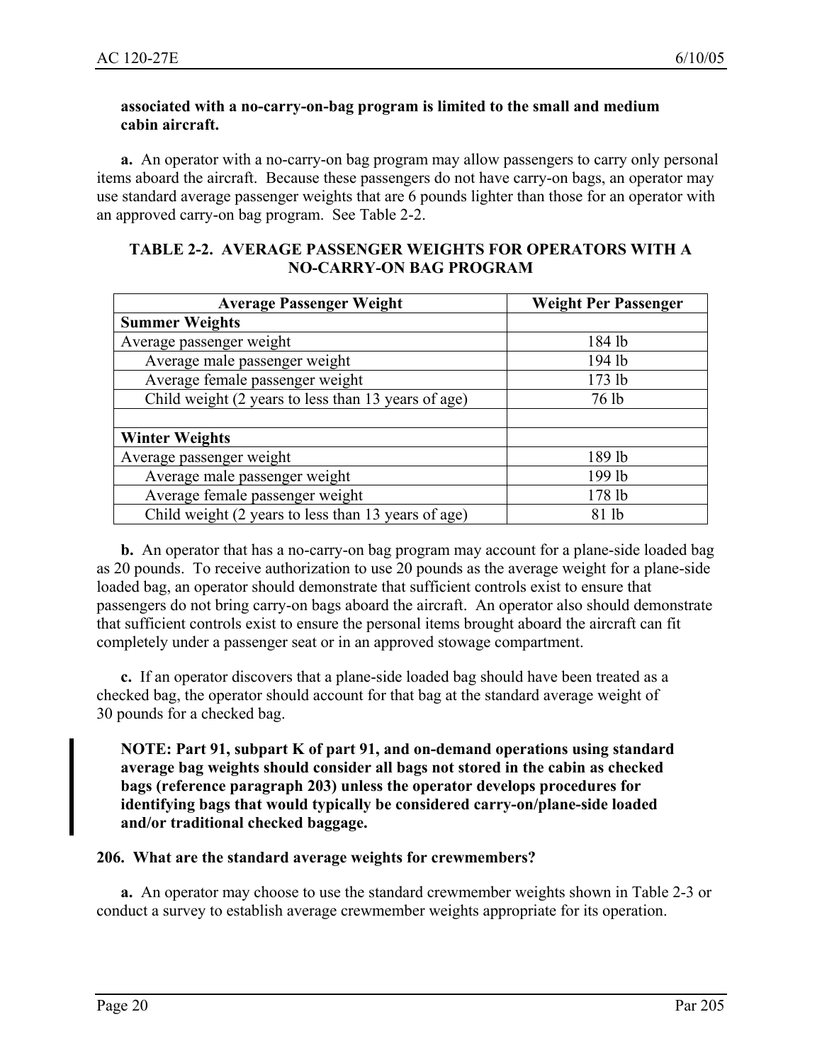**associated with a no-carry-on-bag program is limited to the small and medium cabin aircraft.**

**a.** An operator with a no-carry-on bag program may allow passengers to carry only personal items aboard the aircraft. Because these passengers do not have carry-on bags, an operator may use standard average passenger weights that are 6 pounds lighter than those for an operator with an approved carry-on bag program. See Table 2-2.

**TABLE 2-2. AVERAGE PASSENGER WEIGHTS FOR OPERATORS WITH A NO-CARRY-ON BAG PROGRAM**

| Average Passenger Weight | Weight Per Passenger |
|---|---|
| **Summer Weights** | |
| Average passenger weight | 184 lb |
| Average male passenger weight | 194 lb |
| Average female passenger weight | 173 lb |
| Child weight (2 years to less than 13 years of age) | 76 lb |
| | |
| **Winter Weights** | |
| Average passenger weight | 189 lb |
| Average male passenger weight | 199 lb |
| Average female passenger weight | 178 lb |
| Child weight (2 years to less than 13 years of age) | 81 lb |

**b.** An operator that has a no-carry-on bag program may account for a plane-side loaded bag as 20 pounds. To receive authorization to use 20 pounds as the average weight for a plane-side loaded bag, an operator should demonstrate that sufficient controls exist to ensure that passengers do not bring carry-on bags aboard the aircraft. An operator also should demonstrate that sufficient controls exist to ensure the personal items brought aboard the aircraft can fit completely under a passenger seat or in an approved stowage compartment.

**c.** If an operator discovers that a plane-side loaded bag should have been treated as a checked bag, the operator should account for that bag at the standard average weight of 30 pounds for a checked bag.

**NOTE: Part 91, subpart K of part 91, and on-demand operations using standard average bag weights should consider all bags not stored in the cabin as checked bags (reference paragraph 203) unless the operator develops procedures for identifying bags that would typically be considered carry-on/plane-side loaded and/or traditional checked baggage.**

### 206. What are the standard average weights for crewmembers?

**a.** An operator may choose to use the standard crewmember weights shown in Table 2-3 or conduct a survey to establish average crewmember weights appropriate for its operation.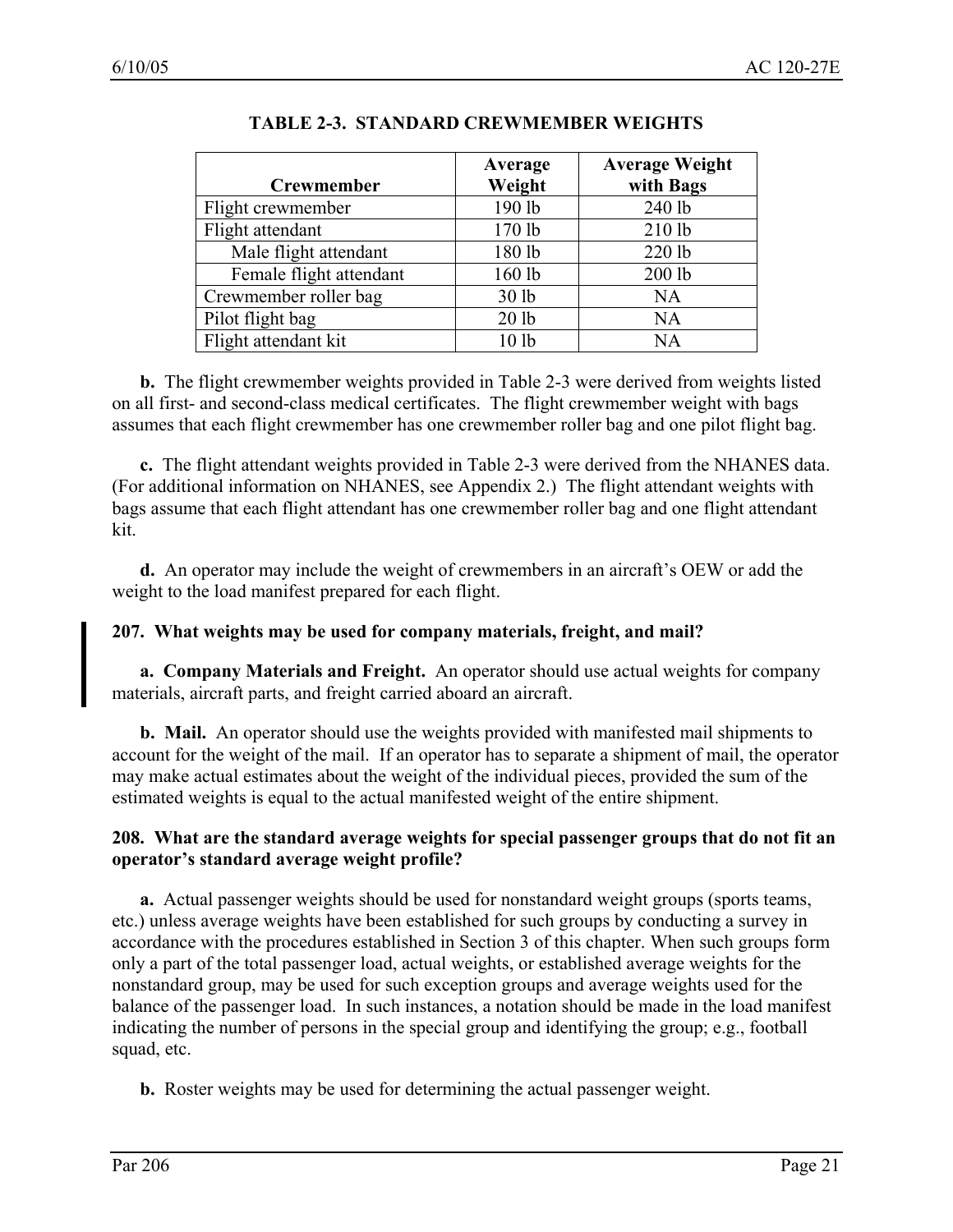**TABLE 2-3. STANDARD CREWMEMBER WEIGHTS**

| Crewmember | Average Weight | Average Weight with Bags |
|---|---|---|
| Flight crewmember | 190 lb | 240 lb |
| Flight attendant | 170 lb | 210 lb |
| Male flight attendant | 180 lb | 220 lb |
| Female flight attendant | 160 lb | 200 lb |
| Crewmember roller bag | 30 lb | NA |
| Pilot flight bag | 20 lb | NA |
| Flight attendant kit | 10 lb | NA |

**b.** The flight crewmember weights provided in Table 2-3 were derived from weights listed on all first- and second-class medical certificates. The flight crewmember weight with bags assumes that each flight crewmember has one crewmember roller bag and one pilot flight bag.

**c.** The flight attendant weights provided in Table 2-3 were derived from the NHANES data. (For additional information on NHANES, see Appendix 2.) The flight attendant weights with bags assume that each flight attendant has one crewmember roller bag and one flight attendant kit.

**d.** An operator may include the weight of crewmembers in an aircraft's OEW or add the weight to the load manifest prepared for each flight.

### 207. What weights may be used for company materials, freight, and mail?

**a. Company Materials and Freight.** An operator should use actual weights for company materials, aircraft parts, and freight carried aboard an aircraft.

**b. Mail.** An operator should use the weights provided with manifested mail shipments to account for the weight of the mail. If an operator has to separate a shipment of mail, the operator may make actual estimates about the weight of the individual pieces, provided the sum of the estimated weights is equal to the actual manifested weight of the entire shipment.

### 208. What are the standard average weights for special passenger groups that do not fit an operator's standard average weight profile?

**a.** Actual passenger weights should be used for nonstandard weight groups (sports teams, etc.) unless average weights have been established for such groups by conducting a survey in accordance with the procedures established in Section 3 of this chapter. When such groups form only a part of the total passenger load, actual weights, or established average weights for the nonstandard group, may be used for such exception groups and average weights used for the balance of the passenger load. In such instances, a notation should be made in the load manifest indicating the number of persons in the special group and identifying the group; e.g., football squad, etc.

**b.** Roster weights may be used for determining the actual passenger weight.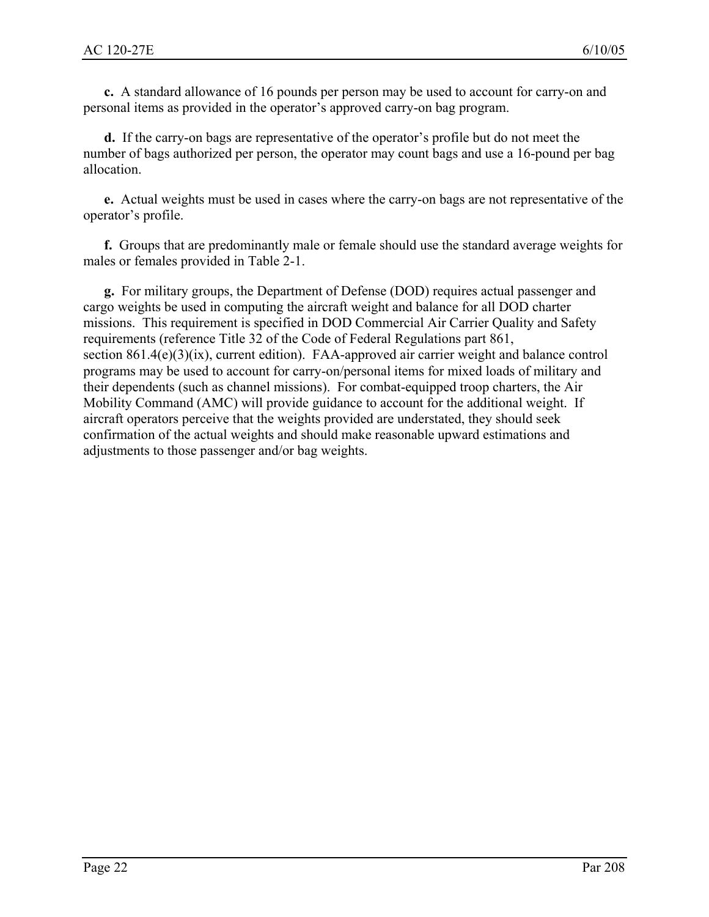**c.** A standard allowance of 16 pounds per person may be used to account for carry-on and personal items as provided in the operator's approved carry-on bag program.

**d.** If the carry-on bags are representative of the operator's profile but do not meet the number of bags authorized per person, the operator may count bags and use a 16-pound per bag allocation.

**e.** Actual weights must be used in cases where the carry-on bags are not representative of the operator's profile.

**f.** Groups that are predominantly male or female should use the standard average weights for males or females provided in Table 2-1.

**g.** For military groups, the Department of Defense (DOD) requires actual passenger and cargo weights be used in computing the aircraft weight and balance for all DOD charter missions. This requirement is specified in DOD Commercial Air Carrier Quality and Safety requirements (reference Title 32 of the Code of Federal Regulations part 861, section 861.4(e)(3)(ix), current edition). FAA-approved air carrier weight and balance control programs may be used to account for carry-on/personal items for mixed loads of military and their dependents (such as channel missions). For combat-equipped troop charters, the Air Mobility Command (AMC) will provide guidance to account for the additional weight. If aircraft operators perceive that the weights provided are understated, they should seek confirmation of the actual weights and should make reasonable upward estimations and adjustments to those passenger and/or bag weights.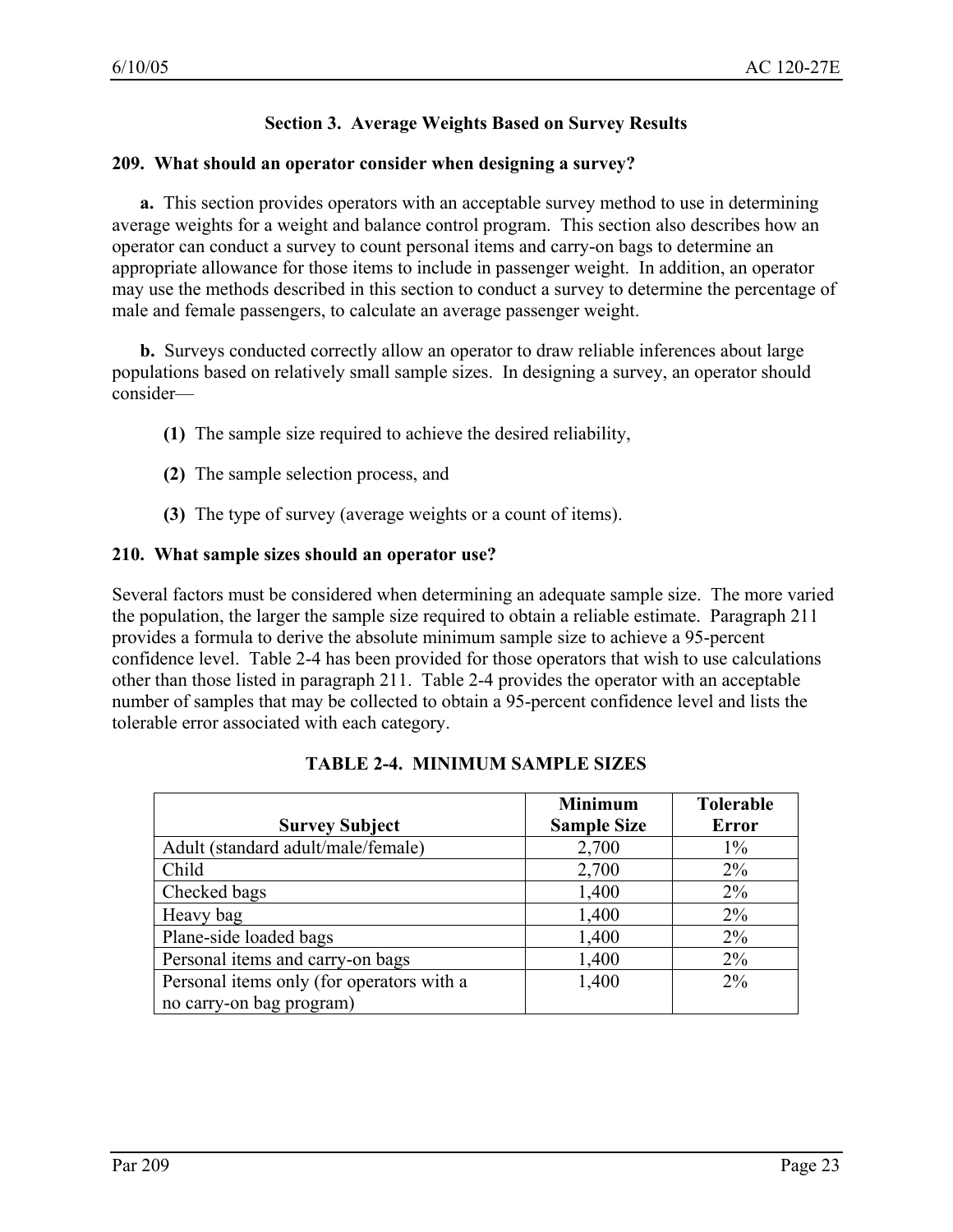## Section 3. Average Weights Based on Survey Results

### 209. What should an operator consider when designing a survey?

**a.** This section provides operators with an acceptable survey method to use in determining average weights for a weight and balance control program. This section also describes how an operator can conduct a survey to count personal items and carry-on bags to determine an appropriate allowance for those items to include in passenger weight. In addition, an operator may use the methods described in this section to conduct a survey to determine the percentage of male and female passengers, to calculate an average passenger weight.

**b.** Surveys conducted correctly allow an operator to draw reliable inferences about large populations based on relatively small sample sizes. In designing a survey, an operator should consider—

**(1)** The sample size required to achieve the desired reliability,

**(2)** The sample selection process, and

**(3)** The type of survey (average weights or a count of items).

### 210. What sample sizes should an operator use?

Several factors must be considered when determining an adequate sample size. The more varied the population, the larger the sample size required to obtain a reliable estimate. Paragraph 211 provides a formula to derive the absolute minimum sample size to achieve a 95-percent confidence level. Table 2-4 has been provided for those operators that wish to use calculations other than those listed in paragraph 211. Table 2-4 provides the operator with an acceptable number of samples that may be collected to obtain a 95-percent confidence level and lists the tolerable error associated with each category.

**TABLE 2-4. MINIMUM SAMPLE SIZES**

| Survey Subject | Minimum Sample Size | Tolerable Error |
|---|---|---|
| Adult (standard adult/male/female) | 2,700 | 1% |
| Child | 2,700 | 2% |
| Checked bags | 1,400 | 2% |
| Heavy bag | 1,400 | 2% |
| Plane-side loaded bags | 1,400 | 2% |
| Personal items and carry-on bags | 1,400 | 2% |
| Personal items only (for operators with a no carry-on bag program) | 1,400 | 2% |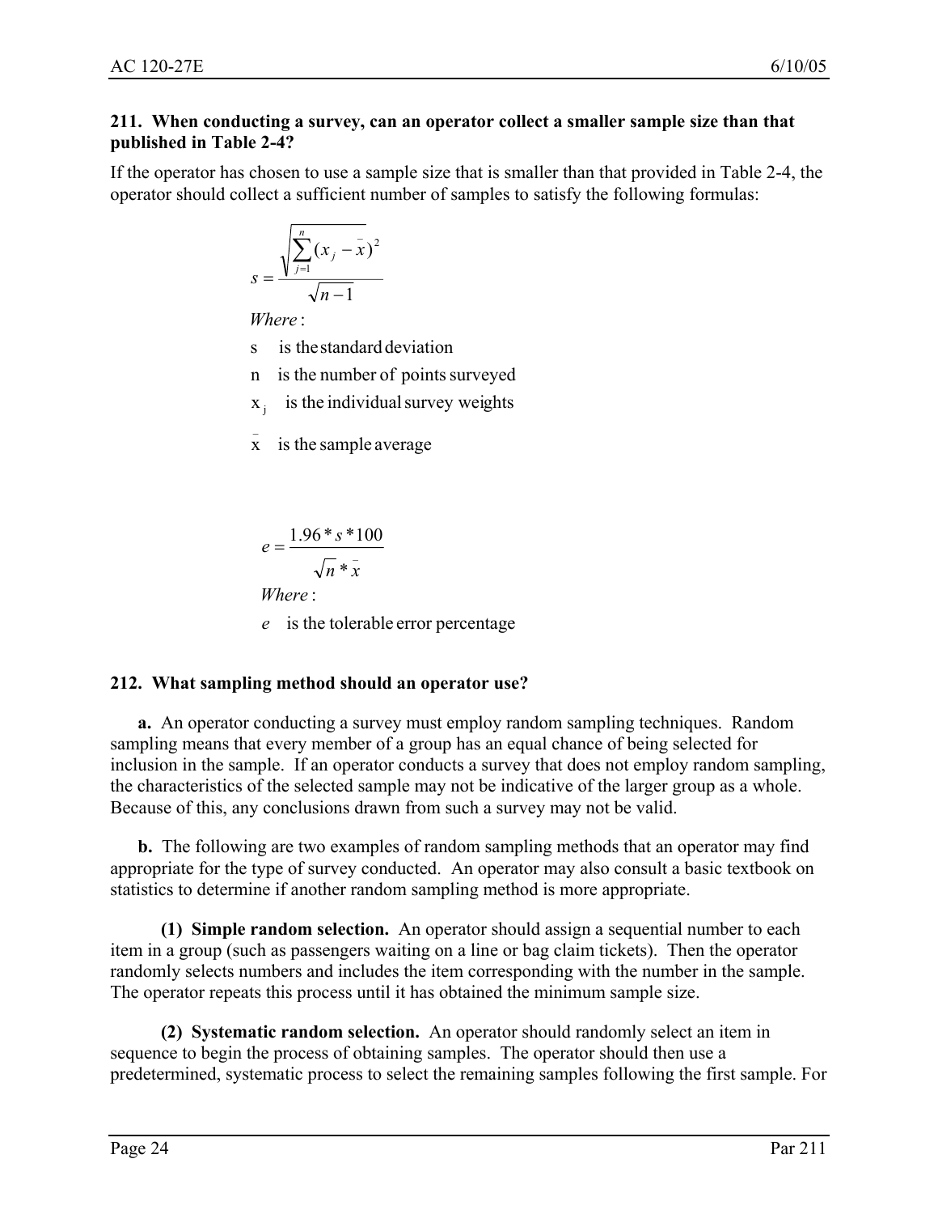**211. When conducting a survey, can an operator collect a smaller sample size than that published in Table 2-4?**

If the operator has chosen to use a sample size that is smaller than that provided in Table 2-4, the operator should collect a sufficient number of samples to satisfy the following formulas:

$$s = \frac{\sqrt{\sum_{j=1}^{n}(x_j - \bar{x})^2}}{\sqrt{n-1}}$$

*Where*:

s is the standard deviation

n is the number of points surveyed

$x_j$ is the individual survey weights

$\bar{x}$ is the sample average

$$e = \frac{1.96 * s * 100}{\sqrt{n} * \bar{x}}$$

*Where*:

$e$ is the tolerable error percentage

**212. What sampling method should an operator use?**

**a.** An operator conducting a survey must employ random sampling techniques. Random sampling means that every member of a group has an equal chance of being selected for inclusion in the sample. If an operator conducts a survey that does not employ random sampling, the characteristics of the selected sample may not be indicative of the larger group as a whole. Because of this, any conclusions drawn from such a survey may not be valid.

**b.** The following are two examples of random sampling methods that an operator may find appropriate for the type of survey conducted. An operator may also consult a basic textbook on statistics to determine if another random sampling method is more appropriate.

**(1) Simple random selection.** An operator should assign a sequential number to each item in a group (such as passengers waiting on a line or bag claim tickets). Then the operator randomly selects numbers and includes the item corresponding with the number in the sample. The operator repeats this process until it has obtained the minimum sample size.

**(2) Systematic random selection.** An operator should randomly select an item in sequence to begin the process of obtaining samples. The operator should then use a predetermined, systematic process to select the remaining samples following the first sample. For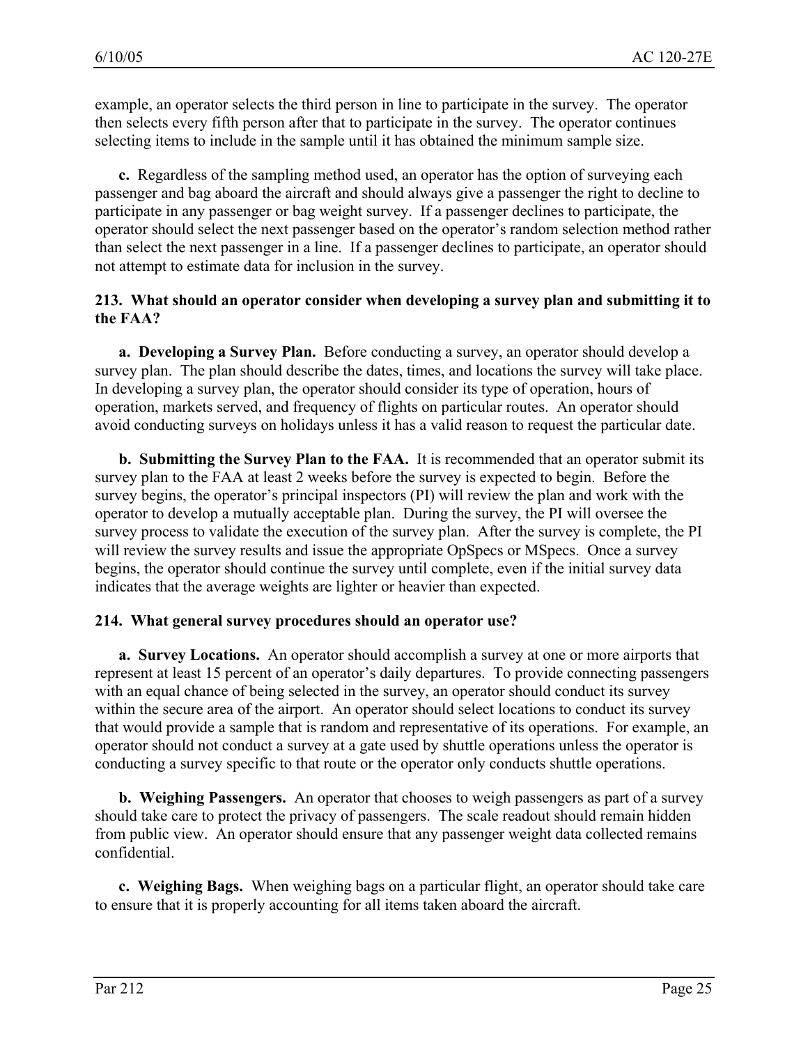example, an operator selects the third person in line to participate in the survey. The operator then selects every fifth person after that to participate in the survey. The operator continues selecting items to include in the sample until it has obtained the minimum sample size.

**c.** Regardless of the sampling method used, an operator has the option of surveying each passenger and bag aboard the aircraft and should always give a passenger the right to decline to participate in any passenger or bag weight survey. If a passenger declines to participate, the operator should select the next passenger based on the operator's random selection method rather than select the next passenger in a line. If a passenger declines to participate, an operator should not attempt to estimate data for inclusion in the survey.

### 213. What should an operator consider when developing a survey plan and submitting it to the FAA?

**a. Developing a Survey Plan.** Before conducting a survey, an operator should develop a survey plan. The plan should describe the dates, times, and locations the survey will take place. In developing a survey plan, the operator should consider its type of operation, hours of operation, markets served, and frequency of flights on particular routes. An operator should avoid conducting surveys on holidays unless it has a valid reason to request the particular date.

**b. Submitting the Survey Plan to the FAA.** It is recommended that an operator submit its survey plan to the FAA at least 2 weeks before the survey is expected to begin. Before the survey begins, the operator's principal inspectors (PI) will review the plan and work with the operator to develop a mutually acceptable plan. During the survey, the PI will oversee the survey process to validate the execution of the survey plan. After the survey is complete, the PI will review the survey results and issue the appropriate OpSpecs or MSpecs. Once a survey begins, the operator should continue the survey until complete, even if the initial survey data indicates that the average weights are lighter or heavier than expected.

### 214. What general survey procedures should an operator use?

**a. Survey Locations.** An operator should accomplish a survey at one or more airports that represent at least 15 percent of an operator's daily departures. To provide connecting passengers with an equal chance of being selected in the survey, an operator should conduct its survey within the secure area of the airport. An operator should select locations to conduct its survey that would provide a sample that is random and representative of its operations. For example, an operator should not conduct a survey at a gate used by shuttle operations unless the operator is conducting a survey specific to that route or the operator only conducts shuttle operations.

**b. Weighing Passengers.** An operator that chooses to weigh passengers as part of a survey should take care to protect the privacy of passengers. The scale readout should remain hidden from public view. An operator should ensure that any passenger weight data collected remains confidential.

**c. Weighing Bags.** When weighing bags on a particular flight, an operator should take care to ensure that it is properly accounting for all items taken aboard the aircraft.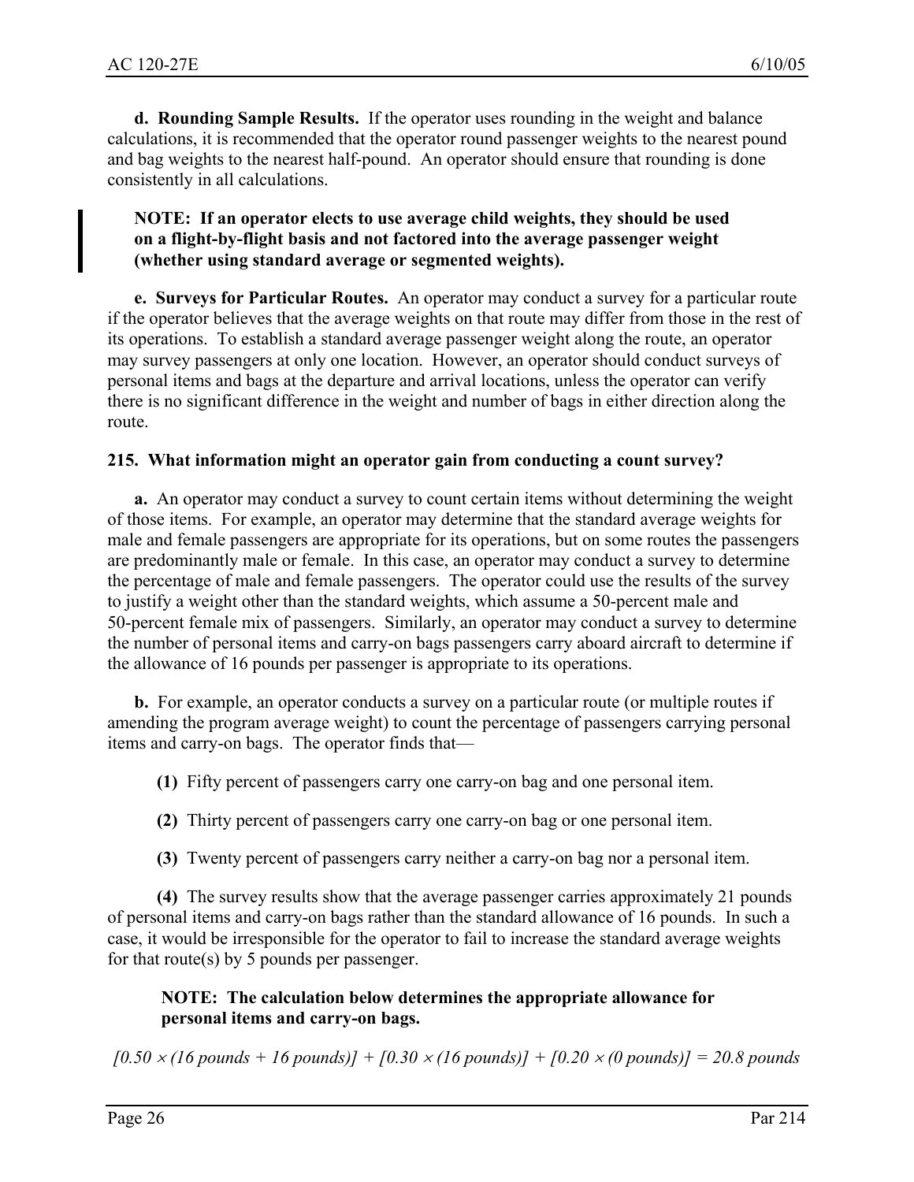**d. Rounding Sample Results.** If the operator uses rounding in the weight and balance calculations, it is recommended that the operator round passenger weights to the nearest pound and bag weights to the nearest half-pound. An operator should ensure that rounding is done consistently in all calculations.

**NOTE: If an operator elects to use average child weights, they should be used on a flight-by-flight basis and not factored into the average passenger weight (whether using standard average or segmented weights).**

**e. Surveys for Particular Routes.** An operator may conduct a survey for a particular route if the operator believes that the average weights on that route may differ from those in the rest of its operations. To establish a standard average passenger weight along the route, an operator may survey passengers at only one location. However, an operator should conduct surveys of personal items and bags at the departure and arrival locations, unless the operator can verify there is no significant difference in the weight and number of bags in either direction along the route.

**215. What information might an operator gain from conducting a count survey?**

**a.** An operator may conduct a survey to count certain items without determining the weight of those items. For example, an operator may determine that the standard average weights for male and female passengers are appropriate for its operations, but on some routes the passengers are predominantly male or female. In this case, an operator may conduct a survey to determine the percentage of male and female passengers. The operator could use the results of the survey to justify a weight other than the standard weights, which assume a 50-percent male and 50-percent female mix of passengers. Similarly, an operator may conduct a survey to determine the number of personal items and carry-on bags passengers carry aboard aircraft to determine if the allowance of 16 pounds per passenger is appropriate to its operations.

**b.** For example, an operator conducts a survey on a particular route (or multiple routes if amending the program average weight) to count the percentage of passengers carrying personal items and carry-on bags. The operator finds that—

**(1)** Fifty percent of passengers carry one carry-on bag and one personal item.

**(2)** Thirty percent of passengers carry one carry-on bag or one personal item.

**(3)** Twenty percent of passengers carry neither a carry-on bag nor a personal item.

**(4)** The survey results show that the average passenger carries approximately 21 pounds of personal items and carry-on bags rather than the standard allowance of 16 pounds. In such a case, it would be irresponsible for the operator to fail to increase the standard average weights for that route(s) by 5 pounds per passenger.

**NOTE: The calculation below determines the appropriate allowance for personal items and carry-on bags.**

$$[0.50 \times (16 \text{ pounds} + 16 \text{ pounds})] + [0.30 \times (16 \text{ pounds})] + [0.20 \times (0 \text{ pounds})] = 20.8 \text{ pounds}$$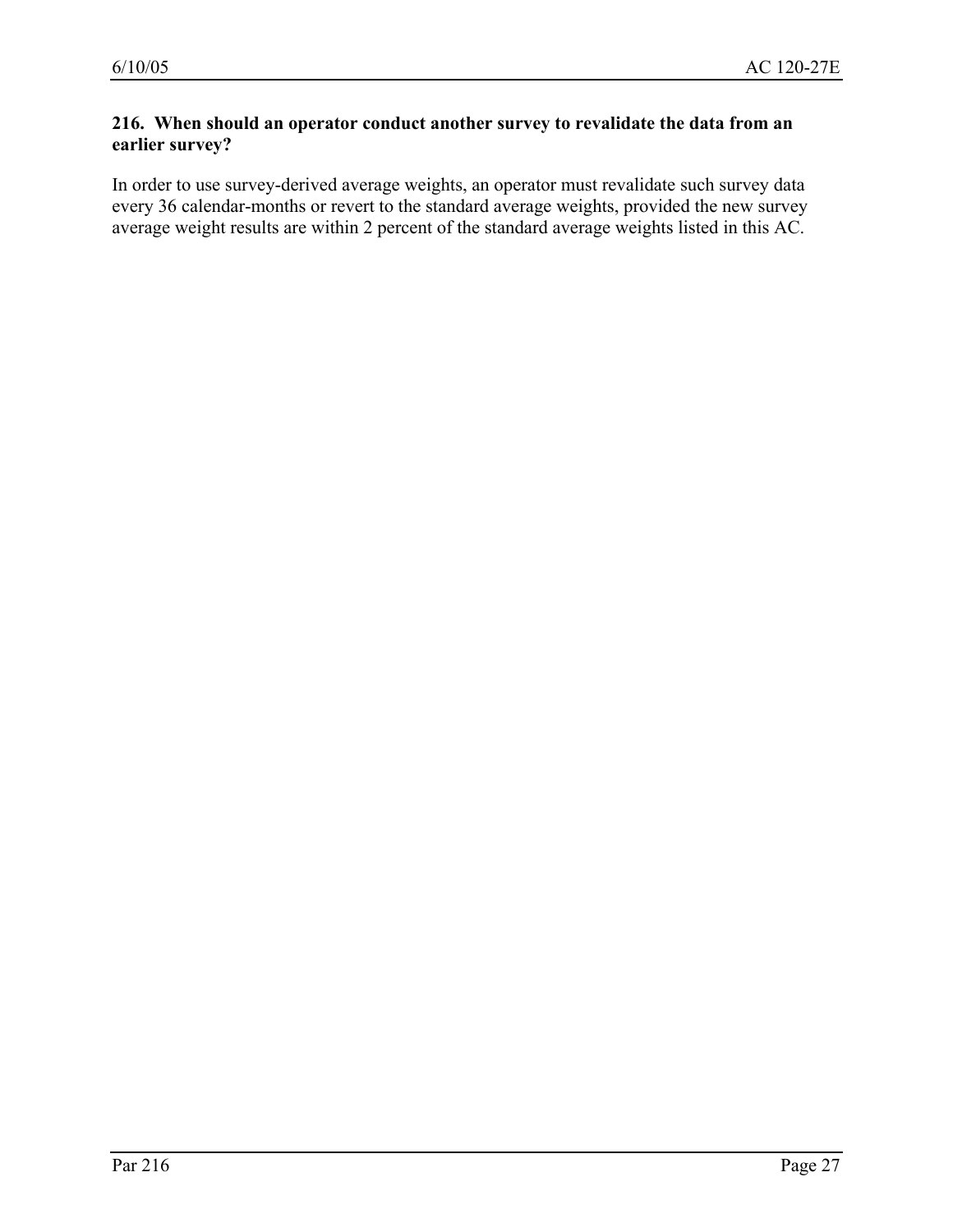**216. When should an operator conduct another survey to revalidate the data from an earlier survey?**

In order to use survey-derived average weights, an operator must revalidate such survey data every 36 calendar-months or revert to the standard average weights, provided the new survey average weight results are within 2 percent of the standard average weights listed in this AC.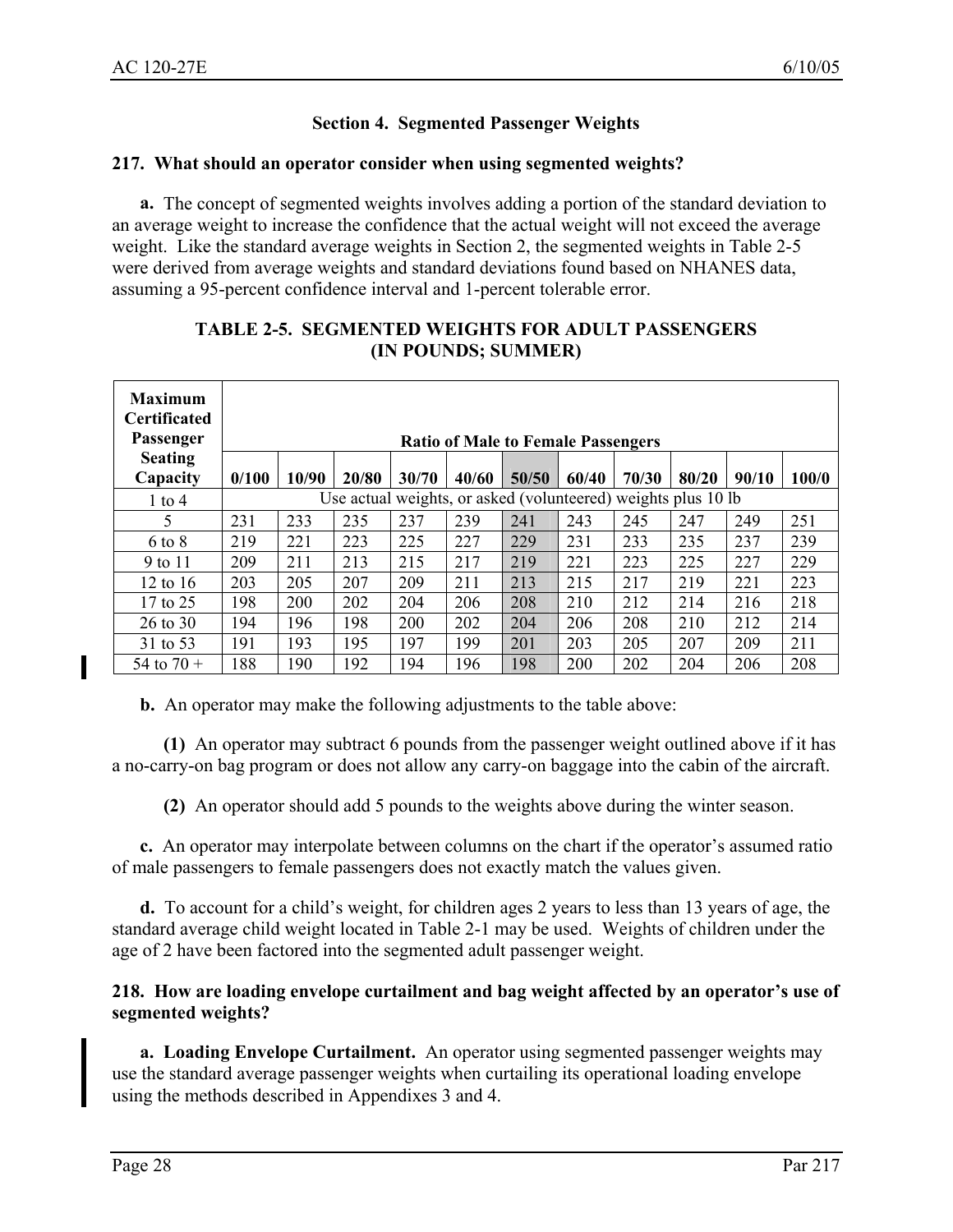## Section 4. Segmented Passenger Weights

**217. What should an operator consider when using segmented weights?**

**a.** The concept of segmented weights involves adding a portion of the standard deviation to an average weight to increase the confidence that the actual weight will not exceed the average weight. Like the standard average weights in Section 2, the segmented weights in Table 2-5 were derived from average weights and standard deviations found based on NHANES data, assuming a 95-percent confidence interval and 1-percent tolerable error.

**TABLE 2-5. SEGMENTED WEIGHTS FOR ADULT PASSENGERS (IN POUNDS; SUMMER)**

| Maximum Certificated Passenger Seating Capacity | Ratio of Male to Female Passengers | | | | | | | | | | |
|---|---|---|---|---|---|---|---|---|---|---|---|
| | 0/100 | 10/90 | 20/80 | 30/70 | 40/60 | 50/50 | 60/40 | 70/30 | 80/20 | 90/10 | 100/0 |
| 1 to 4 | Use actual weights, or asked (volunteered) weights plus 10 lb | | | | | | | | | | |
| 5 | 231 | 233 | 235 | 237 | 239 | 241 | 243 | 245 | 247 | 249 | 251 |
| 6 to 8 | 219 | 221 | 223 | 225 | 227 | 229 | 231 | 233 | 235 | 237 | 239 |
| 9 to 11 | 209 | 211 | 213 | 215 | 217 | 219 | 221 | 223 | 225 | 227 | 229 |
| 12 to 16 | 203 | 205 | 207 | 209 | 211 | 213 | 215 | 217 | 219 | 221 | 223 |
| 17 to 25 | 198 | 200 | 202 | 204 | 206 | 208 | 210 | 212 | 214 | 216 | 218 |
| 26 to 30 | 194 | 196 | 198 | 200 | 202 | 204 | 206 | 208 | 210 | 212 | 214 |
| 31 to 53 | 191 | 193 | 195 | 197 | 199 | 201 | 203 | 205 | 207 | 209 | 211 |
| 54 to 70 + | 188 | 190 | 192 | 194 | 196 | 198 | 200 | 202 | 204 | 206 | 208 |

**b.** An operator may make the following adjustments to the table above:

**(1)** An operator may subtract 6 pounds from the passenger weight outlined above if it has a no-carry-on bag program or does not allow any carry-on baggage into the cabin of the aircraft.

**(2)** An operator should add 5 pounds to the weights above during the winter season.

**c.** An operator may interpolate between columns on the chart if the operator's assumed ratio of male passengers to female passengers does not exactly match the values given.

**d.** To account for a child's weight, for children ages 2 years to less than 13 years of age, the standard average child weight located in Table 2-1 may be used. Weights of children under the age of 2 have been factored into the segmented adult passenger weight.

**218. How are loading envelope curtailment and bag weight affected by an operator's use of segmented weights?**

**a. Loading Envelope Curtailment.** An operator using segmented passenger weights may use the standard average passenger weights when curtailing its operational loading envelope using the methods described in Appendixes 3 and 4.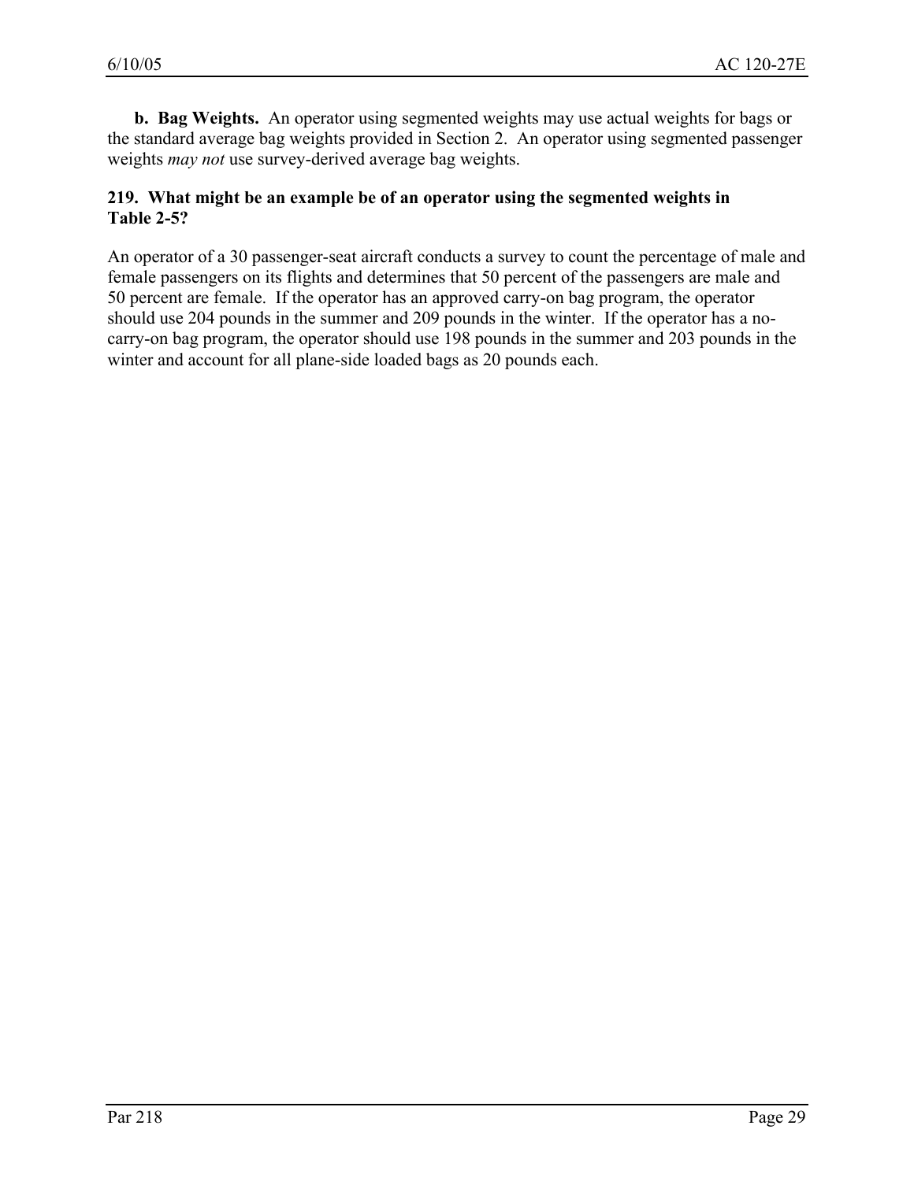**b. Bag Weights.** An operator using segmented weights may use actual weights for bags or the standard average bag weights provided in Section 2. An operator using segmented passenger weights *may not* use survey-derived average bag weights.

### 219. What might be an example be of an operator using the segmented weights in Table 2-5?

An operator of a 30 passenger-seat aircraft conducts a survey to count the percentage of male and female passengers on its flights and determines that 50 percent of the passengers are male and 50 percent are female. If the operator has an approved carry-on bag program, the operator should use 204 pounds in the summer and 209 pounds in the winter. If the operator has a no-carry-on bag program, the operator should use 198 pounds in the summer and 203 pounds in the winter and account for all plane-side loaded bags as 20 pounds each.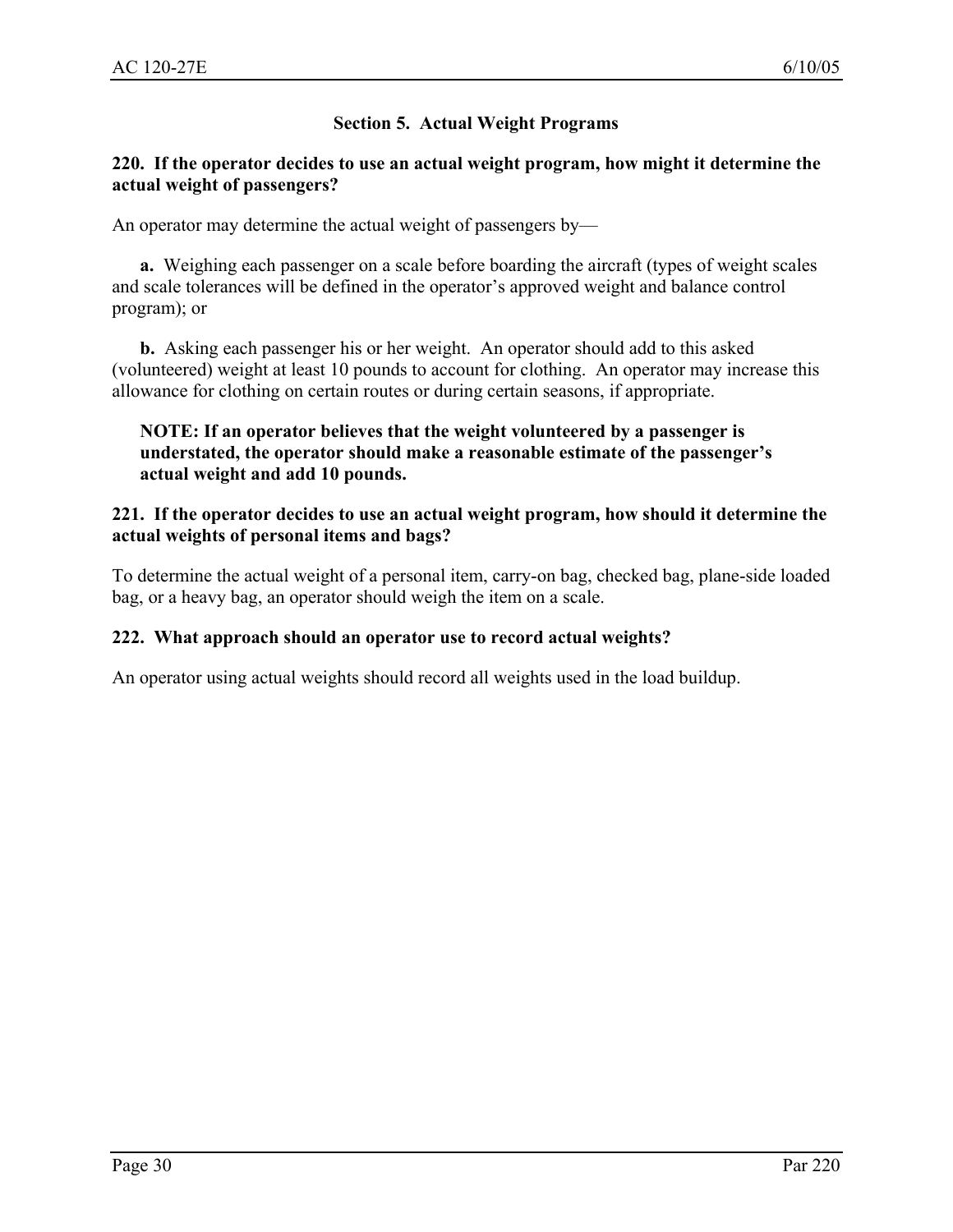## Section 5. Actual Weight Programs

**220. If the operator decides to use an actual weight program, how might it determine the actual weight of passengers?**

An operator may determine the actual weight of passengers by—

**a.** Weighing each passenger on a scale before boarding the aircraft (types of weight scales and scale tolerances will be defined in the operator's approved weight and balance control program); or

**b.** Asking each passenger his or her weight. An operator should add to this asked (volunteered) weight at least 10 pounds to account for clothing. An operator may increase this allowance for clothing on certain routes or during certain seasons, if appropriate.

> **NOTE: If an operator believes that the weight volunteered by a passenger is understated, the operator should make a reasonable estimate of the passenger's actual weight and add 10 pounds.**

**221. If the operator decides to use an actual weight program, how should it determine the actual weights of personal items and bags?**

To determine the actual weight of a personal item, carry-on bag, checked bag, plane-side loaded bag, or a heavy bag, an operator should weigh the item on a scale.

**222. What approach should an operator use to record actual weights?**

An operator using actual weights should record all weights used in the load buildup.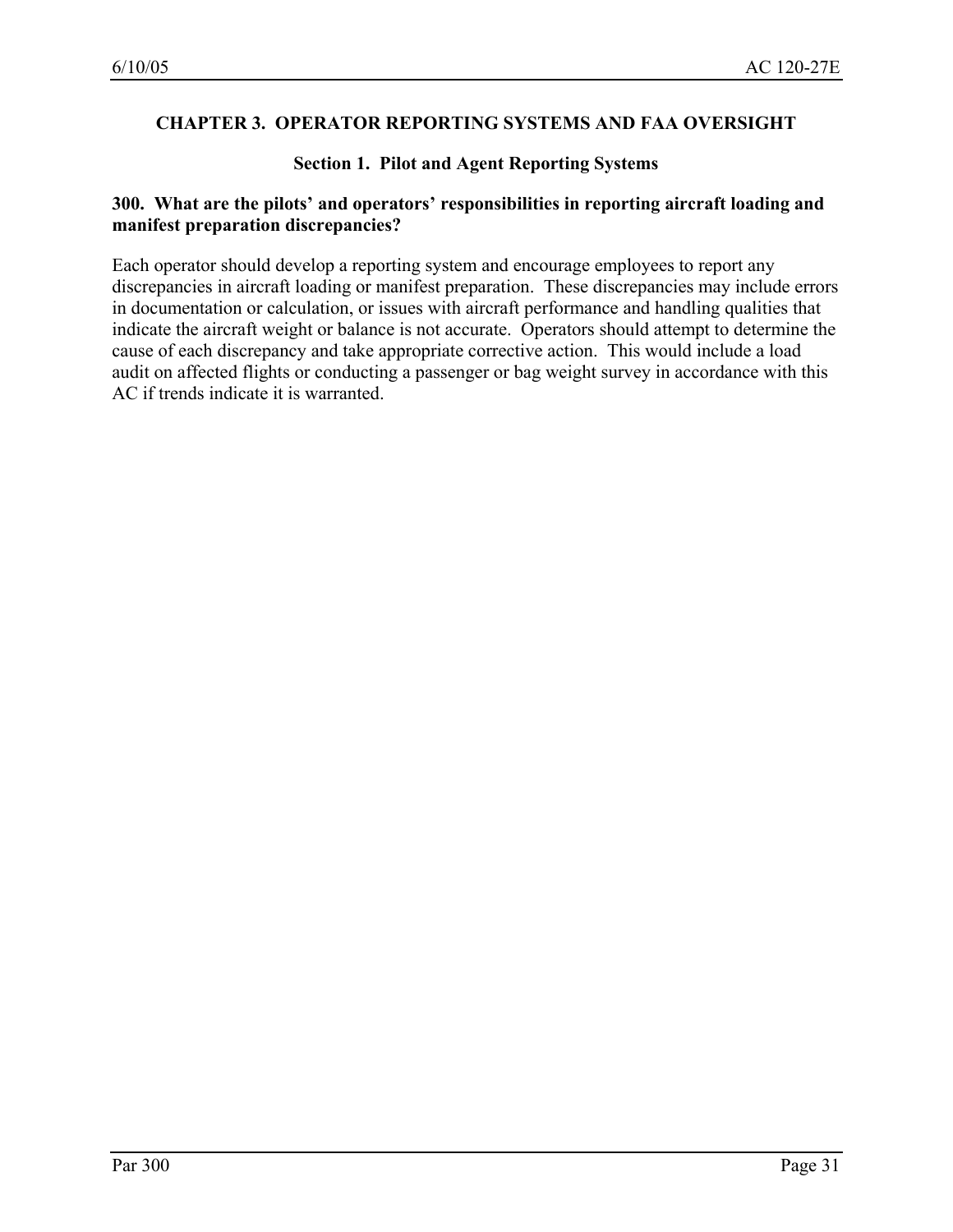## CHAPTER 3. OPERATOR REPORTING SYSTEMS AND FAA OVERSIGHT

### Section 1. Pilot and Agent Reporting Systems

**300. What are the pilots' and operators' responsibilities in reporting aircraft loading and manifest preparation discrepancies?**

Each operator should develop a reporting system and encourage employees to report any discrepancies in aircraft loading or manifest preparation. These discrepancies may include errors in documentation or calculation, or issues with aircraft performance and handling qualities that indicate the aircraft weight or balance is not accurate. Operators should attempt to determine the cause of each discrepancy and take appropriate corrective action. This would include a load audit on affected flights or conducting a passenger or bag weight survey in accordance with this AC if trends indicate it is warranted.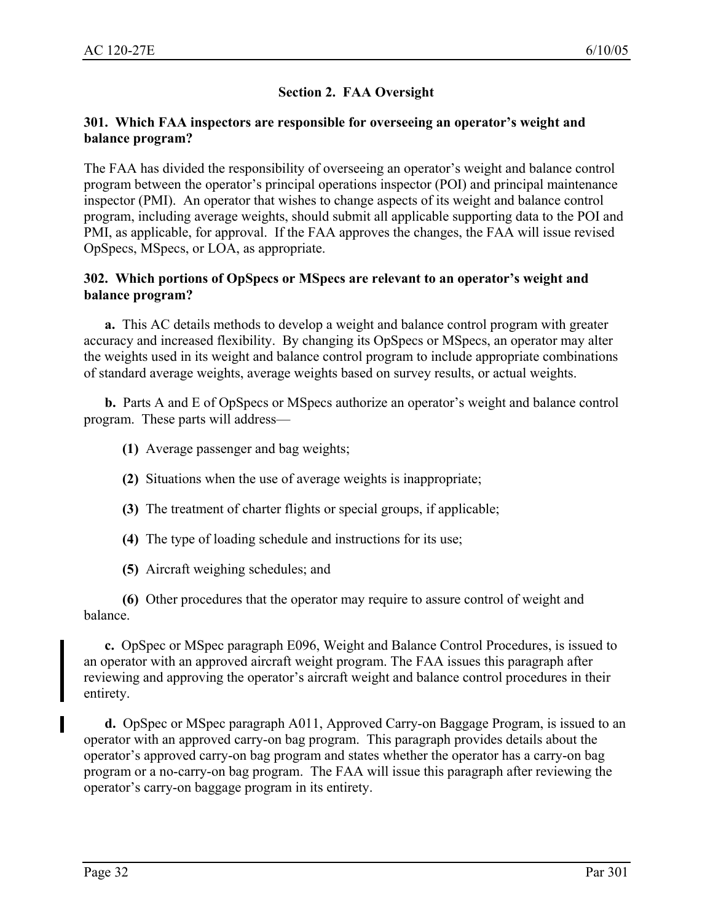## Section 2. FAA Oversight

### 301. Which FAA inspectors are responsible for overseeing an operator's weight and balance program?

The FAA has divided the responsibility of overseeing an operator's weight and balance control program between the operator's principal operations inspector (POI) and principal maintenance inspector (PMI). An operator that wishes to change aspects of its weight and balance control program, including average weights, should submit all applicable supporting data to the POI and PMI, as applicable, for approval. If the FAA approves the changes, the FAA will issue revised OpSpecs, MSpecs, or LOA, as appropriate.

### 302. Which portions of OpSpecs or MSpecs are relevant to an operator's weight and balance program?

**a.** This AC details methods to develop a weight and balance control program with greater accuracy and increased flexibility. By changing its OpSpecs or MSpecs, an operator may alter the weights used in its weight and balance control program to include appropriate combinations of standard average weights, average weights based on survey results, or actual weights.

**b.** Parts A and E of OpSpecs or MSpecs authorize an operator's weight and balance control program. These parts will address—

**(1)** Average passenger and bag weights;

**(2)** Situations when the use of average weights is inappropriate;

**(3)** The treatment of charter flights or special groups, if applicable;

**(4)** The type of loading schedule and instructions for its use;

**(5)** Aircraft weighing schedules; and

**(6)** Other procedures that the operator may require to assure control of weight and balance.

**c.** OpSpec or MSpec paragraph E096, Weight and Balance Control Procedures, is issued to an operator with an approved aircraft weight program. The FAA issues this paragraph after reviewing and approving the operator's aircraft weight and balance control procedures in their entirety.

**d.** OpSpec or MSpec paragraph A011, Approved Carry-on Baggage Program, is issued to an operator with an approved carry-on bag program. This paragraph provides details about the operator's approved carry-on bag program and states whether the operator has a carry-on bag program or a no-carry-on bag program. The FAA will issue this paragraph after reviewing the operator's carry-on baggage program in its entirety.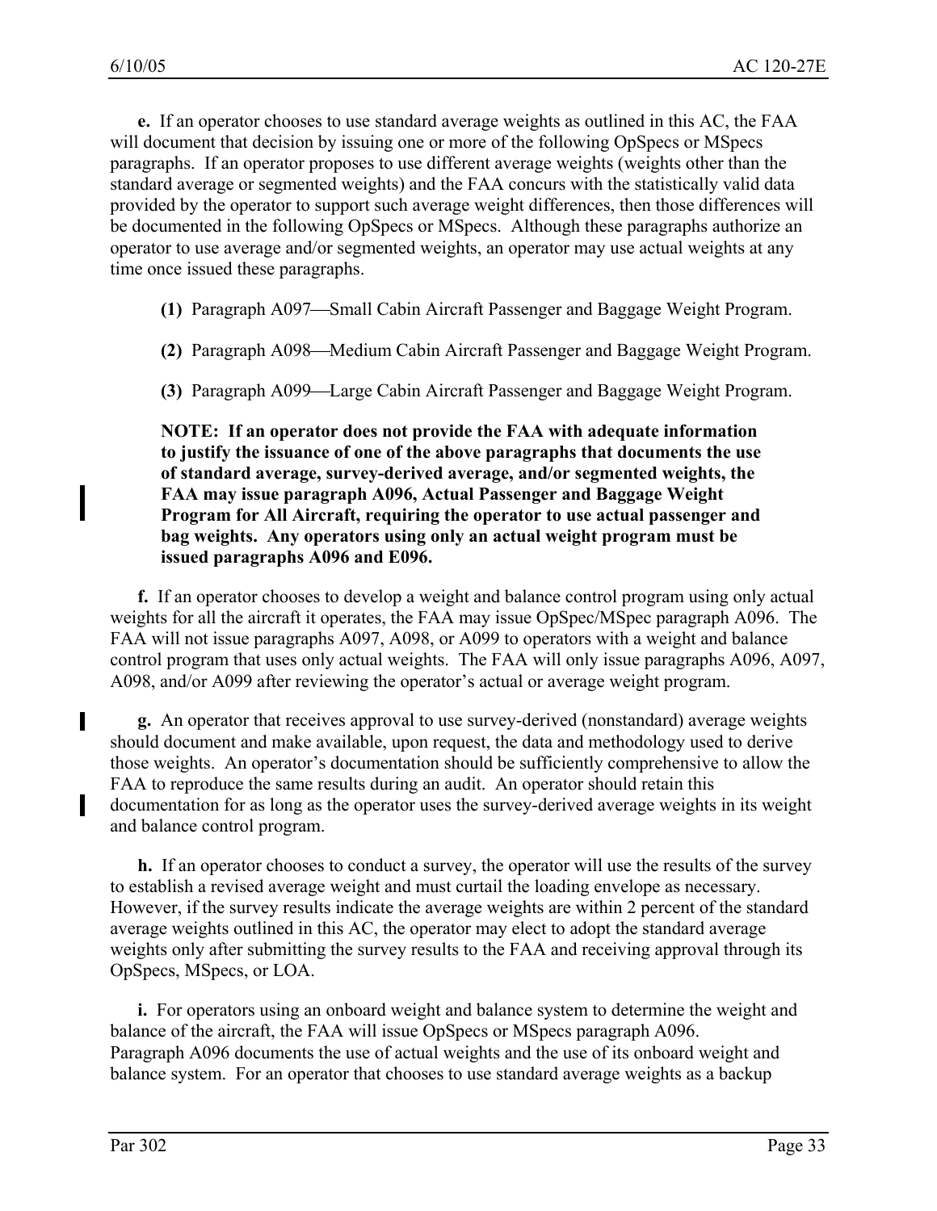**e.** If an operator chooses to use standard average weights as outlined in this AC, the FAA will document that decision by issuing one or more of the following OpSpecs or MSpecs paragraphs. If an operator proposes to use different average weights (weights other than the standard average or segmented weights) and the FAA concurs with the statistically valid data provided by the operator to support such average weight differences, then those differences will be documented in the following OpSpecs or MSpecs. Although these paragraphs authorize an operator to use average and/or segmented weights, an operator may use actual weights at any time once issued these paragraphs.

**(1)** Paragraph A097—Small Cabin Aircraft Passenger and Baggage Weight Program.

**(2)** Paragraph A098—Medium Cabin Aircraft Passenger and Baggage Weight Program.

**(3)** Paragraph A099—Large Cabin Aircraft Passenger and Baggage Weight Program.

**NOTE: If an operator does not provide the FAA with adequate information to justify the issuance of one of the above paragraphs that documents the use of standard average, survey-derived average, and/or segmented weights, the FAA may issue paragraph A096, Actual Passenger and Baggage Weight Program for All Aircraft, requiring the operator to use actual passenger and bag weights. Any operators using only an actual weight program must be issued paragraphs A096 and E096.**

**f.** If an operator chooses to develop a weight and balance control program using only actual weights for all the aircraft it operates, the FAA may issue OpSpec/MSpec paragraph A096. The FAA will not issue paragraphs A097, A098, or A099 to operators with a weight and balance control program that uses only actual weights. The FAA will only issue paragraphs A096, A097, A098, and/or A099 after reviewing the operator's actual or average weight program.

**g.** An operator that receives approval to use survey-derived (nonstandard) average weights should document and make available, upon request, the data and methodology used to derive those weights. An operator's documentation should be sufficiently comprehensive to allow the FAA to reproduce the same results during an audit. An operator should retain this documentation for as long as the operator uses the survey-derived average weights in its weight and balance control program.

**h.** If an operator chooses to conduct a survey, the operator will use the results of the survey to establish a revised average weight and must curtail the loading envelope as necessary. However, if the survey results indicate the average weights are within 2 percent of the standard average weights outlined in this AC, the operator may elect to adopt the standard average weights only after submitting the survey results to the FAA and receiving approval through its OpSpecs, MSpecs, or LOA.

**i.** For operators using an onboard weight and balance system to determine the weight and balance of the aircraft, the FAA will issue OpSpecs or MSpecs paragraph A096. Paragraph A096 documents the use of actual weights and the use of its onboard weight and balance system. For an operator that chooses to use standard average weights as a backup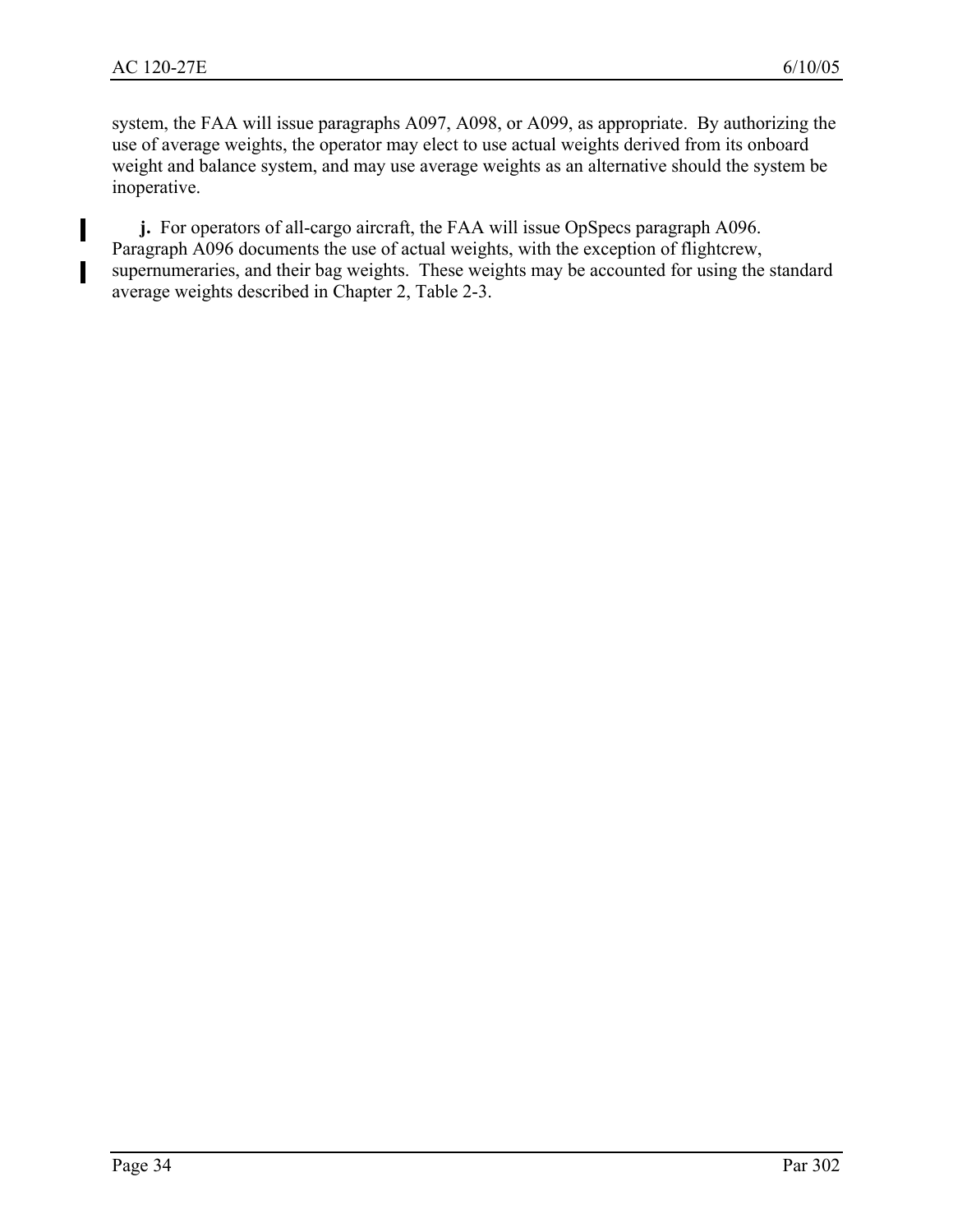system, the FAA will issue paragraphs A097, A098, or A099, as appropriate. By authorizing the use of average weights, the operator may elect to use actual weights derived from its onboard weight and balance system, and may use average weights as an alternative should the system be inoperative.

**j.** For operators of all-cargo aircraft, the FAA will issue OpSpecs paragraph A096. Paragraph A096 documents the use of actual weights, with the exception of flightcrew, supernumeraries, and their bag weights. These weights may be accounted for using the standard average weights described in Chapter 2, Table 2-3.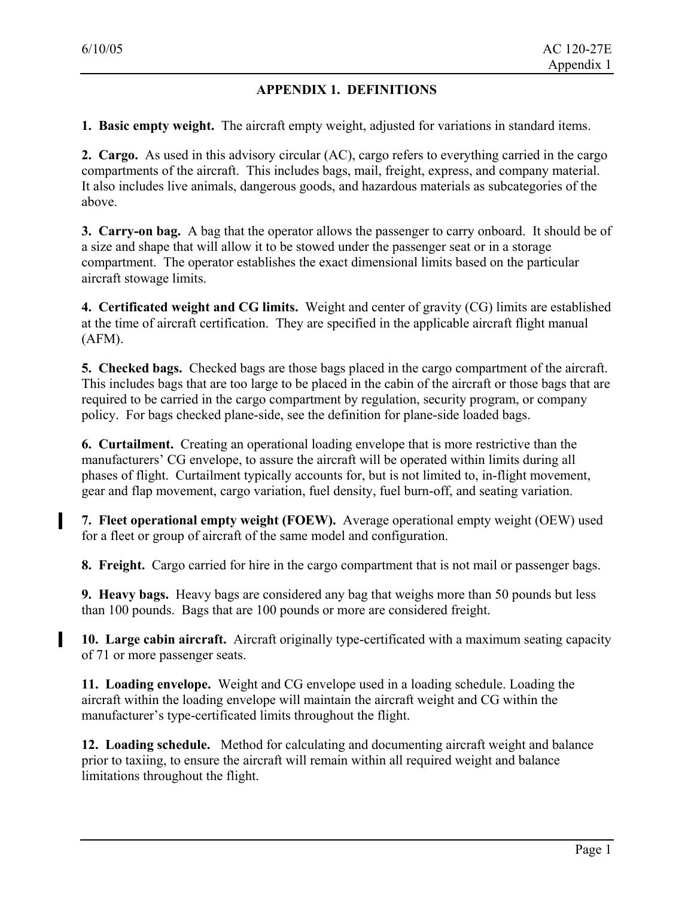## APPENDIX 1. DEFINITIONS

**1. Basic empty weight.** The aircraft empty weight, adjusted for variations in standard items.

**2. Cargo.** As used in this advisory circular (AC), cargo refers to everything carried in the cargo compartments of the aircraft. This includes bags, mail, freight, express, and company material. It also includes live animals, dangerous goods, and hazardous materials as subcategories of the above.

**3. Carry-on bag.** A bag that the operator allows the passenger to carry onboard. It should be of a size and shape that will allow it to be stowed under the passenger seat or in a storage compartment. The operator establishes the exact dimensional limits based on the particular aircraft stowage limits.

**4. Certificated weight and CG limits.** Weight and center of gravity (CG) limits are established at the time of aircraft certification. They are specified in the applicable aircraft flight manual (AFM).

**5. Checked bags.** Checked bags are those bags placed in the cargo compartment of the aircraft. This includes bags that are too large to be placed in the cabin of the aircraft or those bags that are required to be carried in the cargo compartment by regulation, security program, or company policy. For bags checked plane-side, see the definition for plane-side loaded bags.

**6. Curtailment.** Creating an operational loading envelope that is more restrictive than the manufacturers' CG envelope, to assure the aircraft will be operated within limits during all phases of flight. Curtailment typically accounts for, but is not limited to, in-flight movement, gear and flap movement, cargo variation, fuel density, fuel burn-off, and seating variation.

**7. Fleet operational empty weight (FOEW).** Average operational empty weight (OEW) used for a fleet or group of aircraft of the same model and configuration.

**8. Freight.** Cargo carried for hire in the cargo compartment that is not mail or passenger bags.

**9. Heavy bags.** Heavy bags are considered any bag that weighs more than 50 pounds but less than 100 pounds. Bags that are 100 pounds or more are considered freight.

**10. Large cabin aircraft.** Aircraft originally type-certificated with a maximum seating capacity of 71 or more passenger seats.

**11. Loading envelope.** Weight and CG envelope used in a loading schedule. Loading the aircraft within the loading envelope will maintain the aircraft weight and CG within the manufacturer's type-certificated limits throughout the flight.

**12. Loading schedule.** Method for calculating and documenting aircraft weight and balance prior to taxiing, to ensure the aircraft will remain within all required weight and balance limitations throughout the flight.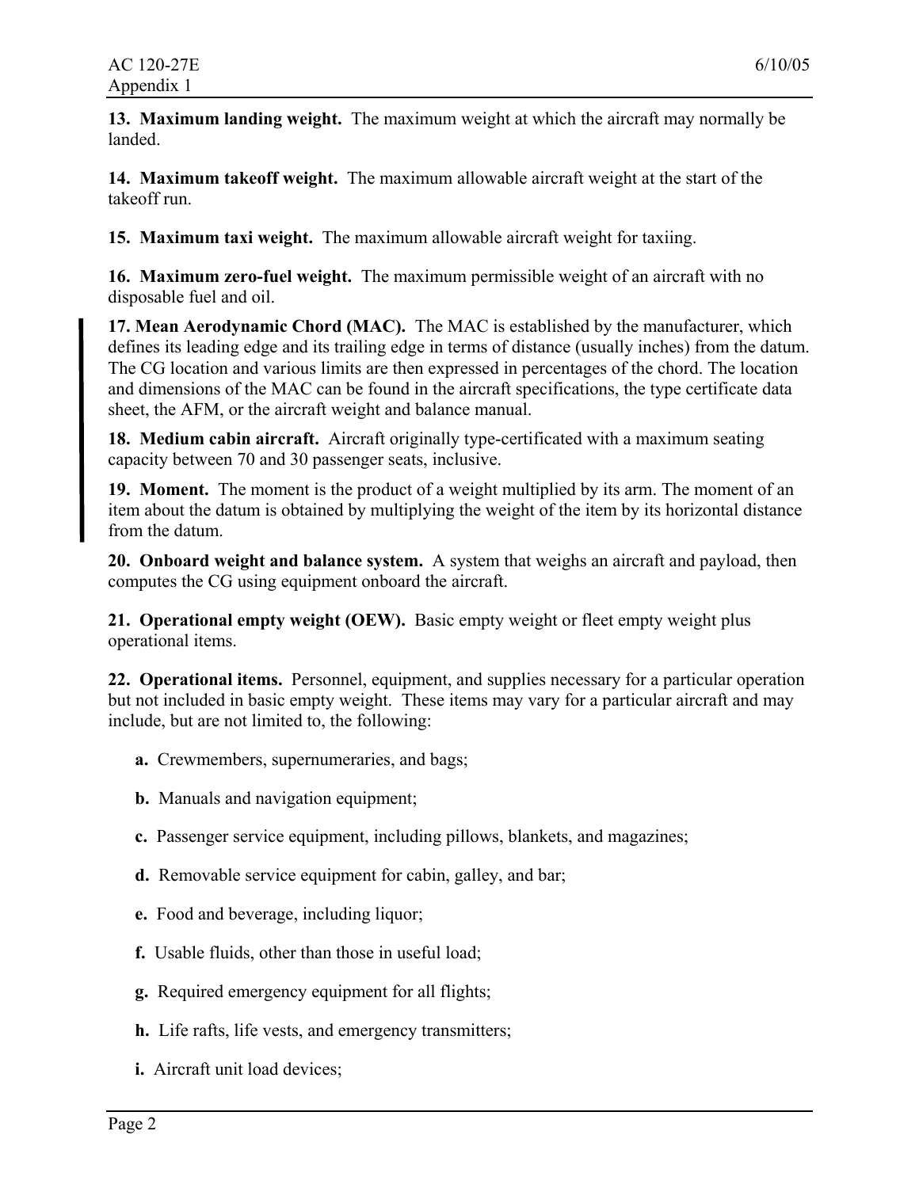**13. Maximum landing weight.** The maximum weight at which the aircraft may normally be landed.

**14. Maximum takeoff weight.** The maximum allowable aircraft weight at the start of the takeoff run.

**15. Maximum taxi weight.** The maximum allowable aircraft weight for taxiing.

**16. Maximum zero-fuel weight.** The maximum permissible weight of an aircraft with no disposable fuel and oil.

**17. Mean Aerodynamic Chord (MAC).** The MAC is established by the manufacturer, which defines its leading edge and its trailing edge in terms of distance (usually inches) from the datum. The CG location and various limits are then expressed in percentages of the chord. The location and dimensions of the MAC can be found in the aircraft specifications, the type certificate data sheet, the AFM, or the aircraft weight and balance manual.

**18. Medium cabin aircraft.** Aircraft originally type-certificated with a maximum seating capacity between 70 and 30 passenger seats, inclusive.

**19. Moment.** The moment is the product of a weight multiplied by its arm. The moment of an item about the datum is obtained by multiplying the weight of the item by its horizontal distance from the datum.

**20. Onboard weight and balance system.** A system that weighs an aircraft and payload, then computes the CG using equipment onboard the aircraft.

**21. Operational empty weight (OEW).** Basic empty weight or fleet empty weight plus operational items.

**22. Operational items.** Personnel, equipment, and supplies necessary for a particular operation but not included in basic empty weight. These items may vary for a particular aircraft and may include, but are not limited to, the following:

- **a.** Crewmembers, supernumeraries, and bags;
- **b.** Manuals and navigation equipment;
- **c.** Passenger service equipment, including pillows, blankets, and magazines;
- **d.** Removable service equipment for cabin, galley, and bar;
- **e.** Food and beverage, including liquor;
- **f.** Usable fluids, other than those in useful load;
- **g.** Required emergency equipment for all flights;
- **h.** Life rafts, life vests, and emergency transmitters;
- **i.** Aircraft unit load devices;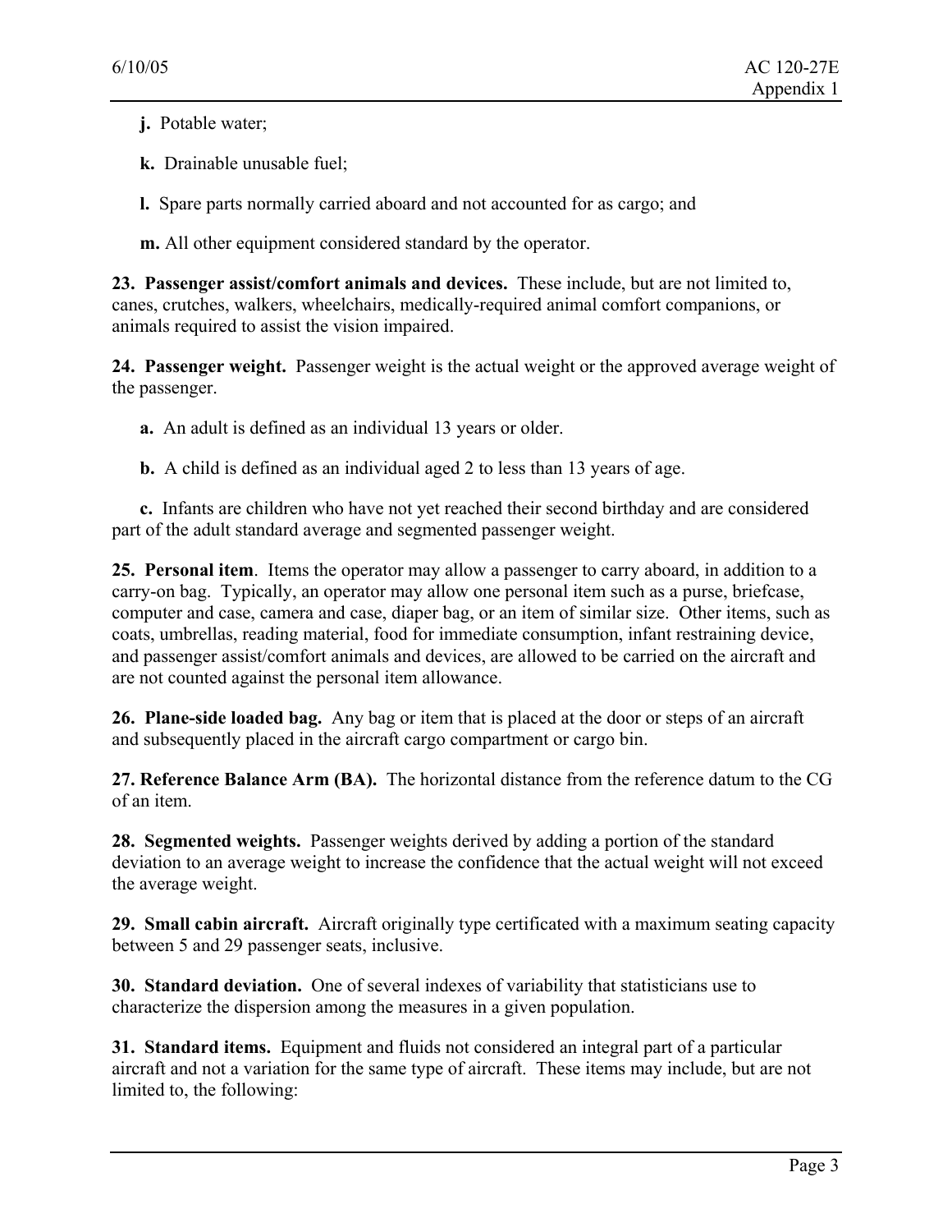**j.** Potable water;

**k.** Drainable unusable fuel;

**l.** Spare parts normally carried aboard and not accounted for as cargo; and

**m.** All other equipment considered standard by the operator.

**23. Passenger assist/comfort animals and devices.** These include, but are not limited to, canes, crutches, walkers, wheelchairs, medically-required animal comfort companions, or animals required to assist the vision impaired.

**24. Passenger weight.** Passenger weight is the actual weight or the approved average weight of the passenger.

**a.** An adult is defined as an individual 13 years or older.

**b.** A child is defined as an individual aged 2 to less than 13 years of age.

**c.** Infants are children who have not yet reached their second birthday and are considered part of the adult standard average and segmented passenger weight.

**25. Personal item**. Items the operator may allow a passenger to carry aboard, in addition to a carry-on bag. Typically, an operator may allow one personal item such as a purse, briefcase, computer and case, camera and case, diaper bag, or an item of similar size. Other items, such as coats, umbrellas, reading material, food for immediate consumption, infant restraining device, and passenger assist/comfort animals and devices, are allowed to be carried on the aircraft and are not counted against the personal item allowance.

**26. Plane-side loaded bag.** Any bag or item that is placed at the door or steps of an aircraft and subsequently placed in the aircraft cargo compartment or cargo bin.

**27. Reference Balance Arm (BA).** The horizontal distance from the reference datum to the CG of an item.

**28. Segmented weights.** Passenger weights derived by adding a portion of the standard deviation to an average weight to increase the confidence that the actual weight will not exceed the average weight.

**29. Small cabin aircraft.** Aircraft originally type certificated with a maximum seating capacity between 5 and 29 passenger seats, inclusive.

**30. Standard deviation.** One of several indexes of variability that statisticians use to characterize the dispersion among the measures in a given population.

**31. Standard items.** Equipment and fluids not considered an integral part of a particular aircraft and not a variation for the same type of aircraft. These items may include, but are not limited to, the following: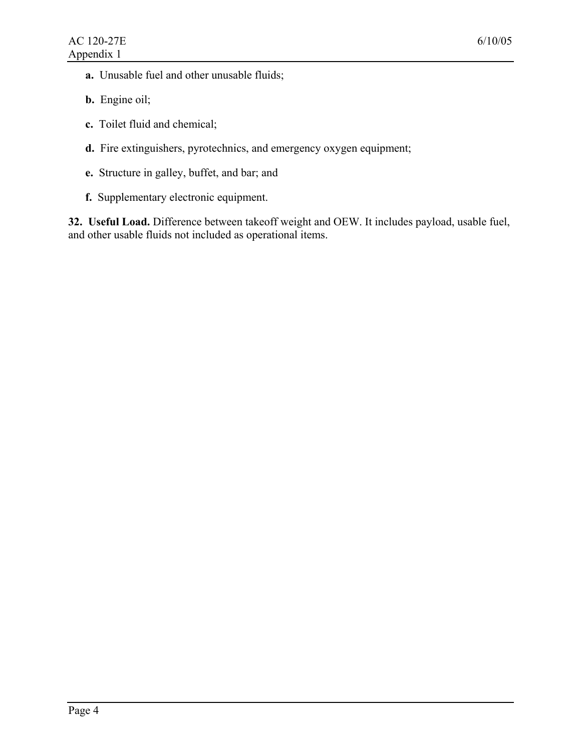**a.** Unusable fuel and other unusable fluids;

**b.** Engine oil;

**c.** Toilet fluid and chemical;

**d.** Fire extinguishers, pyrotechnics, and emergency oxygen equipment;

**e.** Structure in galley, buffet, and bar; and

**f.** Supplementary electronic equipment.

**32. Useful Load.** Difference between takeoff weight and OEW. It includes payload, usable fuel, and other usable fluids not included as operational items.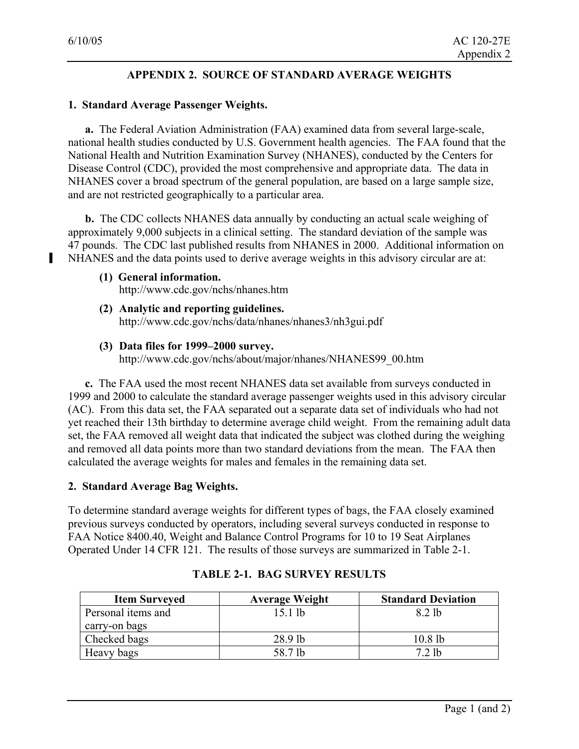## APPENDIX 2. SOURCE OF STANDARD AVERAGE WEIGHTS

### 1. Standard Average Passenger Weights.

**a.** The Federal Aviation Administration (FAA) examined data from several large-scale, national health studies conducted by U.S. Government health agencies. The FAA found that the National Health and Nutrition Examination Survey (NHANES), conducted by the Centers for Disease Control (CDC), provided the most comprehensive and appropriate data. The data in NHANES cover a broad spectrum of the general population, are based on a large sample size, and are not restricted geographically to a particular area.

**b.** The CDC collects NHANES data annually by conducting an actual scale weighing of approximately 9,000 subjects in a clinical setting. The standard deviation of the sample was 47 pounds. The CDC last published results from NHANES in 2000. Additional information on NHANES and the data points used to derive average weights in this advisory circular are at:

**(1) General information.**
http://www.cdc.gov/nchs/nhanes.htm

**(2) Analytic and reporting guidelines.**
http://www.cdc.gov/nchs/data/nhanes/nhanes3/nh3gui.pdf

**(3) Data files for 1999–2000 survey.**
http://www.cdc.gov/nchs/about/major/nhanes/NHANES99_00.htm

**c.** The FAA used the most recent NHANES data set available from surveys conducted in 1999 and 2000 to calculate the standard average passenger weights used in this advisory circular (AC). From this data set, the FAA separated out a separate data set of individuals who had not yet reached their 13th birthday to determine average child weight. From the remaining adult data set, the FAA removed all weight data that indicated the subject was clothed during the weighing and removed all data points more than two standard deviations from the mean. The FAA then calculated the average weights for males and females in the remaining data set.

### 2. Standard Average Bag Weights.

To determine standard average weights for different types of bags, the FAA closely examined previous surveys conducted by operators, including several surveys conducted in response to FAA Notice 8400.40, Weight and Balance Control Programs for 10 to 19 Seat Airplanes Operated Under 14 CFR 121. The results of those surveys are summarized in Table 2-1.

**TABLE 2-1. BAG SURVEY RESULTS**

| Item Surveyed | Average Weight | Standard Deviation |
|---|---|---|
| Personal items and carry-on bags | 15.1 lb | 8.2 lb |
| Checked bags | 28.9 lb | 10.8 lb |
| Heavy bags | 58.7 lb | 7.2 lb |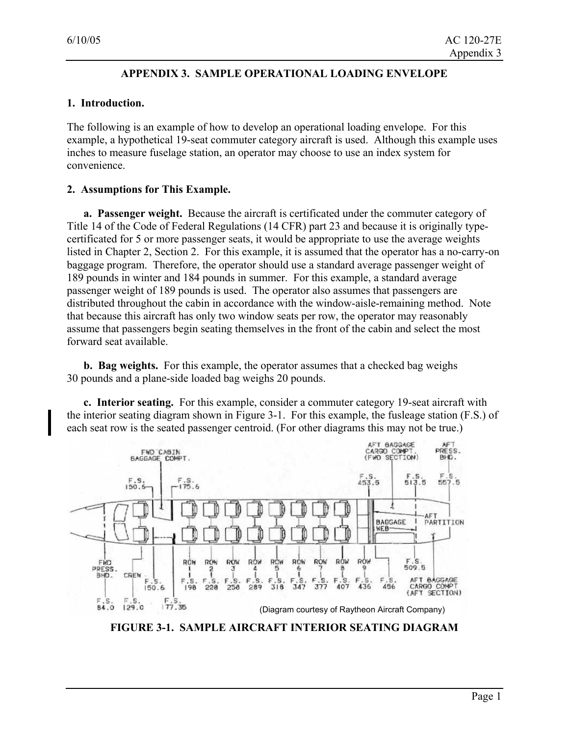# APPENDIX 3. SAMPLE OPERATIONAL LOADING ENVELOPE

## 1. Introduction.

The following is an example of how to develop an operational loading envelope. For this example, a hypothetical 19-seat commuter category aircraft is used. Although this example uses inches to measure fuselage station, an operator may choose to use an index system for convenience.

## 2. Assumptions for This Example.

**a. Passenger weight.** Because the aircraft is certificated under the commuter category of Title 14 of the Code of Federal Regulations (14 CFR) part 23 and because it is originally type-certificated for 5 or more passenger seats, it would be appropriate to use the average weights listed in Chapter 2, Section 2. For this example, it is assumed that the operator has a no-carry-on baggage program. Therefore, the operator should use a standard average passenger weight of 189 pounds in winter and 184 pounds in summer. For this example, a standard average passenger weight of 189 pounds is used. The operator also assumes that passengers are distributed throughout the cabin in accordance with the window-aisle-remaining method. Note that because this aircraft has only two window seats per row, the operator may reasonably assume that passengers begin seating themselves in the front of the cabin and select the most forward seat available.

**b. Bag weights.** For this example, the operator assumes that a checked bag weighs 30 pounds and a plane-side loaded bag weighs 20 pounds.

**c. Interior seating.** For this example, consider a commuter category 19-seat aircraft with the interior seating diagram shown in Figure 3-1. For this example, the fusleage station (F.S.) of each seat row is the seated passenger centroid. (For other diagrams this may not be true.)

FWD CABIN BAGGAGE COMPT. F.S. 150.5 F.S. 175.6 AFT BAGGAGE CARGO COMPT. (FWD SECTION) AFT PRESS. BHD. F.S. 453.5 F.S. 513.5 F.S. 557.5 BAGGAGE WEB AFT PARTITION FWD PRESS. BHD. CREW F.S. 150.6 ROW 1 F.S. 198 ROW 2 F.S. 228 ROW 3 F.S. 258 ROW 4 F.S. 289 ROW 5 F.S. 318 ROW 6 F.S. 347 ROW 7 F.S. 377 ROW 8 F.S. 407 ROW 9 F.S. 436 F.S. 456 F.S. 509.5 AFT BAGGAGE CARGO COMPT (AFT SECTION) F.S. 84.0 F.S. 129.0 F.S. 177.35

(Diagram courtesy of Raytheon Aircraft Company)

**FIGURE 3-1. SAMPLE AIRCRAFT INTERIOR SEATING DIAGRAM**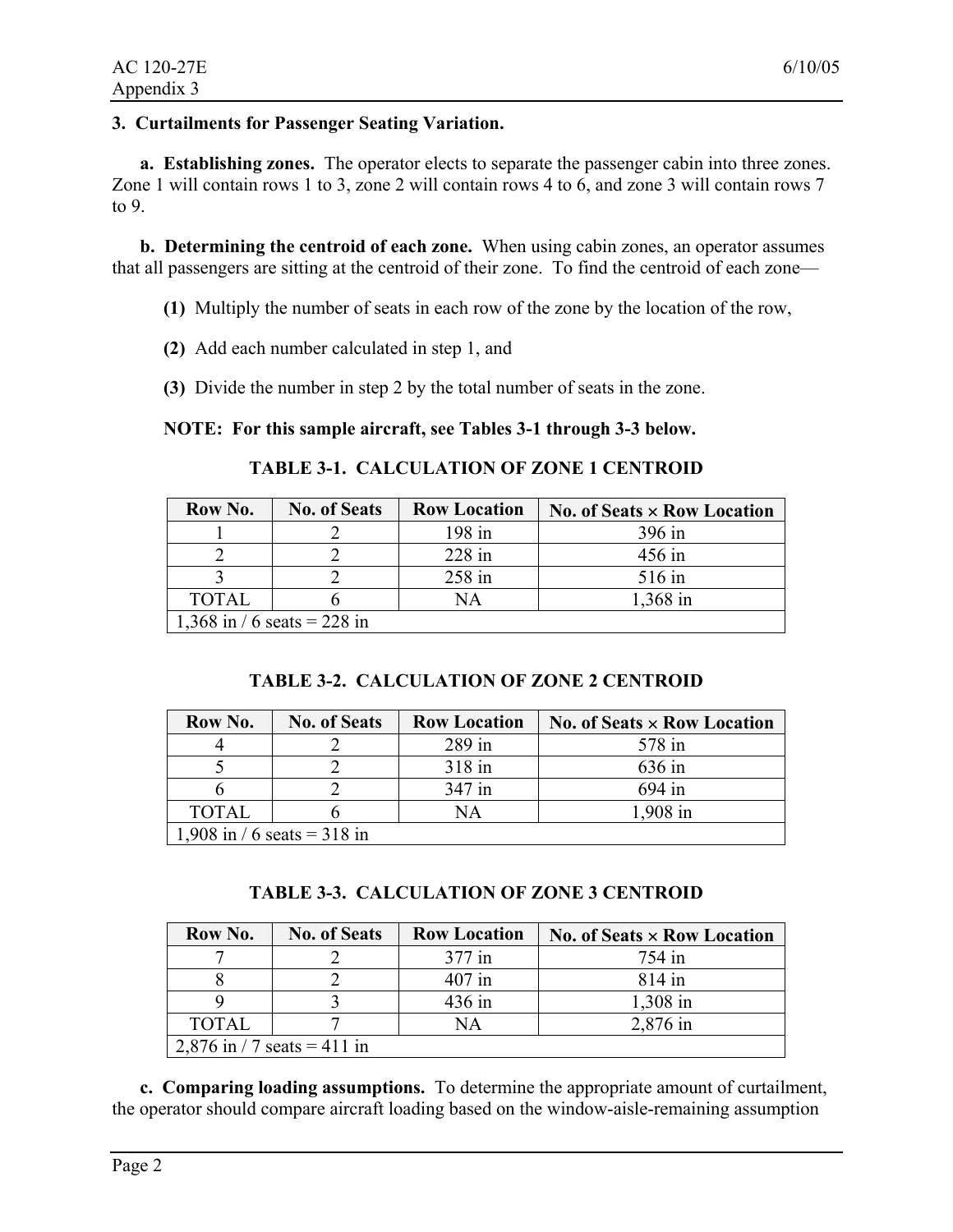**3. Curtailments for Passenger Seating Variation.**

**a. Establishing zones.** The operator elects to separate the passenger cabin into three zones. Zone 1 will contain rows 1 to 3, zone 2 will contain rows 4 to 6, and zone 3 will contain rows 7 to 9.

**b. Determining the centroid of each zone.** When using cabin zones, an operator assumes that all passengers are sitting at the centroid of their zone. To find the centroid of each zone—

**(1)** Multiply the number of seats in each row of the zone by the location of the row,

**(2)** Add each number calculated in step 1, and

**(3)** Divide the number in step 2 by the total number of seats in the zone.

**NOTE: For this sample aircraft, see Tables 3-1 through 3-3 below.**

**TABLE 3-1. CALCULATION OF ZONE 1 CENTROID**

| Row No. | No. of Seats | Row Location | No. of Seats × Row Location |
|---|---|---|---|
| 1 | 2 | 198 in | 396 in |
| 2 | 2 | 228 in | 456 in |
| 3 | 2 | 258 in | 516 in |
| TOTAL | 6 | NA | 1,368 in |
| 1,368 in / 6 seats = 228 in | | | |

**TABLE 3-2. CALCULATION OF ZONE 2 CENTROID**

| Row No. | No. of Seats | Row Location | No. of Seats × Row Location |
|---|---|---|---|
| 4 | 2 | 289 in | 578 in |
| 5 | 2 | 318 in | 636 in |
| 6 | 2 | 347 in | 694 in |
| TOTAL | 6 | NA | 1,908 in |
| 1,908 in / 6 seats = 318 in | | | |

**TABLE 3-3. CALCULATION OF ZONE 3 CENTROID**

| Row No. | No. of Seats | Row Location | No. of Seats × Row Location |
|---|---|---|---|
| 7 | 2 | 377 in | 754 in |
| 8 | 2 | 407 in | 814 in |
| 9 | 3 | 436 in | 1,308 in |
| TOTAL | 7 | NA | 2,876 in |
| 2,876 in / 7 seats = 411 in | | | |

**c. Comparing loading assumptions.** To determine the appropriate amount of curtailment, the operator should compare aircraft loading based on the window-aisle-remaining assumption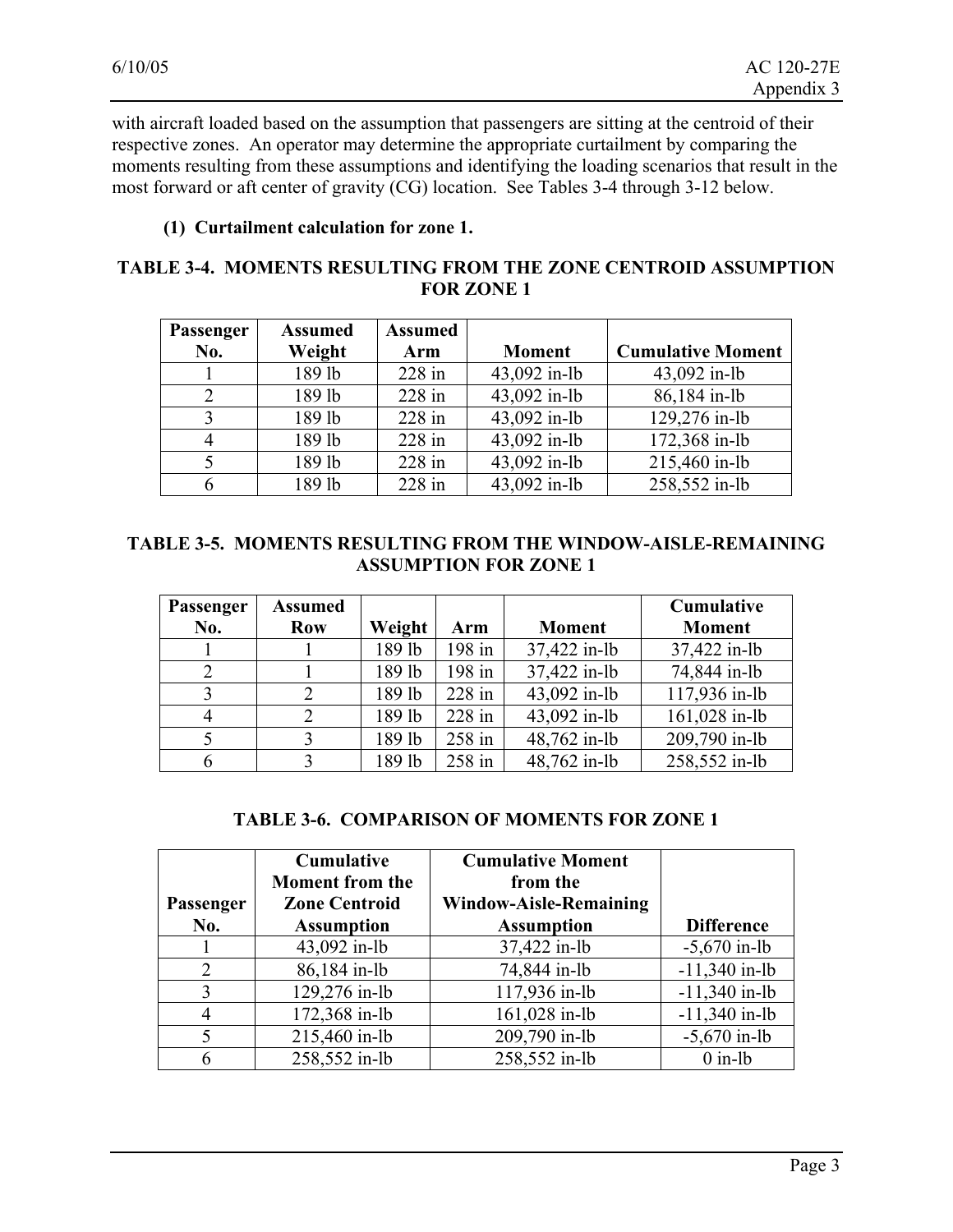with aircraft loaded based on the assumption that passengers are sitting at the centroid of their respective zones. An operator may determine the appropriate curtailment by comparing the moments resulting from these assumptions and identifying the loading scenarios that result in the most forward or aft center of gravity (CG) location. See Tables 3-4 through 3-12 below.

**(1) Curtailment calculation for zone 1.**

**TABLE 3-4. MOMENTS RESULTING FROM THE ZONE CENTROID ASSUMPTION FOR ZONE 1**

| Passenger No. | Assumed Weight | Assumed Arm | Moment | Cumulative Moment |
|---|---|---|---|---|
| 1 | 189 lb | 228 in | 43,092 in-lb | 43,092 in-lb |
| 2 | 189 lb | 228 in | 43,092 in-lb | 86,184 in-lb |
| 3 | 189 lb | 228 in | 43,092 in-lb | 129,276 in-lb |
| 4 | 189 lb | 228 in | 43,092 in-lb | 172,368 in-lb |
| 5 | 189 lb | 228 in | 43,092 in-lb | 215,460 in-lb |
| 6 | 189 lb | 228 in | 43,092 in-lb | 258,552 in-lb |

**TABLE 3-5. MOMENTS RESULTING FROM THE WINDOW-AISLE-REMAINING ASSUMPTION FOR ZONE 1**

| Passenger No. | Assumed Row | Weight | Arm | Moment | Cumulative Moment |
|---|---|---|---|---|---|
| 1 | 1 | 189 lb | 198 in | 37,422 in-lb | 37,422 in-lb |
| 2 | 1 | 189 lb | 198 in | 37,422 in-lb | 74,844 in-lb |
| 3 | 2 | 189 lb | 228 in | 43,092 in-lb | 117,936 in-lb |
| 4 | 2 | 189 lb | 228 in | 43,092 in-lb | 161,028 in-lb |
| 5 | 3 | 189 lb | 258 in | 48,762 in-lb | 209,790 in-lb |
| 6 | 3 | 189 lb | 258 in | 48,762 in-lb | 258,552 in-lb |

**TABLE 3-6. COMPARISON OF MOMENTS FOR ZONE 1**

| Passenger No. | Cumulative Moment from the Zone Centroid Assumption | Cumulative Moment from the Window-Aisle-Remaining Assumption | Difference |
|---|---|---|---|
| 1 | 43,092 in-lb | 37,422 in-lb | -5,670 in-lb |
| 2 | 86,184 in-lb | 74,844 in-lb | -11,340 in-lb |
| 3 | 129,276 in-lb | 117,936 in-lb | -11,340 in-lb |
| 4 | 172,368 in-lb | 161,028 in-lb | -11,340 in-lb |
| 5 | 215,460 in-lb | 209,790 in-lb | -5,670 in-lb |
| 6 | 258,552 in-lb | 258,552 in-lb | 0 in-lb |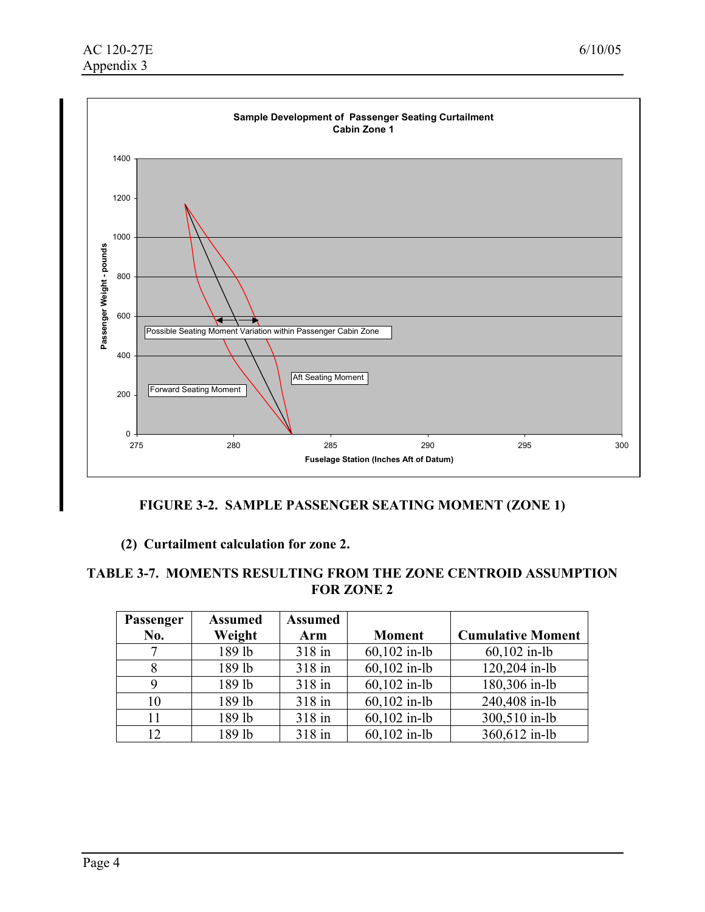**FIGURE 3-2. SAMPLE PASSENGER SEATING MOMENT (ZONE 1)**

**(2) Curtailment calculation for zone 2.**

**TABLE 3-7. MOMENTS RESULTING FROM THE ZONE CENTROID ASSUMPTION FOR ZONE 2**

| Passenger No. | Assumed Weight | Assumed Arm | Moment | Cumulative Moment |
|---|---|---|---|---|
| 7 | 189 lb | 318 in | 60,102 in-lb | 60,102 in-lb |
| 8 | 189 lb | 318 in | 60,102 in-lb | 120,204 in-lb |
| 9 | 189 lb | 318 in | 60,102 in-lb | 180,306 in-lb |
| 10 | 189 lb | 318 in | 60,102 in-lb | 240,408 in-lb |
| 11 | 189 lb | 318 in | 60,102 in-lb | 300,510 in-lb |
| 12 | 189 lb | 318 in | 60,102 in-lb | 360,612 in-lb |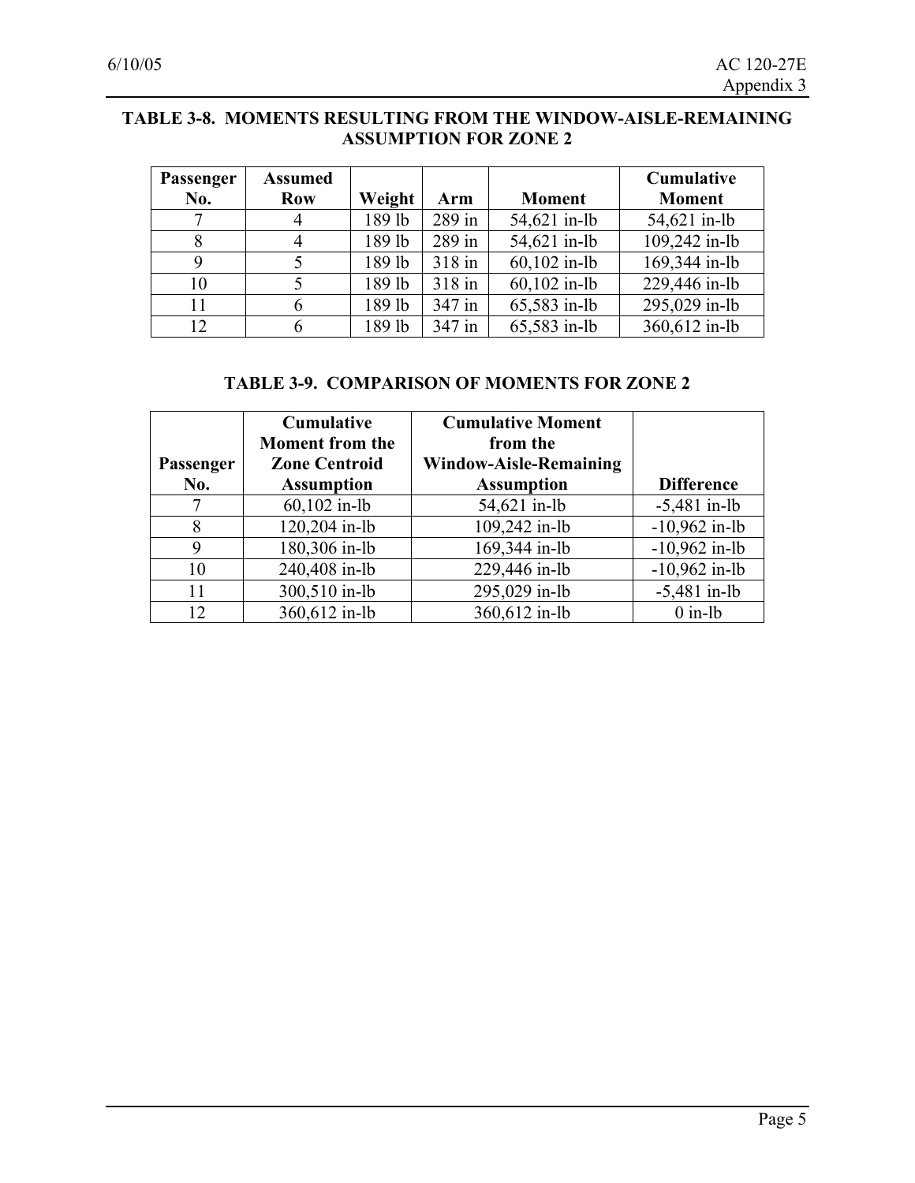**TABLE 3-8. MOMENTS RESULTING FROM THE WINDOW-AISLE-REMAINING ASSUMPTION FOR ZONE 2**

| Passenger No. | Assumed Row | Weight | Arm | Moment | Cumulative Moment |
|---|---|---|---|---|---|
| 7 | 4 | 189 lb | 289 in | 54,621 in-lb | 54,621 in-lb |
| 8 | 4 | 189 lb | 289 in | 54,621 in-lb | 109,242 in-lb |
| 9 | 5 | 189 lb | 318 in | 60,102 in-lb | 169,344 in-lb |
| 10 | 5 | 189 lb | 318 in | 60,102 in-lb | 229,446 in-lb |
| 11 | 6 | 189 lb | 347 in | 65,583 in-lb | 295,029 in-lb |
| 12 | 6 | 189 lb | 347 in | 65,583 in-lb | 360,612 in-lb |

**TABLE 3-9. COMPARISON OF MOMENTS FOR ZONE 2**

| Passenger No. | Cumulative Moment from the Zone Centroid Assumption | Cumulative Moment from the Window-Aisle-Remaining Assumption | Difference |
|---|---|---|---|
| 7 | 60,102 in-lb | 54,621 in-lb | -5,481 in-lb |
| 8 | 120,204 in-lb | 109,242 in-lb | -10,962 in-lb |
| 9 | 180,306 in-lb | 169,344 in-lb | -10,962 in-lb |
| 10 | 240,408 in-lb | 229,446 in-lb | -10,962 in-lb |
| 11 | 300,510 in-lb | 295,029 in-lb | -5,481 in-lb |
| 12 | 360,612 in-lb | 360,612 in-lb | 0 in-lb |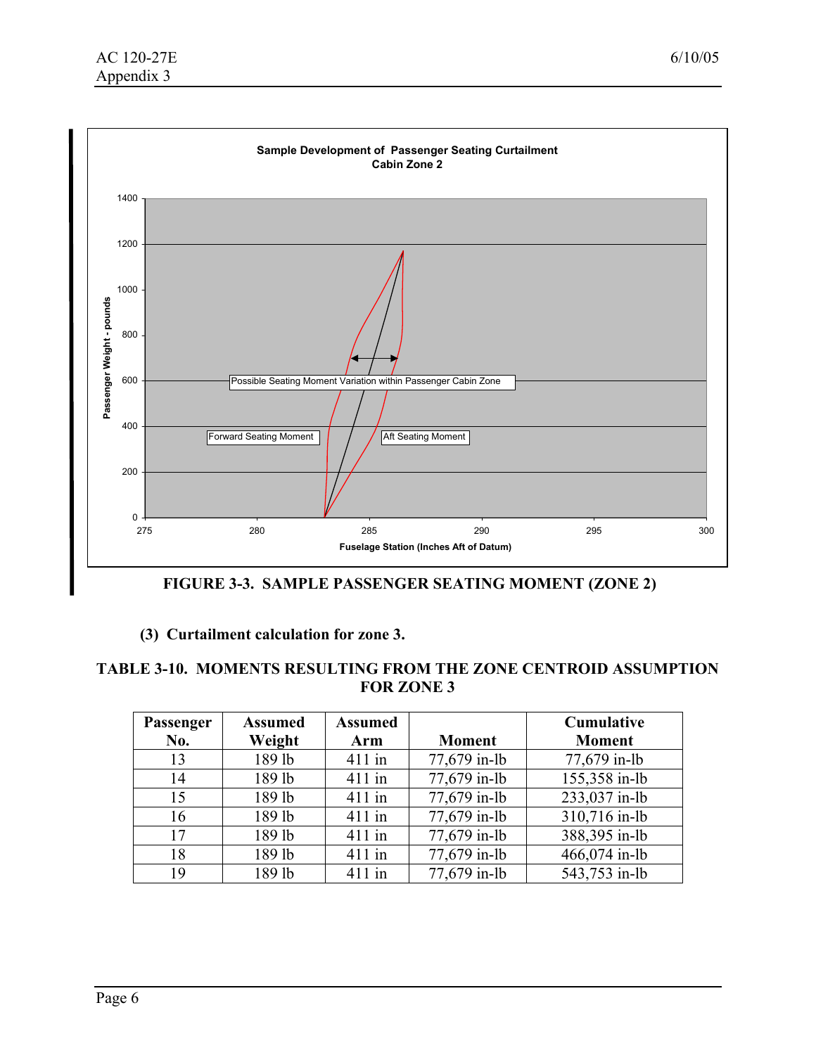FIGURE 3-3. SAMPLE PASSENGER SEATING MOMENT (ZONE 2)

(3) **Curtailment calculation for zone 3.**

**TABLE 3-10. MOMENTS RESULTING FROM THE ZONE CENTROID ASSUMPTION FOR ZONE 3**

| Passenger No. | Assumed Weight | Assumed Arm | Moment | Cumulative Moment |
|---|---|---|---|---|
| 13 | 189 lb | 411 in | 77,679 in-lb | 77,679 in-lb |
| 14 | 189 lb | 411 in | 77,679 in-lb | 155,358 in-lb |
| 15 | 189 lb | 411 in | 77,679 in-lb | 233,037 in-lb |
| 16 | 189 lb | 411 in | 77,679 in-lb | 310,716 in-lb |
| 17 | 189 lb | 411 in | 77,679 in-lb | 388,395 in-lb |
| 18 | 189 lb | 411 in | 77,679 in-lb | 466,074 in-lb |
| 19 | 189 lb | 411 in | 77,679 in-lb | 543,753 in-lb |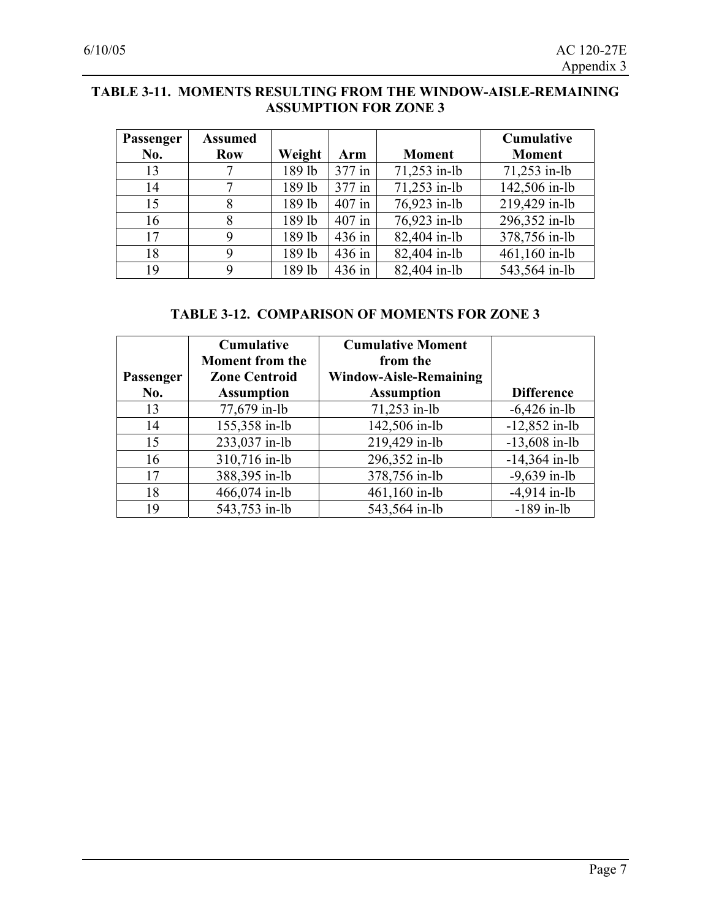**TABLE 3-11. MOMENTS RESULTING FROM THE WINDOW-AISLE-REMAINING ASSUMPTION FOR ZONE 3**

| Passenger No. | Assumed Row | Weight | Arm | Moment | Cumulative Moment |
|---|---|---|---|---|---|
| 13 | 7 | 189 lb | 377 in | 71,253 in-lb | 71,253 in-lb |
| 14 | 7 | 189 lb | 377 in | 71,253 in-lb | 142,506 in-lb |
| 15 | 8 | 189 lb | 407 in | 76,923 in-lb | 219,429 in-lb |
| 16 | 8 | 189 lb | 407 in | 76,923 in-lb | 296,352 in-lb |
| 17 | 9 | 189 lb | 436 in | 82,404 in-lb | 378,756 in-lb |
| 18 | 9 | 189 lb | 436 in | 82,404 in-lb | 461,160 in-lb |
| 19 | 9 | 189 lb | 436 in | 82,404 in-lb | 543,564 in-lb |

**TABLE 3-12. COMPARISON OF MOMENTS FOR ZONE 3**

| Passenger No. | Cumulative Moment from the Zone Centroid Assumption | Cumulative Moment from the Window-Aisle-Remaining Assumption | Difference |
|---|---|---|---|
| 13 | 77,679 in-lb | 71,253 in-lb | -6,426 in-lb |
| 14 | 155,358 in-lb | 142,506 in-lb | -12,852 in-lb |
| 15 | 233,037 in-lb | 219,429 in-lb | -13,608 in-lb |
| 16 | 310,716 in-lb | 296,352 in-lb | -14,364 in-lb |
| 17 | 388,395 in-lb | 378,756 in-lb | -9,639 in-lb |
| 18 | 466,074 in-lb | 461,160 in-lb | -4,914 in-lb |
| 19 | 543,753 in-lb | 543,564 in-lb | -189 in-lb |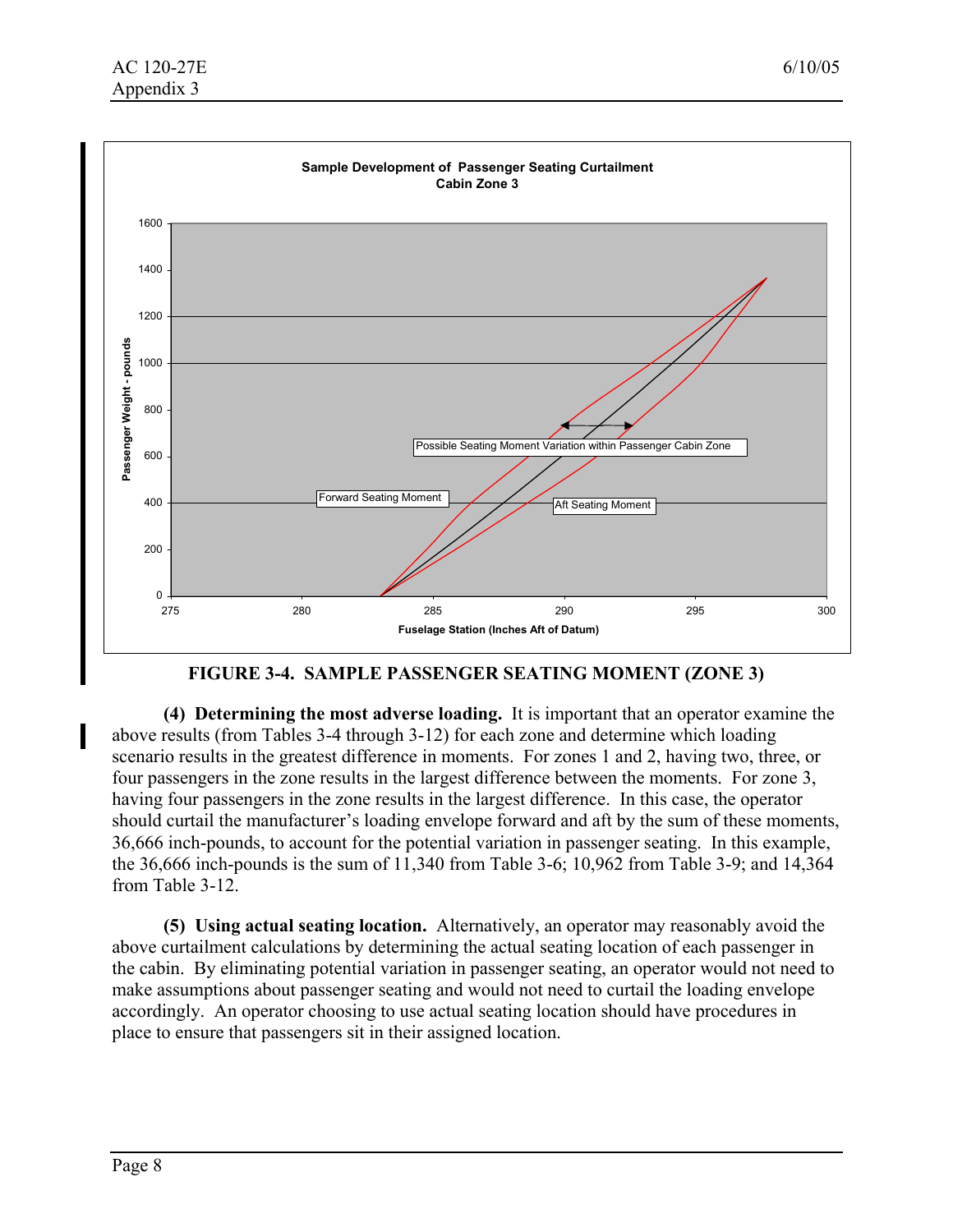**FIGURE 3-4. SAMPLE PASSENGER SEATING MOMENT (ZONE 3)**

**(4) Determining the most adverse loading.** It is important that an operator examine the above results (from Tables 3-4 through 3-12) for each zone and determine which loading scenario results in the greatest difference in moments. For zones 1 and 2, having two, three, or four passengers in the zone results in the largest difference between the moments. For zone 3, having four passengers in the zone results in the largest difference. In this case, the operator should curtail the manufacturer's loading envelope forward and aft by the sum of these moments, 36,666 inch-pounds, to account for the potential variation in passenger seating. In this example, the 36,666 inch-pounds is the sum of 11,340 from Table 3-6; 10,962 from Table 3-9; and 14,364 from Table 3-12.

**(5) Using actual seating location.** Alternatively, an operator may reasonably avoid the above curtailment calculations by determining the actual seating location of each passenger in the cabin. By eliminating potential variation in passenger seating, an operator would not need to make assumptions about passenger seating and would not need to curtail the loading envelope accordingly. An operator choosing to use actual seating location should have procedures in place to ensure that passengers sit in their assigned location.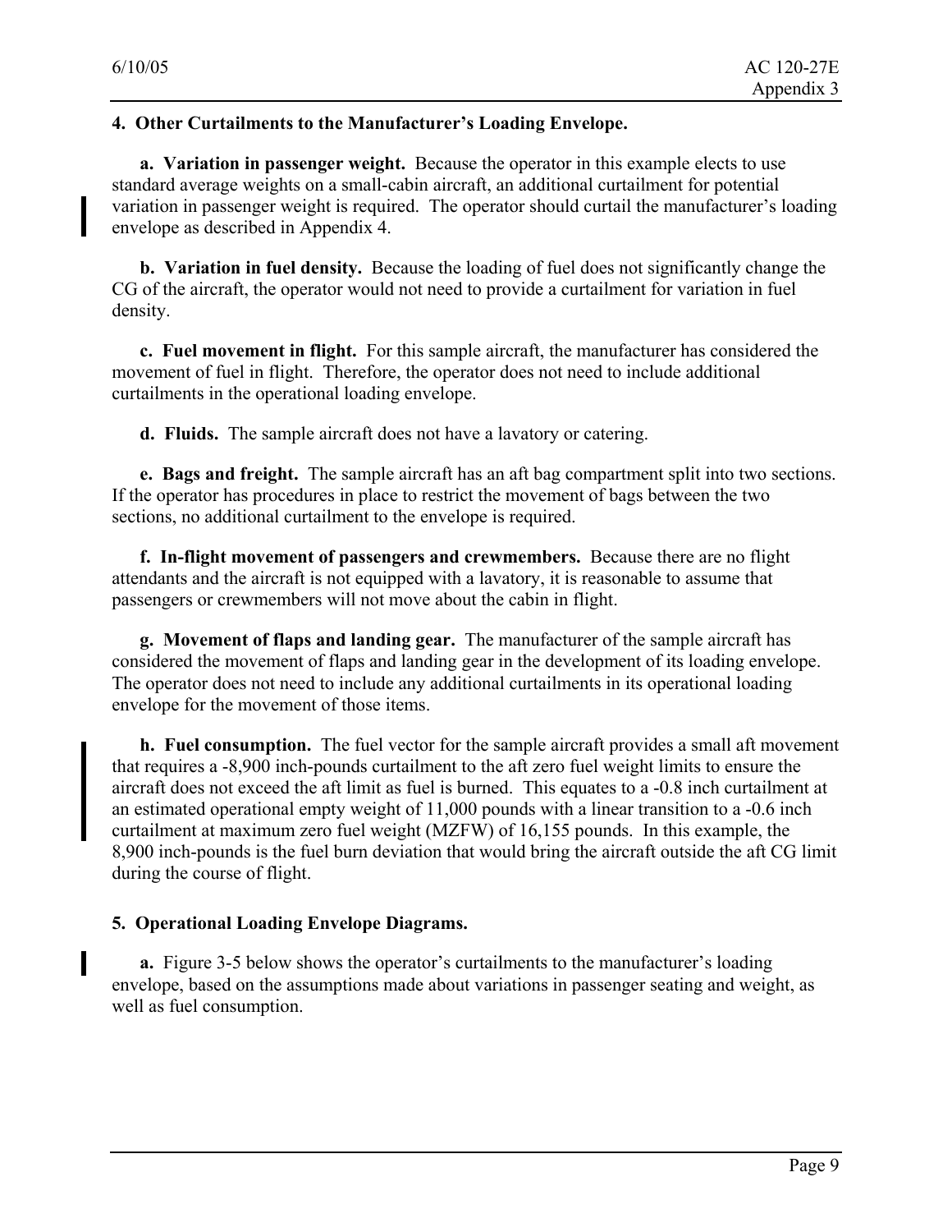## 4. Other Curtailments to the Manufacturer's Loading Envelope.

**a. Variation in passenger weight.** Because the operator in this example elects to use standard average weights on a small-cabin aircraft, an additional curtailment for potential variation in passenger weight is required. The operator should curtail the manufacturer's loading envelope as described in Appendix 4.

**b. Variation in fuel density.** Because the loading of fuel does not significantly change the CG of the aircraft, the operator would not need to provide a curtailment for variation in fuel density.

**c. Fuel movement in flight.** For this sample aircraft, the manufacturer has considered the movement of fuel in flight. Therefore, the operator does not need to include additional curtailments in the operational loading envelope.

**d. Fluids.** The sample aircraft does not have a lavatory or catering.

**e. Bags and freight.** The sample aircraft has an aft bag compartment split into two sections. If the operator has procedures in place to restrict the movement of bags between the two sections, no additional curtailment to the envelope is required.

**f. In-flight movement of passengers and crewmembers.** Because there are no flight attendants and the aircraft is not equipped with a lavatory, it is reasonable to assume that passengers or crewmembers will not move about the cabin in flight.

**g. Movement of flaps and landing gear.** The manufacturer of the sample aircraft has considered the movement of flaps and landing gear in the development of its loading envelope. The operator does not need to include any additional curtailments in its operational loading envelope for the movement of those items.

**h. Fuel consumption.** The fuel vector for the sample aircraft provides a small aft movement that requires a -8,900 inch-pounds curtailment to the aft zero fuel weight limits to ensure the aircraft does not exceed the aft limit as fuel is burned. This equates to a -0.8 inch curtailment at an estimated operational empty weight of 11,000 pounds with a linear transition to a -0.6 inch curtailment at maximum zero fuel weight (MZFW) of 16,155 pounds. In this example, the 8,900 inch-pounds is the fuel burn deviation that would bring the aircraft outside the aft CG limit during the course of flight.

## 5. Operational Loading Envelope Diagrams.

**a.** Figure 3-5 below shows the operator's curtailments to the manufacturer's loading envelope, based on the assumptions made about variations in passenger seating and weight, as well as fuel consumption.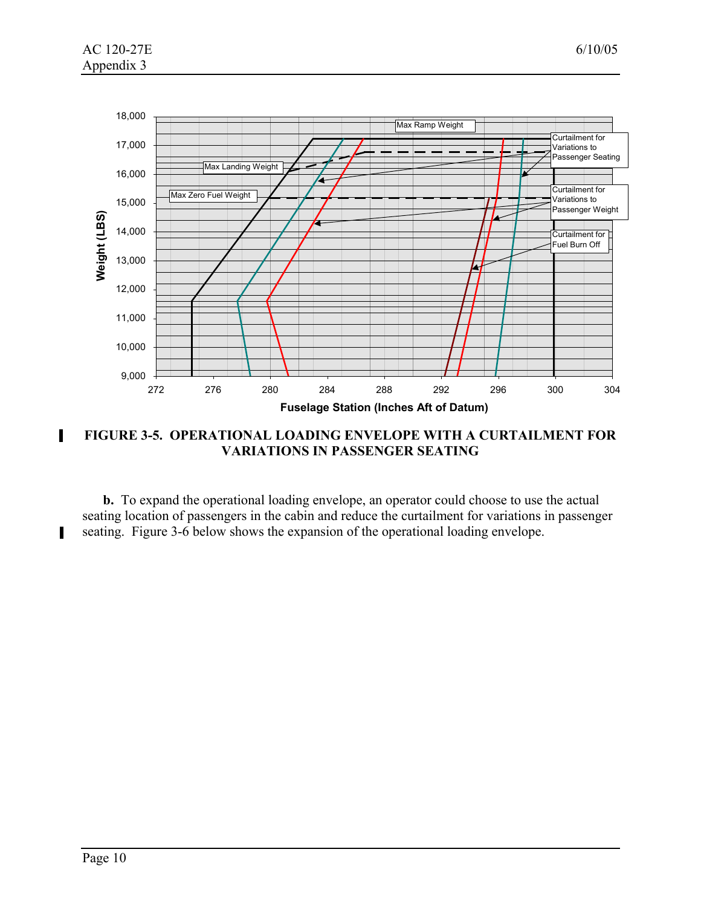**FIGURE 3-5. OPERATIONAL LOADING ENVELOPE WITH A CURTAILMENT FOR VARIATIONS IN PASSENGER SEATING**

**b.** To expand the operational loading envelope, an operator could choose to use the actual seating location of passengers in the cabin and reduce the curtailment for variations in passenger seating. Figure 3-6 below shows the expansion of the operational loading envelope.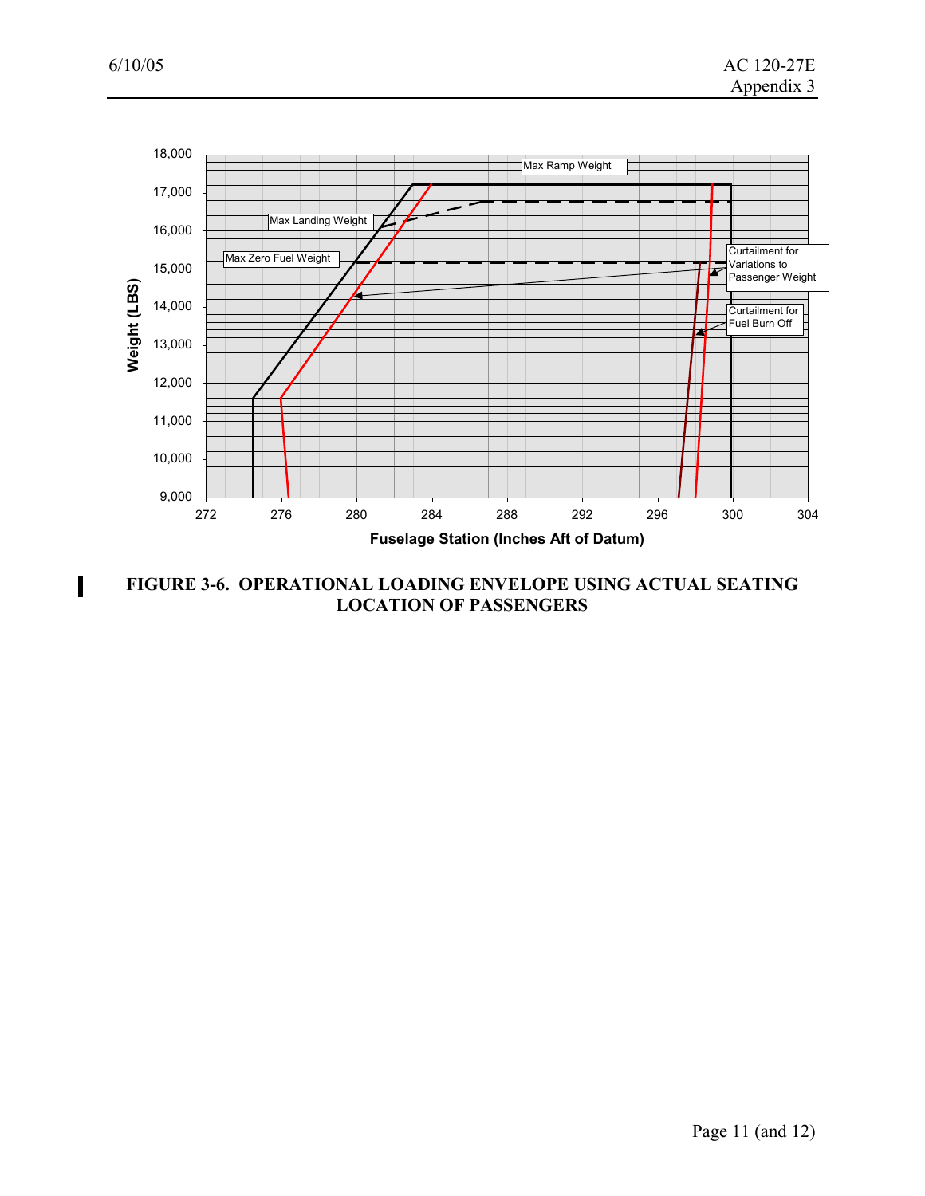**FIGURE 3-6. OPERATIONAL LOADING ENVELOPE USING ACTUAL SEATING LOCATION OF PASSENGERS**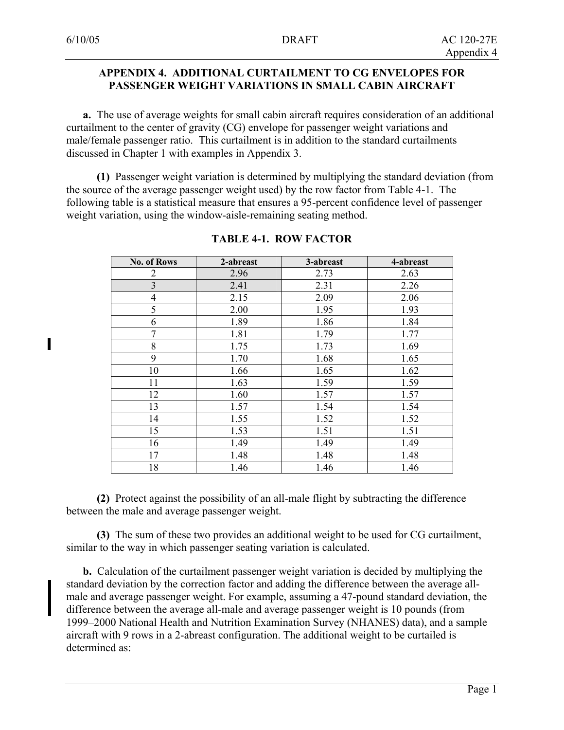## APPENDIX 4. ADDITIONAL CURTAILMENT TO CG ENVELOPES FOR PASSENGER WEIGHT VARIATIONS IN SMALL CABIN AIRCRAFT

**a.** The use of average weights for small cabin aircraft requires consideration of an additional curtailment to the center of gravity (CG) envelope for passenger weight variations and male/female passenger ratio. This curtailment is in addition to the standard curtailments discussed in Chapter 1 with examples in Appendix 3.

**(1)** Passenger weight variation is determined by multiplying the standard deviation (from the source of the average passenger weight used) by the row factor from Table 4-1. The following table is a statistical measure that ensures a 95-percent confidence level of passenger weight variation, using the window-aisle-remaining seating method.

**TABLE 4-1. ROW FACTOR**

| No. of Rows | 2-abreast | 3-abreast | 4-abreast |
|---|---|---|---|
| 2 | 2.96 | 2.73 | 2.63 |
| 3 | 2.41 | 2.31 | 2.26 |
| 4 | 2.15 | 2.09 | 2.06 |
| 5 | 2.00 | 1.95 | 1.93 |
| 6 | 1.89 | 1.86 | 1.84 |
| 7 | 1.81 | 1.79 | 1.77 |
| 8 | 1.75 | 1.73 | 1.69 |
| 9 | 1.70 | 1.68 | 1.65 |
| 10 | 1.66 | 1.65 | 1.62 |
| 11 | 1.63 | 1.59 | 1.59 |
| 12 | 1.60 | 1.57 | 1.57 |
| 13 | 1.57 | 1.54 | 1.54 |
| 14 | 1.55 | 1.52 | 1.52 |
| 15 | 1.53 | 1.51 | 1.51 |
| 16 | 1.49 | 1.49 | 1.49 |
| 17 | 1.48 | 1.48 | 1.48 |
| 18 | 1.46 | 1.46 | 1.46 |

**(2)** Protect against the possibility of an all-male flight by subtracting the difference between the male and average passenger weight.

**(3)** The sum of these two provides an additional weight to be used for CG curtailment, similar to the way in which passenger seating variation is calculated.

**b.** Calculation of the curtailment passenger weight variation is decided by multiplying the standard deviation by the correction factor and adding the difference between the average all-male and average passenger weight. For example, assuming a 47-pound standard deviation, the difference between the average all-male and average passenger weight is 10 pounds (from 1999–2000 National Health and Nutrition Examination Survey (NHANES) data), and a sample aircraft with 9 rows in a 2-abreast configuration. The additional weight to be curtailed is determined as: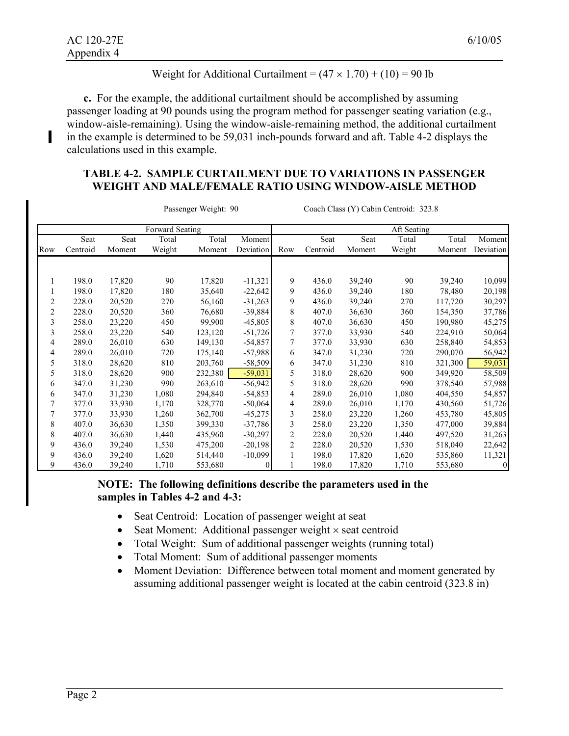Weight for Additional Curtailment = $(47 \times 1.70) + (10) = 90$ lb

**c.** For the example, the additional curtailment should be accomplished by assuming passenger loading at 90 pounds using the program method for passenger seating variation (e.g., window-aisle-remaining). Using the window-aisle-remaining method, the additional curtailment in the example is determined to be 59,031 inch-pounds forward and aft. Table 4-2 displays the calculations used in this example.

### TABLE 4-2. SAMPLE CURTAILMENT DUE TO VARIATIONS IN PASSENGER WEIGHT AND MALE/FEMALE RATIO USING WINDOW-AISLE METHOD

Passenger Weight: 90 Coach Class (Y) Cabin Centroid: 323.8

| Forward Seating | | | | | | Aft Seating | | | | | |
|---|---|---|---|---|---|---|---|---|---|---|---|
| Row | Seat Centroid | Seat Moment | Total Weight | Total Moment | Moment Deviation | Row | Seat Centroid | Seat Moment | Total Weight | Total Moment | Moment Deviation |
| 1 | 198.0 | 17,820 | 90 | 17,820 | -11,321 | 9 | 436.0 | 39,240 | 90 | 39,240 | 10,099 |
| 1 | 198.0 | 17,820 | 180 | 35,640 | -22,642 | 9 | 436.0 | 39,240 | 180 | 78,480 | 20,198 |
| 2 | 228.0 | 20,520 | 270 | 56,160 | -31,263 | 9 | 436.0 | 39,240 | 270 | 117,720 | 30,297 |
| 2 | 228.0 | 20,520 | 360 | 76,680 | -39,884 | 8 | 407.0 | 36,630 | 360 | 154,350 | 37,786 |
| 3 | 258.0 | 23,220 | 450 | 99,900 | -45,805 | 8 | 407.0 | 36,630 | 450 | 190,980 | 45,275 |
| 3 | 258.0 | 23,220 | 540 | 123,120 | -51,726 | 7 | 377.0 | 33,930 | 540 | 224,910 | 50,064 |
| 4 | 289.0 | 26,010 | 630 | 149,130 | -54,857 | 7 | 377.0 | 33,930 | 630 | 258,840 | 54,853 |
| 4 | 289.0 | 26,010 | 720 | 175,140 | -57,988 | 6 | 347.0 | 31,230 | 720 | 290,070 | 56,942 |
| 5 | 318.0 | 28,620 | 810 | 203,760 | -58,509 | 6 | 347.0 | 31,230 | 810 | 321,300 | 59,031 |
| 5 | 318.0 | 28,620 | 900 | 232,380 | -59,031 | 5 | 318.0 | 28,620 | 900 | 349,920 | 58,509 |
| 6 | 347.0 | 31,230 | 990 | 263,610 | -56,942 | 5 | 318.0 | 28,620 | 990 | 378,540 | 57,988 |
| 6 | 347.0 | 31,230 | 1,080 | 294,840 | -54,853 | 4 | 289.0 | 26,010 | 1,080 | 404,550 | 54,857 |
| 7 | 377.0 | 33,930 | 1,170 | 328,770 | -50,064 | 4 | 289.0 | 26,010 | 1,170 | 430,560 | 51,726 |
| 7 | 377.0 | 33,930 | 1,260 | 362,700 | -45,275 | 3 | 258.0 | 23,220 | 1,260 | 453,780 | 45,805 |
| 8 | 407.0 | 36,630 | 1,350 | 399,330 | -37,786 | 3 | 258.0 | 23,220 | 1,350 | 477,000 | 39,884 |
| 8 | 407.0 | 36,630 | 1,440 | 435,960 | -30,297 | 2 | 228.0 | 20,520 | 1,440 | 497,520 | 31,263 |
| 9 | 436.0 | 39,240 | 1,530 | 475,200 | -20,198 | 2 | 228.0 | 20,520 | 1,530 | 518,040 | 22,642 |
| 9 | 436.0 | 39,240 | 1,620 | 514,440 | -10,099 | 1 | 198.0 | 17,820 | 1,620 | 535,860 | 11,321 |
| 9 | 436.0 | 39,240 | 1,710 | 553,680 | 0 | 1 | 198.0 | 17,820 | 1,710 | 553,680 | 0 |

**NOTE: The following definitions describe the parameters used in the samples in Tables 4-2 and 4-3:**

- Seat Centroid: Location of passenger weight at seat
- Seat Moment: Additional passenger weight × seat centroid
- Total Weight: Sum of additional passenger weights (running total)
- Total Moment: Sum of additional passenger moments
- Moment Deviation: Difference between total moment and moment generated by assuming additional passenger weight is located at the cabin centroid (323.8 in)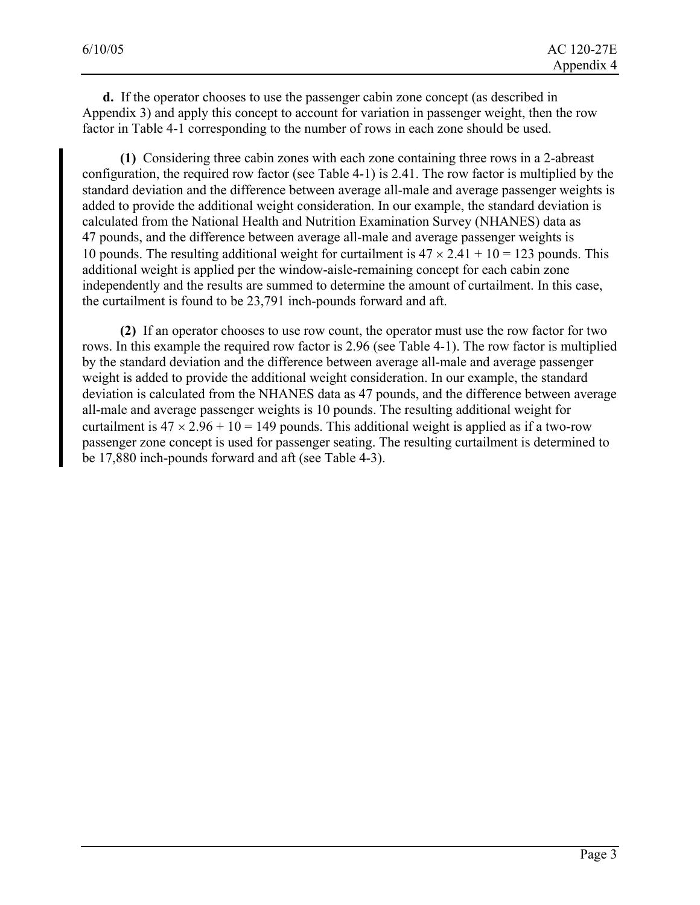**d.** If the operator chooses to use the passenger cabin zone concept (as described in Appendix 3) and apply this concept to account for variation in passenger weight, then the row factor in Table 4-1 corresponding to the number of rows in each zone should be used.

**(1)** Considering three cabin zones with each zone containing three rows in a 2-abreast configuration, the required row factor (see Table 4-1) is 2.41. The row factor is multiplied by the standard deviation and the difference between average all-male and average passenger weights is added to provide the additional weight consideration. In our example, the standard deviation is calculated from the National Health and Nutrition Examination Survey (NHANES) data as 47 pounds, and the difference between average all-male and average passenger weights is 10 pounds. The resulting additional weight for curtailment is $47 \times 2.41 + 10 = 123$ pounds. This additional weight is applied per the window-aisle-remaining concept for each cabin zone independently and the results are summed to determine the amount of curtailment. In this case, the curtailment is found to be 23,791 inch-pounds forward and aft.

**(2)** If an operator chooses to use row count, the operator must use the row factor for two rows. In this example the required row factor is 2.96 (see Table 4-1). The row factor is multiplied by the standard deviation and the difference between average all-male and average passenger weight is added to provide the additional weight consideration. In our example, the standard deviation is calculated from the NHANES data as 47 pounds, and the difference between average all-male and average passenger weights is 10 pounds. The resulting additional weight for curtailment is $47 \times 2.96 + 10 = 149$ pounds. This additional weight is applied as if a two-row passenger zone concept is used for passenger seating. The resulting curtailment is determined to be 17,880 inch-pounds forward and aft (see Table 4-3).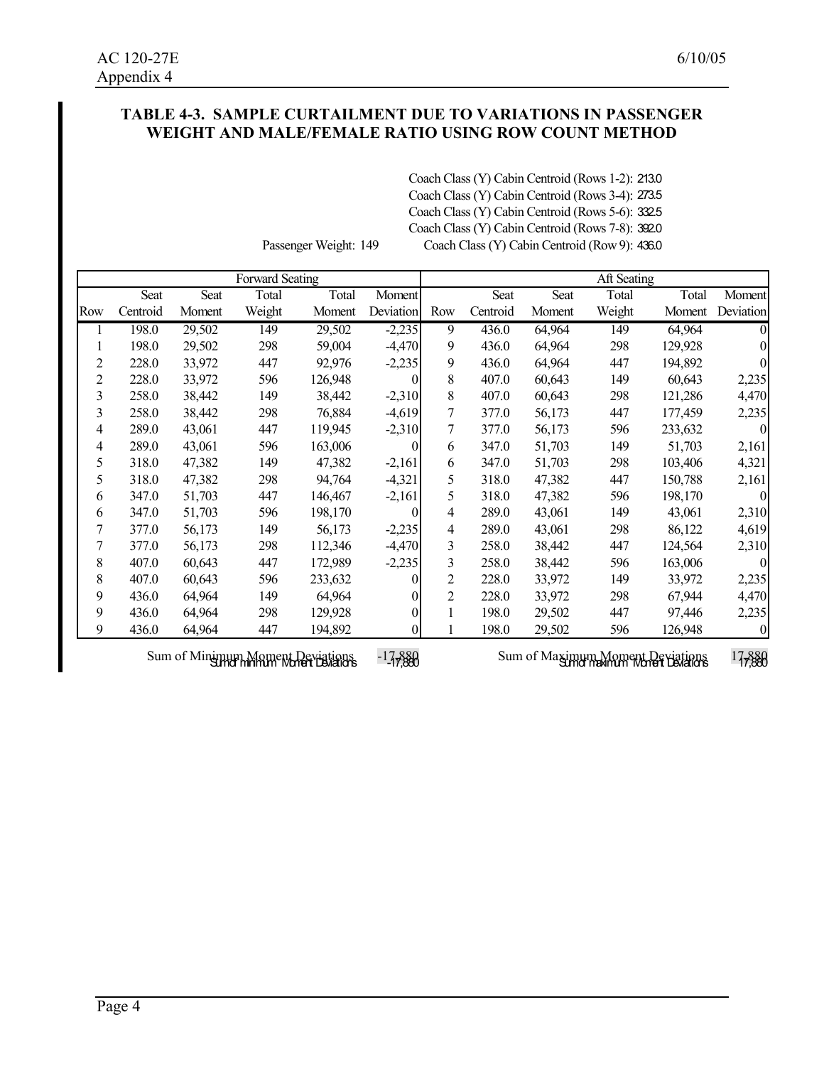### TABLE 4-3. SAMPLE CURTAILMENT DUE TO VARIATIONS IN PASSENGER WEIGHT AND MALE/FEMALE RATIO USING ROW COUNT METHOD

Coach Class (Y) Cabin Centroid (Rows 1-2): 213.0
Coach Class (Y) Cabin Centroid (Rows 3-4): 273.5
Coach Class (Y) Cabin Centroid (Rows 5-6): 332.5
Coach Class (Y) Cabin Centroid (Rows 7-8): 392.0
Passenger Weight: 149 Coach Class (Y) Cabin Centroid (Row 9): 436.0

| Forward Seating | | | | | | Aft Seating | | | | | |
|---|---|---|---|---|---|---|---|---|---|---|---|
| Row | Seat Centroid | Seat Moment | Total Weight | Total Moment | Moment Deviation | Row | Seat Centroid | Seat Moment | Total Weight | Total Moment | Moment Deviation |
| 1 | 198.0 | 29,502 | 149 | 29,502 | -2,235 | 9 | 436.0 | 64,964 | 149 | 64,964 | 0 |
| 1 | 198.0 | 29,502 | 298 | 59,004 | -4,470 | 9 | 436.0 | 64,964 | 298 | 129,928 | 0 |
| 2 | 228.0 | 33,972 | 447 | 92,976 | -2,235 | 9 | 436.0 | 64,964 | 447 | 194,892 | 0 |
| 2 | 228.0 | 33,972 | 596 | 126,948 | 0 | 8 | 407.0 | 60,643 | 149 | 60,643 | 2,235 |
| 3 | 258.0 | 38,442 | 149 | 38,442 | -2,310 | 8 | 407.0 | 60,643 | 298 | 121,286 | 4,470 |
| 3 | 258.0 | 38,442 | 298 | 76,884 | -4,619 | 7 | 377.0 | 56,173 | 447 | 177,459 | 2,235 |
| 4 | 289.0 | 43,061 | 447 | 119,945 | -2,310 | 7 | 377.0 | 56,173 | 596 | 233,632 | 0 |
| 4 | 289.0 | 43,061 | 596 | 163,006 | 0 | 6 | 347.0 | 51,703 | 149 | 51,703 | 2,161 |
| 5 | 318.0 | 47,382 | 149 | 47,382 | -2,161 | 6 | 347.0 | 51,703 | 298 | 103,406 | 4,321 |
| 5 | 318.0 | 47,382 | 298 | 94,764 | -4,321 | 5 | 318.0 | 47,382 | 447 | 150,788 | 2,161 |
| 6 | 347.0 | 51,703 | 447 | 146,467 | -2,161 | 5 | 318.0 | 47,382 | 596 | 198,170 | 0 |
| 6 | 347.0 | 51,703 | 596 | 198,170 | 0 | 4 | 289.0 | 43,061 | 149 | 43,061 | 2,310 |
| 7 | 377.0 | 56,173 | 149 | 56,173 | -2,235 | 4 | 289.0 | 43,061 | 298 | 86,122 | 4,619 |
| 7 | 377.0 | 56,173 | 298 | 112,346 | -4,470 | 3 | 258.0 | 38,442 | 447 | 124,564 | 2,310 |
| 8 | 407.0 | 60,643 | 447 | 172,989 | -2,235 | 3 | 258.0 | 38,442 | 596 | 163,006 | 0 |
| 8 | 407.0 | 60,643 | 596 | 233,632 | 0 | 2 | 228.0 | 33,972 | 149 | 33,972 | 2,235 |
| 9 | 436.0 | 64,964 | 149 | 64,964 | 0 | 2 | 228.0 | 33,972 | 298 | 67,944 | 4,470 |
| 9 | 436.0 | 64,964 | 298 | 129,928 | 0 | 1 | 198.0 | 29,502 | 447 | 97,446 | 2,235 |
| 9 | 436.0 | 64,964 | 447 | 194,892 | 0 | 1 | 198.0 | 29,502 | 596 | 126,948 | 0 |

Sum of Minimum Moment Deviations -17,880    Sum of Maximum Moment Deviations 17,880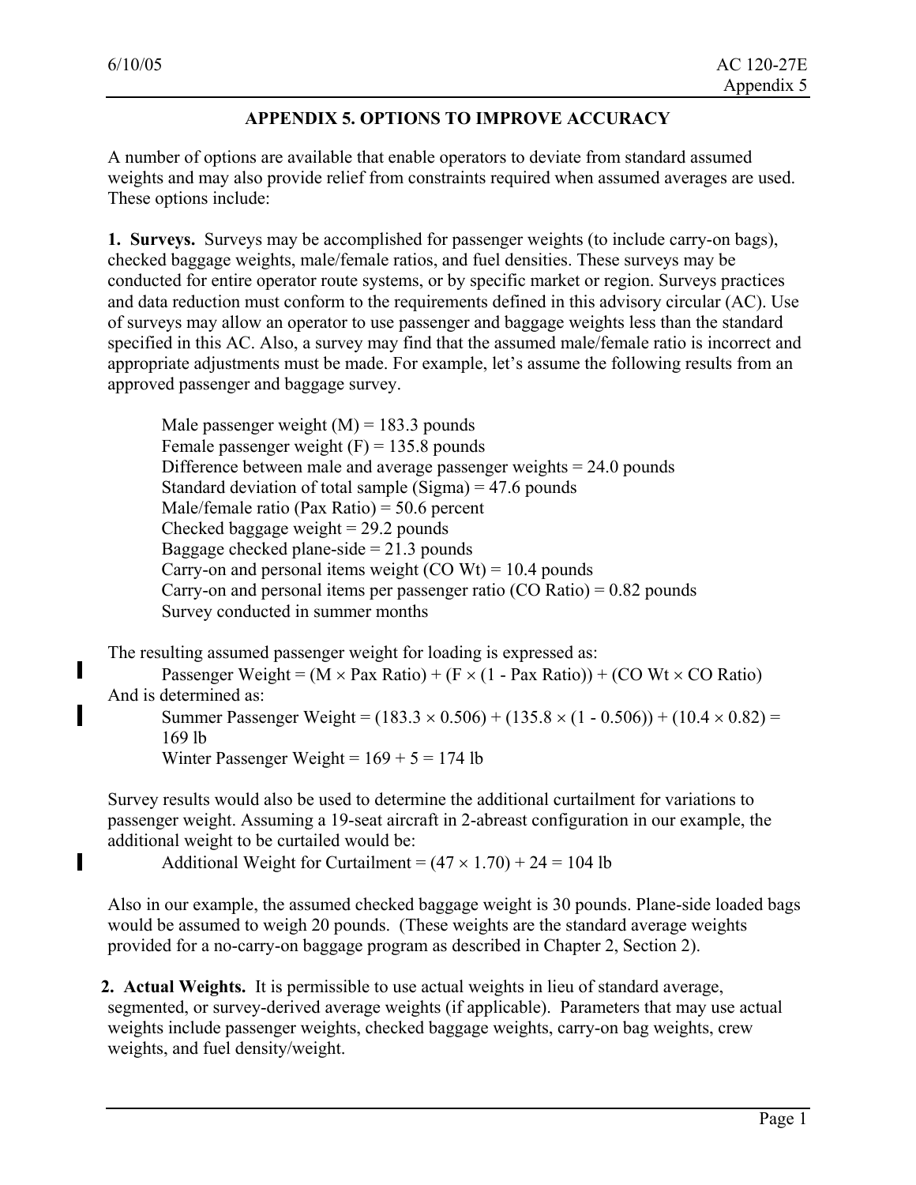# APPENDIX 5. OPTIONS TO IMPROVE ACCURACY

A number of options are available that enable operators to deviate from standard assumed weights and may also provide relief from constraints required when assumed averages are used. These options include:

**1. Surveys.** Surveys may be accomplished for passenger weights (to include carry-on bags), checked baggage weights, male/female ratios, and fuel densities. These surveys may be conducted for entire operator route systems, or by specific market or region. Surveys practices and data reduction must conform to the requirements defined in this advisory circular (AC). Use of surveys may allow an operator to use passenger and baggage weights less than the standard specified in this AC. Also, a survey may find that the assumed male/female ratio is incorrect and appropriate adjustments must be made. For example, let's assume the following results from an approved passenger and baggage survey.

> Male passenger weight (M) = 183.3 pounds
> Female passenger weight (F) = 135.8 pounds
> Difference between male and average passenger weights = 24.0 pounds
> Standard deviation of total sample (Sigma) = 47.6 pounds
> Male/female ratio (Pax Ratio) = 50.6 percent
> Checked baggage weight = 29.2 pounds
> Baggage checked plane-side = 21.3 pounds
> Carry-on and personal items weight (CO Wt) = 10.4 pounds
> Carry-on and personal items per passenger ratio (CO Ratio) = 0.82 pounds
> Survey conducted in summer months

The resulting assumed passenger weight for loading is expressed as:

$$\text{Passenger Weight} = (M \times \text{Pax Ratio}) + (F \times (1 - \text{Pax Ratio})) + (\text{CO Wt} \times \text{CO Ratio})$$

And is determined as:

$$\text{Summer Passenger Weight} = (183.3 \times 0.506) + (135.8 \times (1 - 0.506)) + (10.4 \times 0.82) = 169 \text{ lb}$$

$$\text{Winter Passenger Weight} = 169 + 5 = 174 \text{ lb}$$

Survey results would also be used to determine the additional curtailment for variations to passenger weight. Assuming a 19-seat aircraft in 2-abreast configuration in our example, the additional weight to be curtailed would be:

$$\text{Additional Weight for Curtailment} = (47 \times 1.70) + 24 = 104 \text{ lb}$$

Also in our example, the assumed checked baggage weight is 30 pounds. Plane-side loaded bags would be assumed to weigh 20 pounds. (These weights are the standard average weights provided for a no-carry-on baggage program as described in Chapter 2, Section 2).

**2. Actual Weights.** It is permissible to use actual weights in lieu of standard average, segmented, or survey-derived average weights (if applicable). Parameters that may use actual weights include passenger weights, checked baggage weights, carry-on bag weights, crew weights, and fuel density/weight.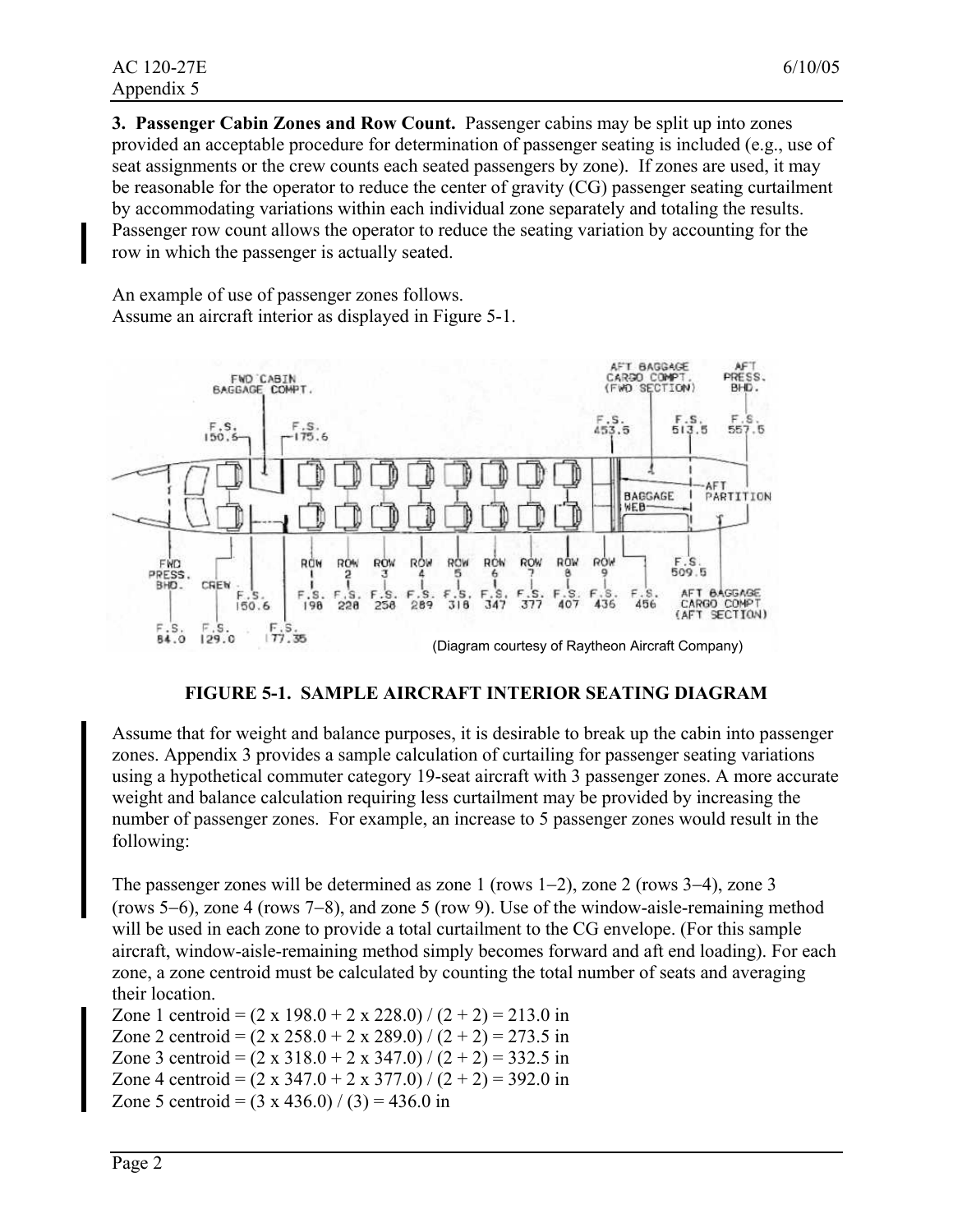**3. Passenger Cabin Zones and Row Count.** Passenger cabins may be split up into zones provided an acceptable procedure for determination of passenger seating is included (e.g., use of seat assignments or the crew counts each seated passengers by zone). If zones are used, it may be reasonable for the operator to reduce the center of gravity (CG) passenger seating curtailment by accommodating variations within each individual zone separately and totaling the results. Passenger row count allows the operator to reduce the seating variation by accounting for the row in which the passenger is actually seated.

An example of use of passenger zones follows.
Assume an aircraft interior as displayed in Figure 5-1.

(Diagram courtesy of Raytheon Aircraft Company)

**FIGURE 5-1. SAMPLE AIRCRAFT INTERIOR SEATING DIAGRAM**

Assume that for weight and balance purposes, it is desirable to break up the cabin into passenger zones. Appendix 3 provides a sample calculation of curtailing for passenger seating variations using a hypothetical commuter category 19-seat aircraft with 3 passenger zones. A more accurate weight and balance calculation requiring less curtailment may be provided by increasing the number of passenger zones. For example, an increase to 5 passenger zones would result in the following:

The passenger zones will be determined as zone 1 (rows 1–2), zone 2 (rows 3–4), zone 3 (rows 5–6), zone 4 (rows 7–8), and zone 5 (row 9). Use of the window-aisle-remaining method will be used in each zone to provide a total curtailment to the CG envelope. (For this sample aircraft, window-aisle-remaining method simply becomes forward and aft end loading). For each zone, a zone centroid must be calculated by counting the total number of seats and averaging their location.

Zone 1 centroid = (2 x 198.0 + 2 x 228.0) / (2 + 2) = 213.0 in
Zone 2 centroid = (2 x 258.0 + 2 x 289.0) / (2 + 2) = 273.5 in
Zone 3 centroid = (2 x 318.0 + 2 x 347.0) / (2 + 2) = 332.5 in
Zone 4 centroid = (2 x 347.0 + 2 x 377.0) / (2 + 2) = 392.0 in
Zone 5 centroid = (3 x 436.0) / (3) = 436.0 in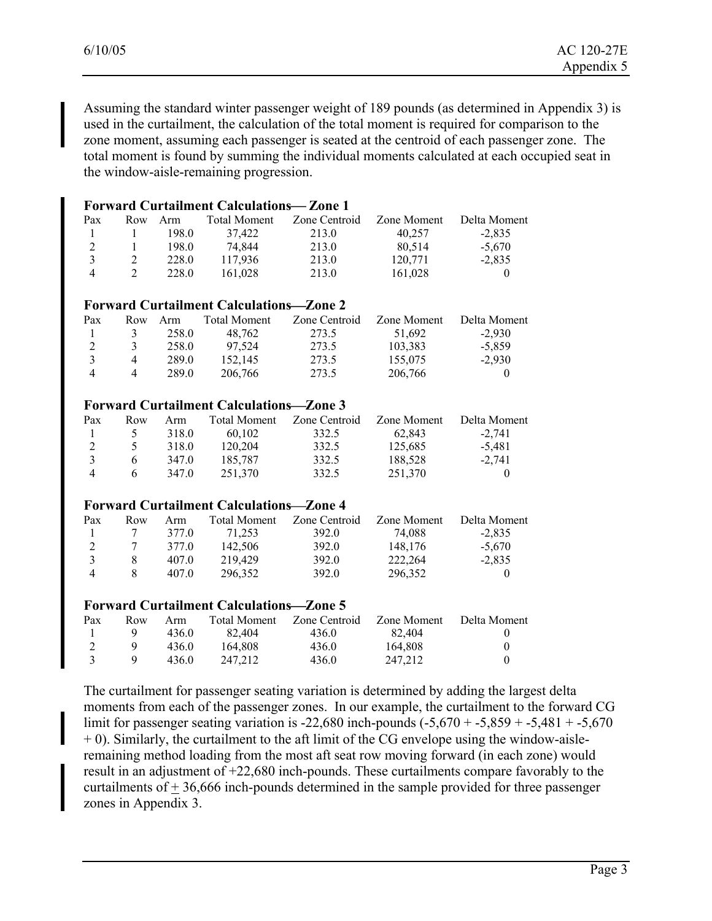Assuming the standard winter passenger weight of 189 pounds (as determined in Appendix 3) is used in the curtailment, the calculation of the total moment is required for comparison to the zone moment, assuming each passenger is seated at the centroid of each passenger zone. The total moment is found by summing the individual moments calculated at each occupied seat in the window-aisle-remaining progression.

**Forward Curtailment Calculations— Zone 1**

| Pax | Row | Arm | Total Moment | Zone Centroid | Zone Moment | Delta Moment |
|---|---|---|---|---|---|---|
| 1 | 1 | 198.0 | 37,422 | 213.0 | 40,257 | -2,835 |
| 2 | 1 | 198.0 | 74,844 | 213.0 | 80,514 | -5,670 |
| 3 | 2 | 228.0 | 117,936 | 213.0 | 120,771 | -2,835 |
| 4 | 2 | 228.0 | 161,028 | 213.0 | 161,028 | 0 |

**Forward Curtailment Calculations—Zone 2**

| Pax | Row | Arm | Total Moment | Zone Centroid | Zone Moment | Delta Moment |
|---|---|---|---|---|---|---|
| 1 | 3 | 258.0 | 48,762 | 273.5 | 51,692 | -2,930 |
| 2 | 3 | 258.0 | 97,524 | 273.5 | 103,383 | -5,859 |
| 3 | 4 | 289.0 | 152,145 | 273.5 | 155,075 | -2,930 |
| 4 | 4 | 289.0 | 206,766 | 273.5 | 206,766 | 0 |

**Forward Curtailment Calculations—Zone 3**

| Pax | Row | Arm | Total Moment | Zone Centroid | Zone Moment | Delta Moment |
|---|---|---|---|---|---|---|
| 1 | 5 | 318.0 | 60,102 | 332.5 | 62,843 | -2,741 |
| 2 | 5 | 318.0 | 120,204 | 332.5 | 125,685 | -5,481 |
| 3 | 6 | 347.0 | 185,787 | 332.5 | 188,528 | -2,741 |
| 4 | 6 | 347.0 | 251,370 | 332.5 | 251,370 | 0 |

**Forward Curtailment Calculations—Zone 4**

| Pax | Row | Arm | Total Moment | Zone Centroid | Zone Moment | Delta Moment |
|---|---|---|---|---|---|---|
| 1 | 7 | 377.0 | 71,253 | 392.0 | 74,088 | -2,835 |
| 2 | 7 | 377.0 | 142,506 | 392.0 | 148,176 | -5,670 |
| 3 | 8 | 407.0 | 219,429 | 392.0 | 222,264 | -2,835 |
| 4 | 8 | 407.0 | 296,352 | 392.0 | 296,352 | 0 |

**Forward Curtailment Calculations—Zone 5**

| Pax | Row | Arm | Total Moment | Zone Centroid | Zone Moment | Delta Moment |
|---|---|---|---|---|---|---|
| 1 | 9 | 436.0 | 82,404 | 436.0 | 82,404 | 0 |
| 2 | 9 | 436.0 | 164,808 | 436.0 | 164,808 | 0 |
| 3 | 9 | 436.0 | 247,212 | 436.0 | 247,212 | 0 |

The curtailment for passenger seating variation is determined by adding the largest delta moments from each of the passenger zones. In our example, the curtailment to the forward CG limit for passenger seating variation is -22,680 inch-pounds (-5,670 + -5,859 + -5,481 + -5,670 + 0). Similarly, the curtailment to the aft limit of the CG envelope using the window-aisle-remaining method loading from the most aft seat row moving forward (in each zone) would result in an adjustment of +22,680 inch-pounds. These curtailments compare favorably to the curtailments of ± 36,666 inch-pounds determined in the sample provided for three passenger zones in Appendix 3.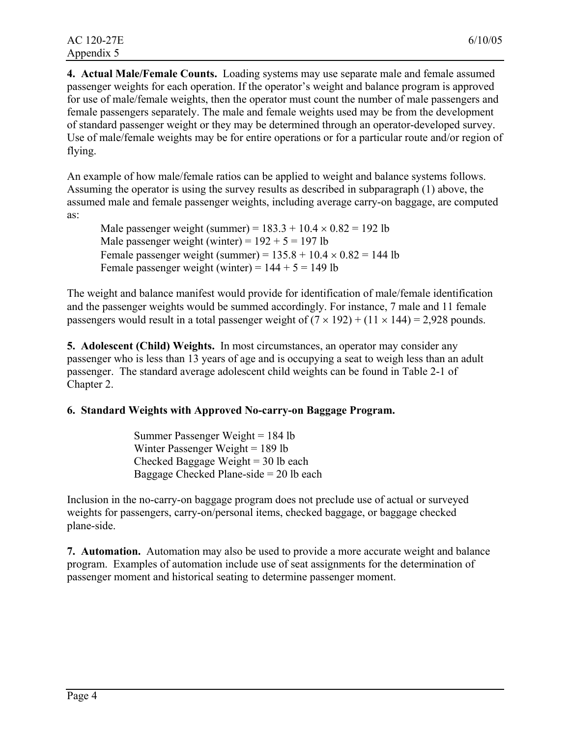**4. Actual Male/Female Counts.** Loading systems may use separate male and female assumed passenger weights for each operation. If the operator's weight and balance program is approved for use of male/female weights, then the operator must count the number of male passengers and female passengers separately. The male and female weights used may be from the development of standard passenger weight or they may be determined through an operator-developed survey. Use of male/female weights may be for entire operations or for a particular route and/or region of flying.

An example of how male/female ratios can be applied to weight and balance systems follows. Assuming the operator is using the survey results as described in subparagraph (1) above, the assumed male and female passenger weights, including average carry-on baggage, are computed as:

Male passenger weight (summer) = $183.3 + 10.4 \times 0.82 = 192$ lb
Male passenger weight (winter) = $192 + 5 = 197$ lb
Female passenger weight (summer) = $135.8 + 10.4 \times 0.82 = 144$ lb
Female passenger weight (winter) = $144 + 5 = 149$ lb

The weight and balance manifest would provide for identification of male/female identification and the passenger weights would be summed accordingly. For instance, 7 male and 11 female passengers would result in a total passenger weight of $(7 \times 192) + (11 \times 144) = 2{,}928$ pounds.

**5. Adolescent (Child) Weights.** In most circumstances, an operator may consider any passenger who is less than 13 years of age and is occupying a seat to weigh less than an adult passenger. The standard average adolescent child weights can be found in Table 2-1 of Chapter 2.

**6. Standard Weights with Approved No-carry-on Baggage Program.**

Summer Passenger Weight = 184 lb
Winter Passenger Weight = 189 lb
Checked Baggage Weight = 30 lb each
Baggage Checked Plane-side = 20 lb each

Inclusion in the no-carry-on baggage program does not preclude use of actual or surveyed weights for passengers, carry-on/personal items, checked baggage, or baggage checked plane-side.

**7. Automation.** Automation may also be used to provide a more accurate weight and balance program. Examples of automation include use of seat assignments for the determination of passenger moment and historical seating to determine passenger moment.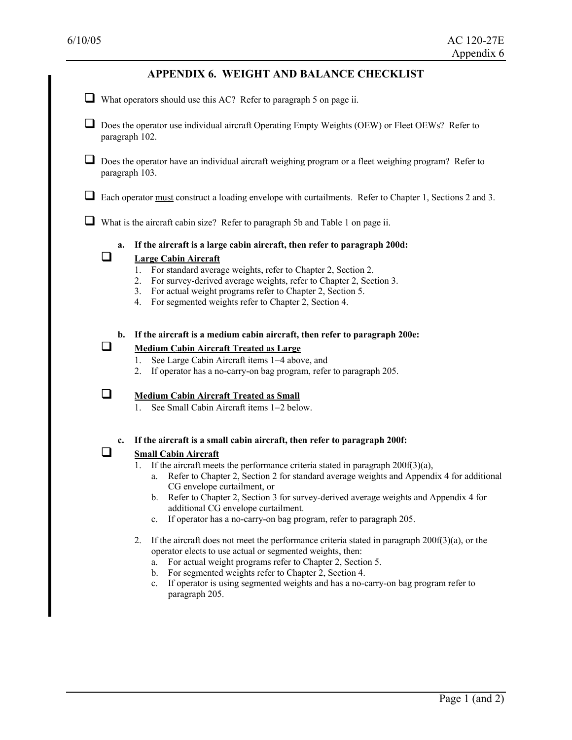# APPENDIX 6. WEIGHT AND BALANCE CHECKLIST

- ☐ What operators should use this AC? Refer to paragraph 5 on page ii.

- ☐ Does the operator use individual aircraft Operating Empty Weights (OEW) or Fleet OEWs? Refer to paragraph 102.

- ☐ Does the operator have an individual aircraft weighing program or a fleet weighing program? Refer to paragraph 103.

- ☐ Each operator <u>must</u> construct a loading envelope with curtailments. Refer to Chapter 1, Sections 2 and 3.

- ☐ What is the aircraft cabin size? Refer to paragraph 5b and Table 1 on page ii.

  **a. If the aircraft is a large cabin aircraft, then refer to paragraph 200d:**

  ☐ **<u>Large Cabin Aircraft</u>**
  1. For standard average weights, refer to Chapter 2, Section 2.
  2. For survey-derived average weights, refer to Chapter 2, Section 3.
  3. For actual weight programs refer to Chapter 2, Section 5.
  4. For segmented weights refer to Chapter 2, Section 4.

  **b. If the aircraft is a medium cabin aircraft, then refer to paragraph 200e:**

  ☐ **<u>Medium Cabin Aircraft Treated as Large</u>**
  1. See Large Cabin Aircraft items 1−4 above, and
  2. If operator has a no-carry-on bag program, refer to paragraph 205.

  ☐ **<u>Medium Cabin Aircraft Treated as Small</u>**
  1. See Small Cabin Aircraft items 1−2 below.

  **c. If the aircraft is a small cabin aircraft, then refer to paragraph 200f:**

  ☐ **<u>Small Cabin Aircraft</u>**
  1. If the aircraft meets the performance criteria stated in paragraph 200f(3)(a),
     a. Refer to Chapter 2, Section 2 for standard average weights and Appendix 4 for additional CG envelope curtailment, or
     b. Refer to Chapter 2, Section 3 for survey-derived average weights and Appendix 4 for additional CG envelope curtailment.
     c. If operator has a no-carry-on bag program, refer to paragraph 205.
  2. If the aircraft does not meet the performance criteria stated in paragraph 200f(3)(a), or the operator elects to use actual or segmented weights, then:
     a. For actual weight programs refer to Chapter 2, Section 5.
     b. For segmented weights refer to Chapter 2, Section 4.
     c. If operator is using segmented weights and has a no-carry-on bag program refer to paragraph 205.